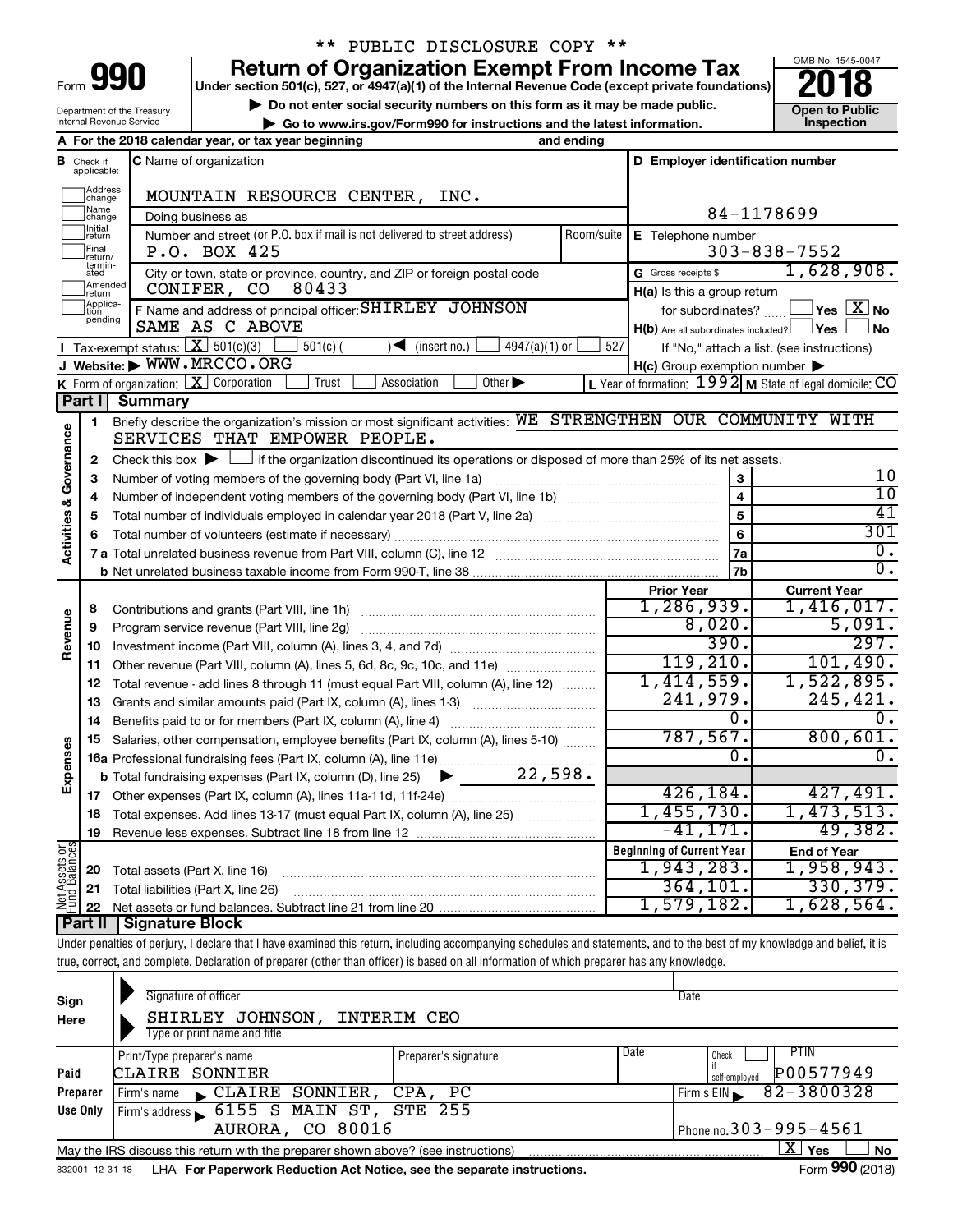** PUBLIC DISCLOSURE COPY **

# Form 990 — Return of Organization Exempt From Income Tax

Under section 501(c), 527, or 4947(a)(1) of the Internal Revenue Code (except private foundations)

▶ Do not enter social security numbers on this form as it may be made public.

▶ Go to www.irs.gov/Form990 for instructions and the latest information.

Department of the Treasury
Internal Revenue Service

OMB No. 1545-0047

**2018**

**Open to Public Inspection**

**A** For the 2018 calendar year, or tax year beginning and ending

**B** Check if applicable: Address change, Name change, Initial return, Final return/terminated, Amended return, Application pending

**C** Name of organization: MOUNTAIN RESOURCE CENTER, INC.

Doing business as

Number and street (or P.O. box if mail is not delivered to street address): P.O. BOX 425 — Room/suite

City or town, state or province, country, and ZIP or foreign postal code: CONIFER, CO 80433

**D** Employer identification number: 84-1178699

**E** Telephone number: 303-838-7552

**G** Gross receipts $ 1,628,908.

**F** Name and address of principal officer: SHIRLEY JOHNSON, SAME AS C ABOVE

**H(a)** Is this a group return for subordinates? ☐ Yes ☒ No

**H(b)** Are all subordinates included? ☐ Yes ☐ No — If "No," attach a list. (see instructions)

**H(c)** Group exemption number ▶

**I** Tax-exempt status: ☒ 501(c)(3) ☐ 501(c) ( ) ◀ (insert no.) ☐ 4947(a)(1) or ☐ 527

**J** Website: ▶ WWW.MRCCO.ORG

**K** Form of organization: ☒ Corporation ☐ Trust ☐ Association ☐ Other ▶

**L** Year of formation: 1992 **M** State of legal domicile: CO

## Part I Summary

**Activities & Governance**

1 Briefly describe the organization's mission or most significant activities: WE STRENGTHEN OUR COMMUNITY WITH SERVICES THAT EMPOWER PEOPLE.

2 Check this box ▶ ☐ if the organization discontinued its operations or disposed of more than 25% of its net assets.

| | | | |
|---|---|---|---|
| 3 | Number of voting members of the governing body (Part VI, line 1a) | 3 | 10 |
| 4 | Number of independent voting members of the governing body (Part VI, line 1b) | 4 | 10 |
| 5 | Total number of individuals employed in calendar year 2018 (Part V, line 2a) | 5 | 41 |
| 6 | Total number of volunteers (estimate if necessary) | 6 | 301 |
| 7a | Total unrelated business revenue from Part VIII, column (C), line 12 | 7a | 0. |
| b | Net unrelated business taxable income from Form 990-T, line 38 | 7b | 0. |

| | | Prior Year | Current Year |
|---|---|---|---|
| **Revenue** | | | |
| 8 | Contributions and grants (Part VIII, line 1h) | 1,286,939. | 1,416,017. |
| 9 | Program service revenue (Part VIII, line 2g) | 8,020. | 5,091. |
| 10 | Investment income (Part VIII, column (A), lines 3, 4, and 7d) | 390. | 297. |
| 11 | Other revenue (Part VIII, column (A), lines 5, 6d, 8c, 9c, 10c, and 11e) | 119,210. | 101,490. |
| 12 | Total revenue - add lines 8 through 11 (must equal Part VIII, column (A), line 12) | 1,414,559. | 1,522,895. |
| **Expenses** | | | |
| 13 | Grants and similar amounts paid (Part IX, column (A), lines 1-3) | 241,979. | 245,421. |
| 14 | Benefits paid to or for members (Part IX, column (A), line 4) | 0. | 0. |
| 15 | Salaries, other compensation, employee benefits (Part IX, column (A), lines 5-10) | 787,567. | 800,601. |
| 16a | Professional fundraising fees (Part IX, column (A), line 11e) | 0. | 0. |
| b | Total fundraising expenses (Part IX, column (D), line 25) ▶ 22,598. | | |
| 17 | Other expenses (Part IX, column (A), lines 11a-11d, 11f-24e) | 426,184. | 427,491. |
| 18 | Total expenses. Add lines 13-17 (must equal Part IX, column (A), line 25) | 1,455,730. | 1,473,513. |
| 19 | Revenue less expenses. Subtract line 18 from line 12 | -41,171. | 49,382. |

| **Net Assets or Fund Balances** | | Beginning of Current Year | End of Year |
|---|---|---|---|
| 20 | Total assets (Part X, line 16) | 1,943,283. | 1,958,943. |
| 21 | Total liabilities (Part X, line 26) | 364,101. | 330,379. |
| 22 | Net assets or fund balances. Subtract line 21 from line 20 | 1,579,182. | 1,628,564. |

## Part II Signature Block

Under penalties of perjury, I declare that I have examined this return, including accompanying schedules and statements, and to the best of my knowledge and belief, it is true, correct, and complete. Declaration of preparer (other than officer) is based on all information of which preparer has any knowledge.

**Sign Here**

Signature of officer — Date

SHIRLEY JOHNSON, INTERIM CEO
Type or print name and title

**Paid Preparer Use Only**

| Print/Type preparer's name | Preparer's signature | Date | Check if self-employed | PTIN |
|---|---|---|---|---|
| CLAIRE SONNIER | | | ☐ | P00577949 |

Firm's name ▶ CLAIRE SONNIER, CPA, PC — Firm's EIN ▶ 82-3800328

Firm's address ▶ 6155 S MAIN ST, STE 255, AURORA, CO 80016 — Phone no. 303-995-4561

May the IRS discuss this return with the preparer shown above? (see instructions) ☒ Yes ☐ No

832001 12-31-18 LHA For Paperwork Reduction Act Notice, see the separate instructions. Form **990** (2018)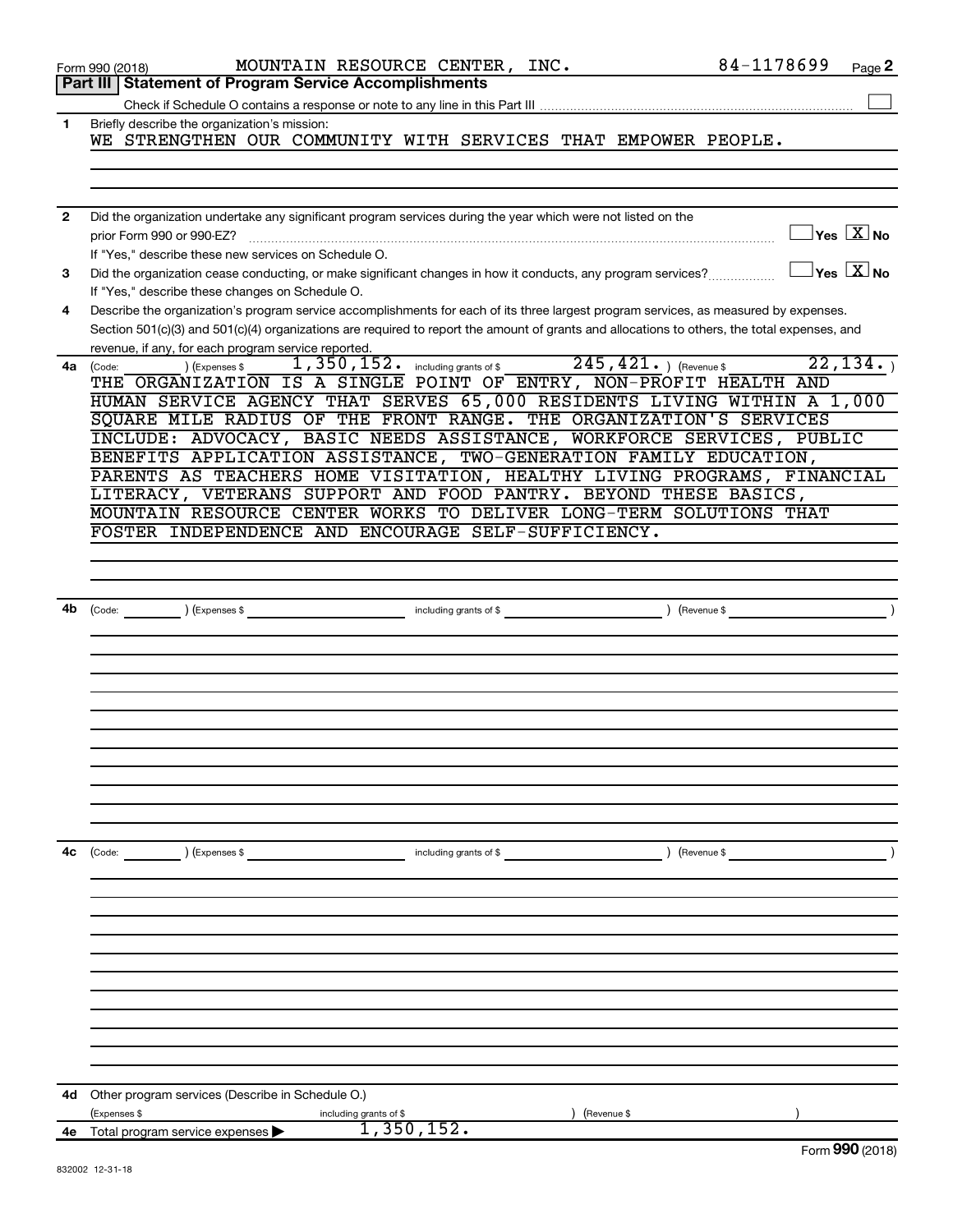Form 990 (2018) MOUNTAIN RESOURCE CENTER, INC. 84-1178699 Page **2**

## Part III | Statement of Program Service Accomplishments

Check if Schedule O contains a response or note to any line in this Part III ☐

**1** Briefly describe the organization's mission:

WE STRENGTHEN OUR COMMUNITY WITH SERVICES THAT EMPOWER PEOPLE.

**2** Did the organization undertake any significant program services during the year which were not listed on the prior Form 990 or 990-EZ? ☐ Yes ☒ No

If "Yes," describe these new services on Schedule O.

**3** Did the organization cease conducting, or make significant changes in how it conducts, any program services? ☐ Yes ☒ No

If "Yes," describe these changes on Schedule O.

**4** Describe the organization's program service accomplishments for each of its three largest program services, as measured by expenses. Section 501(c)(3) and 501(c)(4) organizations are required to report the amount of grants and allocations to others, the total expenses, and revenue, if any, for each program service reported.

**4a** (Code: ) (Expenses $ 1,350,152. including grants of $ 245,421. ) (Revenue $ 22,134. )

THE ORGANIZATION IS A SINGLE POINT OF ENTRY, NON-PROFIT HEALTH AND HUMAN SERVICE AGENCY THAT SERVES 65,000 RESIDENTS LIVING WITHIN A 1,000 SQUARE MILE RADIUS OF THE FRONT RANGE. THE ORGANIZATION'S SERVICES INCLUDE: ADVOCACY, BASIC NEEDS ASSISTANCE, WORKFORCE SERVICES, PUBLIC BENEFITS APPLICATION ASSISTANCE, TWO-GENERATION FAMILY EDUCATION, PARENTS AS TEACHERS HOME VISITATION, HEALTHY LIVING PROGRAMS, FINANCIAL LITERACY, VETERANS SUPPORT AND FOOD PANTRY. BEYOND THESE BASICS, MOUNTAIN RESOURCE CENTER WORKS TO DELIVER LONG-TERM SOLUTIONS THAT FOSTER INDEPENDENCE AND ENCOURAGE SELF-SUFFICIENCY.

**4b** (Code: ) (Expenses $ including grants of $ ) (Revenue $ )

**4c** (Code: ) (Expenses $ including grants of $ ) (Revenue $ )

**4d** Other program services (Describe in Schedule O.)

(Expenses $ including grants of $ ) (Revenue $ )

**4e** Total program service expenses ▶ 1,350,152.

Form **990** (2018)

832002 12-31-18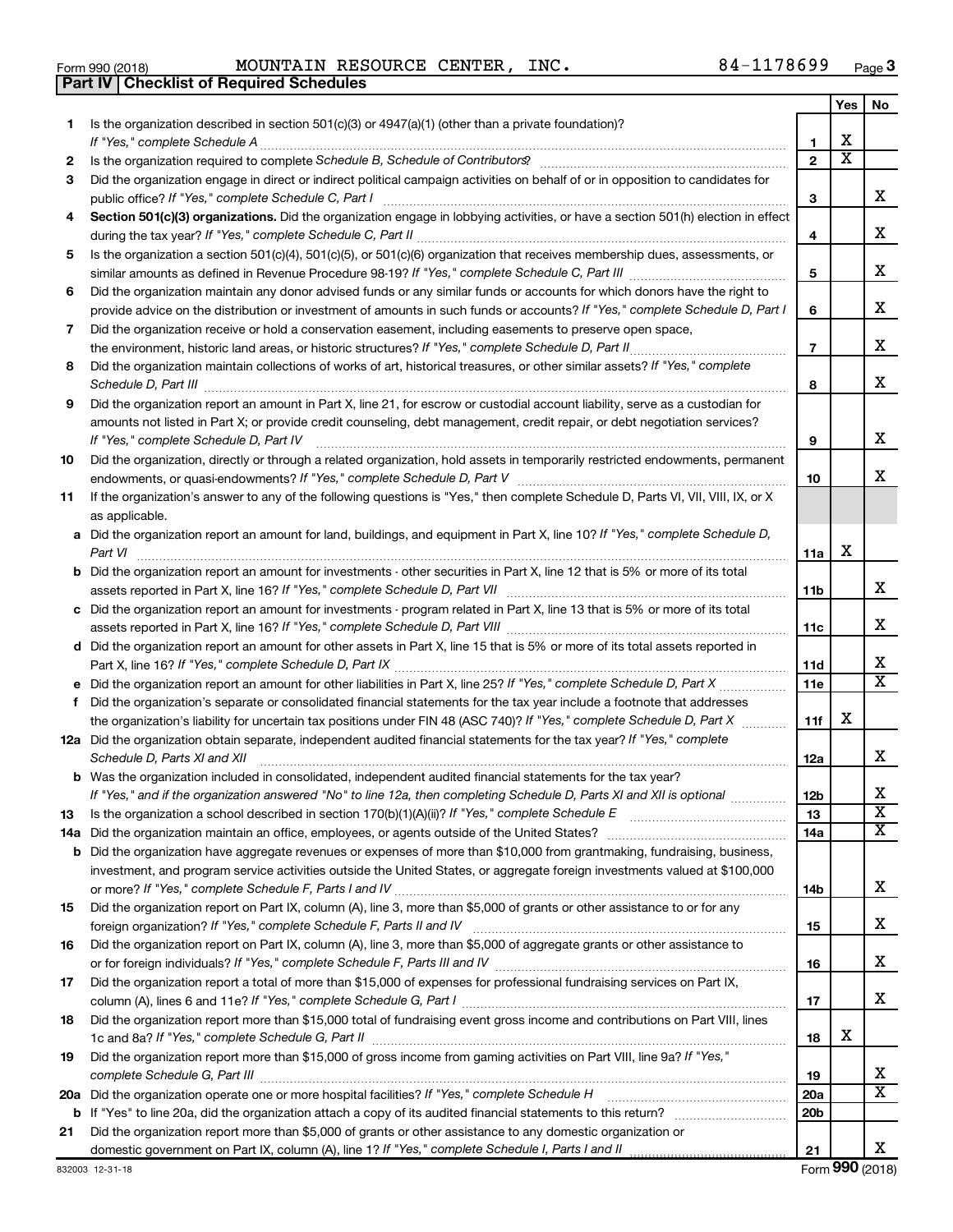Form 990 (2018) MOUNTAIN RESOURCE CENTER, INC. 84-1178699

## Part IV | Checklist of Required Schedules

| | | | Yes | No |
|---|---|---|---|---|
| 1 | Is the organization described in section 501(c)(3) or 4947(a)(1) (other than a private foundation)? *If "Yes," complete Schedule A* | 1 | X | |
| 2 | Is the organization required to complete *Schedule B, Schedule of Contributors*? | 2 | X | |
| 3 | Did the organization engage in direct or indirect political campaign activities on behalf of or in opposition to candidates for public office? *If "Yes," complete Schedule C, Part I* | 3 | | X |
| 4 | **Section 501(c)(3) organizations.** Did the organization engage in lobbying activities, or have a section 501(h) election in effect during the tax year? *If "Yes," complete Schedule C, Part II* | 4 | | X |
| 5 | Is the organization a section 501(c)(4), 501(c)(5), or 501(c)(6) organization that receives membership dues, assessments, or similar amounts as defined in Revenue Procedure 98-19? *If "Yes," complete Schedule C, Part III* | 5 | | X |
| 6 | Did the organization maintain any donor advised funds or any similar funds or accounts for which donors have the right to provide advice on the distribution or investment of amounts in such funds or accounts? *If "Yes," complete Schedule D, Part I* | 6 | | X |
| 7 | Did the organization receive or hold a conservation easement, including easements to preserve open space, the environment, historic land areas, or historic structures? *If "Yes," complete Schedule D, Part II* | 7 | | X |
| 8 | Did the organization maintain collections of works of art, historical treasures, or other similar assets? *If "Yes," complete Schedule D, Part III* | 8 | | X |
| 9 | Did the organization report an amount in Part X, line 21, for escrow or custodial account liability, serve as a custodian for amounts not listed in Part X; or provide credit counseling, debt management, credit repair, or debt negotiation services? *If "Yes," complete Schedule D, Part IV* | 9 | | X |
| 10 | Did the organization, directly or through a related organization, hold assets in temporarily restricted endowments, permanent endowments, or quasi-endowments? *If "Yes," complete Schedule D, Part V* | 10 | | X |
| 11 | If the organization's answer to any of the following questions is "Yes," then complete Schedule D, Parts VI, VII, VIII, IX, or X as applicable. | | | |
| a | Did the organization report an amount for land, buildings, and equipment in Part X, line 10? *If "Yes," complete Schedule D, Part VI* | 11a | X | |
| b | Did the organization report an amount for investments - other securities in Part X, line 12 that is 5% or more of its total assets reported in Part X, line 16? *If "Yes," complete Schedule D, Part VII* | 11b | | X |
| c | Did the organization report an amount for investments - program related in Part X, line 13 that is 5% or more of its total assets reported in Part X, line 16? *If "Yes," complete Schedule D, Part VIII* | 11c | | X |
| d | Did the organization report an amount for other assets in Part X, line 15 that is 5% or more of its total assets reported in Part X, line 16? *If "Yes," complete Schedule D, Part IX* | 11d | | X |
| e | Did the organization report an amount for other liabilities in Part X, line 25? *If "Yes," complete Schedule D, Part X* | 11e | | X |
| f | Did the organization's separate or consolidated financial statements for the tax year include a footnote that addresses the organization's liability for uncertain tax positions under FIN 48 (ASC 740)? *If "Yes," complete Schedule D, Part X* | 11f | X | |
| 12a | Did the organization obtain separate, independent audited financial statements for the tax year? *If "Yes," complete Schedule D, Parts XI and XII* | 12a | | X |
| b | Was the organization included in consolidated, independent audited financial statements for the tax year? *If "Yes," and if the organization answered "No" to line 12a, then completing Schedule D, Parts XI and XII is optional* | 12b | | X |
| 13 | Is the organization a school described in section 170(b)(1)(A)(ii)? *If "Yes," complete Schedule E* | 13 | | X |
| 14a | Did the organization maintain an office, employees, or agents outside of the United States? | 14a | | X |
| b | Did the organization have aggregate revenues or expenses of more than $10,000 from grantmaking, fundraising, business, investment, and program service activities outside the United States, or aggregate foreign investments valued at $100,000 or more? *If "Yes," complete Schedule F, Parts I and IV* | 14b | | X |
| 15 | Did the organization report on Part IX, column (A), line 3, more than $5,000 of grants or other assistance to or for any foreign organization? *If "Yes," complete Schedule F, Parts II and IV* | 15 | | X |
| 16 | Did the organization report on Part IX, column (A), line 3, more than $5,000 of aggregate grants or other assistance to or for foreign individuals? *If "Yes," complete Schedule F, Parts III and IV* | 16 | | X |
| 17 | Did the organization report a total of more than $15,000 of expenses for professional fundraising services on Part IX, column (A), lines 6 and 11e? *If "Yes," complete Schedule G, Part I* | 17 | | X |
| 18 | Did the organization report more than $15,000 total of fundraising event gross income and contributions on Part VIII, lines 1c and 8a? *If "Yes," complete Schedule G, Part II* | 18 | X | |
| 19 | Did the organization report more than $15,000 of gross income from gaming activities on Part VIII, line 9a? *If "Yes," complete Schedule G, Part III* | 19 | | X |
| 20a | Did the organization operate one or more hospital facilities? *If "Yes," complete Schedule H* | 20a | | X |
| b | If "Yes" to line 20a, did the organization attach a copy of its audited financial statements to this return? | 20b | | |
| 21 | Did the organization report more than $5,000 of grants or other assistance to any domestic organization or domestic government on Part IX, column (A), line 1? *If "Yes," complete Schedule I, Parts I and II* | 21 | | X |

832003 12-31-18 Form **990** (2018)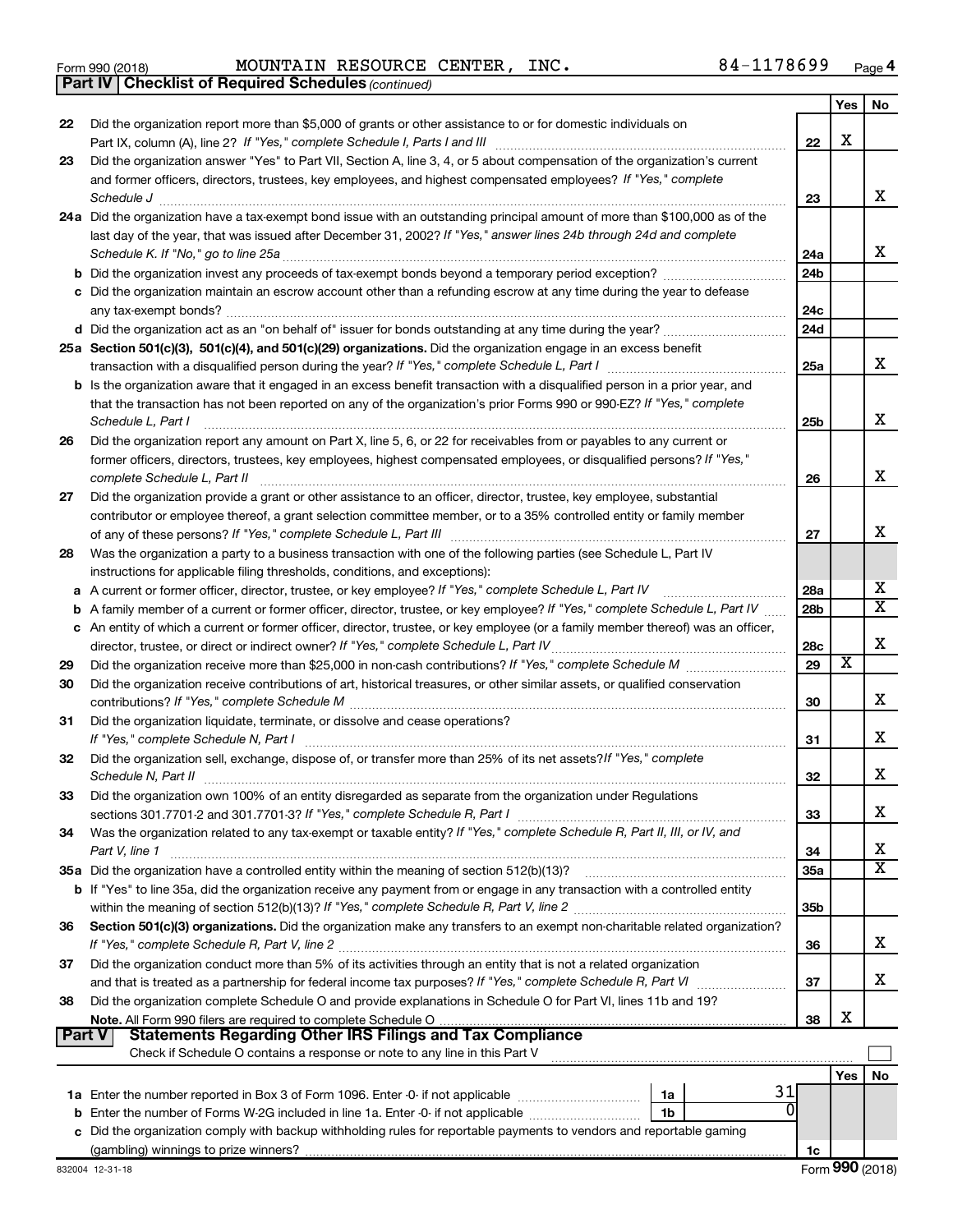Form 990 (2018) MOUNTAIN RESOURCE CENTER, INC. 84-1178699

## Part IV | Checklist of Required Schedules *(continued)*

| | | | Yes | No |
|---|---|---|---|---|
| 22 | Did the organization report more than $5,000 of grants or other assistance to or for domestic individuals on Part IX, column (A), line 2? *If "Yes," complete Schedule I, Parts I and III* | 22 | X | |
| 23 | Did the organization answer "Yes" to Part VII, Section A, line 3, 4, or 5 about compensation of the organization's current and former officers, directors, trustees, key employees, and highest compensated employees? *If "Yes," complete Schedule J* | 23 | | X |
| 24a | Did the organization have a tax-exempt bond issue with an outstanding principal amount of more than $100,000 as of the last day of the year, that was issued after December 31, 2002? *If "Yes," answer lines 24b through 24d and complete Schedule K. If "No," go to line 25a* | 24a | | X |
| b | Did the organization invest any proceeds of tax-exempt bonds beyond a temporary period exception? | 24b | | |
| c | Did the organization maintain an escrow account other than a refunding escrow at any time during the year to defease any tax-exempt bonds? | 24c | | |
| d | Did the organization act as an "on behalf of" issuer for bonds outstanding at any time during the year? | 24d | | |
| 25a | **Section 501(c)(3), 501(c)(4), and 501(c)(29) organizations.** Did the organization engage in an excess benefit transaction with a disqualified person during the year? *If "Yes," complete Schedule L, Part I* | 25a | | X |
| b | Is the organization aware that it engaged in an excess benefit transaction with a disqualified person in a prior year, and that the transaction has not been reported on any of the organization's prior Forms 990 or 990-EZ? *If "Yes," complete Schedule L, Part I* | 25b | | X |
| 26 | Did the organization report any amount on Part X, line 5, 6, or 22 for receivables from or payables to any current or former officers, directors, trustees, key employees, highest compensated employees, or disqualified persons? *If "Yes," complete Schedule L, Part II* | 26 | | X |
| 27 | Did the organization provide a grant or other assistance to an officer, director, trustee, key employee, substantial contributor or employee thereof, a grant selection committee member, or to a 35% controlled entity or family member of any of these persons? *If "Yes," complete Schedule L, Part III* | 27 | | X |
| 28 | Was the organization a party to a business transaction with one of the following parties (see Schedule L, Part IV instructions for applicable filing thresholds, conditions, and exceptions): | | | |
| a | A current or former officer, director, trustee, or key employee? *If "Yes," complete Schedule L, Part IV* | 28a | | X |
| b | A family member of a current or former officer, director, trustee, or key employee? *If "Yes," complete Schedule L, Part IV* | 28b | | X |
| c | An entity of which a current or former officer, director, trustee, or key employee (or a family member thereof) was an officer, director, trustee, or direct or indirect owner? *If "Yes," complete Schedule L, Part IV* | 28c | | X |
| 29 | Did the organization receive more than $25,000 in non-cash contributions? *If "Yes," complete Schedule M* | 29 | X | |
| 30 | Did the organization receive contributions of art, historical treasures, or other similar assets, or qualified conservation contributions? *If "Yes," complete Schedule M* | 30 | | X |
| 31 | Did the organization liquidate, terminate, or dissolve and cease operations? *If "Yes," complete Schedule N, Part I* | 31 | | X |
| 32 | Did the organization sell, exchange, dispose of, or transfer more than 25% of its net assets? *If "Yes," complete Schedule N, Part II* | 32 | | X |
| 33 | Did the organization own 100% of an entity disregarded as separate from the organization under Regulations sections 301.7701-2 and 301.7701-3? *If "Yes," complete Schedule R, Part I* | 33 | | X |
| 34 | Was the organization related to any tax-exempt or taxable entity? *If "Yes," complete Schedule R, Part II, III, or IV, and Part V, line 1* | 34 | | X |
| 35a | Did the organization have a controlled entity within the meaning of section 512(b)(13)? | 35a | | X |
| b | If "Yes" to line 35a, did the organization receive any payment from or engage in any transaction with a controlled entity within the meaning of section 512(b)(13)? *If "Yes," complete Schedule R, Part V, line 2* | 35b | | |
| 36 | **Section 501(c)(3) organizations.** Did the organization make any transfers to an exempt non-charitable related organization? *If "Yes," complete Schedule R, Part V, line 2* | 36 | | X |
| 37 | Did the organization conduct more than 5% of its activities through an entity that is not a related organization and that is treated as a partnership for federal income tax purposes? *If "Yes," complete Schedule R, Part VI* | 37 | | X |
| 38 | Did the organization complete Schedule O and provide explanations in Schedule O for Part VI, lines 11b and 19? **Note.** All Form 990 filers are required to complete Schedule O | 38 | X | |

## Part V | Statements Regarding Other IRS Filings and Tax Compliance

Check if Schedule O contains a response or note to any line in this Part V ☐

| | | | | | Yes | No |
|---|---|---|---|---|---|---|
| 1a | Enter the number reported in Box 3 of Form 1096. Enter -0- if not applicable | 1a | 31 | | | |
| b | Enter the number of Forms W-2G included in line 1a. Enter -0- if not applicable | 1b | 0 | | | |
| c | Did the organization comply with backup withholding rules for reportable payments to vendors and reportable gaming (gambling) winnings to prize winners? | | | 1c | | |

832004 12-31-18 Form **990** (2018)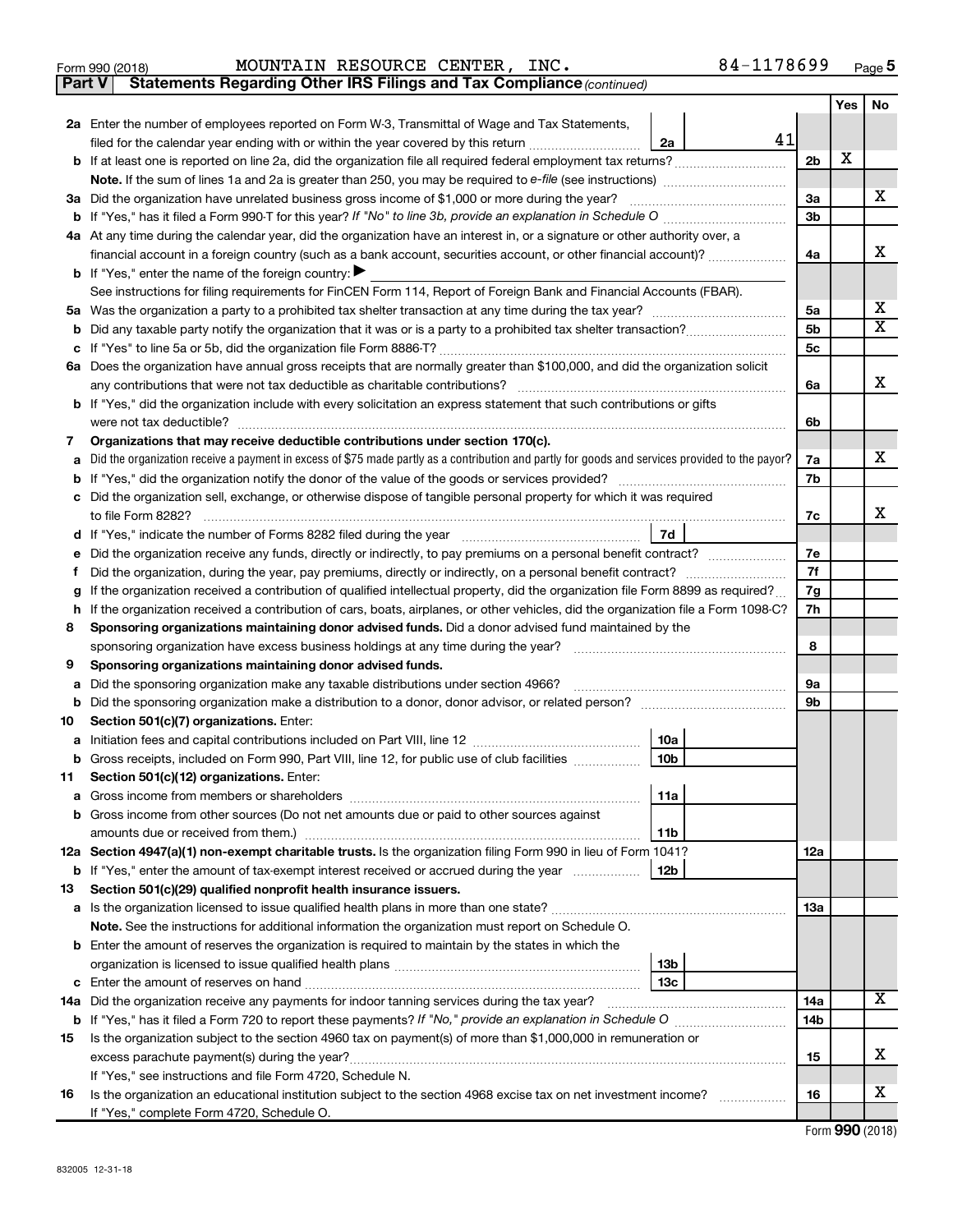Form 990 (2018) MOUNTAIN RESOURCE CENTER, INC. 84-1178699 Page 5

**Part V** **Statements Regarding Other IRS Filings and Tax Compliance** *(continued)*

| | | | | Yes | No |
|---|---|---|---|---|---|
| **2a** | Enter the number of employees reported on Form W-3, Transmittal of Wage and Tax Statements, filed for the calendar year ending with or within the year covered by this return | 2a | 41 | | |
| **b** | If at least one is reported on line 2a, did the organization file all required federal employment tax returns? | | 2b | X | |
| | **Note.** If the sum of lines 1a and 2a is greater than 250, you may be required to *e-file* (see instructions) | | | | |
| **3a** | Did the organization have unrelated business gross income of $1,000 or more during the year? | | 3a | | X |
| **b** | If "Yes," has it filed a Form 990-T for this year? *If "No" to line 3b, provide an explanation in Schedule O* | | 3b | | |
| **4a** | At any time during the calendar year, did the organization have an interest in, or a signature or other authority over, a financial account in a foreign country (such as a bank account, securities account, or other financial account)? | | 4a | | X |
| **b** | If "Yes," enter the name of the foreign country: ▶ | | | | |
| | See instructions for filing requirements for FinCEN Form 114, Report of Foreign Bank and Financial Accounts (FBAR). | | | | |
| **5a** | Was the organization a party to a prohibited tax shelter transaction at any time during the tax year? | | 5a | | X |
| **b** | Did any taxable party notify the organization that it was or is a party to a prohibited tax shelter transaction? | | 5b | | X |
| **c** | If "Yes" to line 5a or 5b, did the organization file Form 8886-T? | | 5c | | |
| **6a** | Does the organization have annual gross receipts that are normally greater than $100,000, and did the organization solicit any contributions that were not tax deductible as charitable contributions? | | 6a | | X |
| **b** | If "Yes," did the organization include with every solicitation an express statement that such contributions or gifts were not tax deductible? | | 6b | | |
| **7** | **Organizations that may receive deductible contributions under section 170(c).** | | | | |
| **a** | Did the organization receive a payment in excess of $75 made partly as a contribution and partly for goods and services provided to the payor? | | 7a | | X |
| **b** | If "Yes," did the organization notify the donor of the value of the goods or services provided? | | 7b | | |
| **c** | Did the organization sell, exchange, or otherwise dispose of tangible personal property for which it was required to file Form 8282? | | 7c | | X |
| **d** | If "Yes," indicate the number of Forms 8282 filed during the year | 7d | | | |
| **e** | Did the organization receive any funds, directly or indirectly, to pay premiums on a personal benefit contract? | | 7e | | |
| **f** | Did the organization, during the year, pay premiums, directly or indirectly, on a personal benefit contract? | | 7f | | |
| **g** | If the organization received a contribution of qualified intellectual property, did the organization file Form 8899 as required? | | 7g | | |
| **h** | If the organization received a contribution of cars, boats, airplanes, or other vehicles, did the organization file a Form 1098-C? | | 7h | | |
| **8** | **Sponsoring organizations maintaining donor advised funds.** Did a donor advised fund maintained by the sponsoring organization have excess business holdings at any time during the year? | | 8 | | |
| **9** | **Sponsoring organizations maintaining donor advised funds.** | | | | |
| **a** | Did the sponsoring organization make any taxable distributions under section 4966? | | 9a | | |
| **b** | Did the sponsoring organization make a distribution to a donor, donor advisor, or related person? | | 9b | | |
| **10** | **Section 501(c)(7) organizations.** Enter: | | | | |
| **a** | Initiation fees and capital contributions included on Part VIII, line 12 | 10a | | | |
| **b** | Gross receipts, included on Form 990, Part VIII, line 12, for public use of club facilities | 10b | | | |
| **11** | **Section 501(c)(12) organizations.** Enter: | | | | |
| **a** | Gross income from members or shareholders | 11a | | | |
| **b** | Gross income from other sources (Do not net amounts due or paid to other sources against amounts due or received from them.) | 11b | | | |
| **12a** | **Section 4947(a)(1) non-exempt charitable trusts.** Is the organization filing Form 990 in lieu of Form 1041? | | 12a | | |
| **b** | If "Yes," enter the amount of tax-exempt interest received or accrued during the year | 12b | | | |
| **13** | **Section 501(c)(29) qualified nonprofit health insurance issuers.** | | | | |
| **a** | Is the organization licensed to issue qualified health plans in more than one state? | | 13a | | |
| | **Note.** See the instructions for additional information the organization must report on Schedule O. | | | | |
| **b** | Enter the amount of reserves the organization is required to maintain by the states in which the organization is licensed to issue qualified health plans | 13b | | | |
| **c** | Enter the amount of reserves on hand | 13c | | | |
| **14a** | Did the organization receive any payments for indoor tanning services during the tax year? | | 14a | | X |
| **b** | If "Yes," has it filed a Form 720 to report these payments? *If "No," provide an explanation in Schedule O* | | 14b | | |
| **15** | Is the organization subject to the section 4960 tax on payment(s) of more than $1,000,000 in remuneration or excess parachute payment(s) during the year? | | 15 | | X |
| | If "Yes," see instructions and file Form 4720, Schedule N. | | | | |
| **16** | Is the organization an educational institution subject to the section 4968 excise tax on net investment income? | | 16 | | X |
| | If "Yes," complete Form 4720, Schedule O. | | | | |

Form **990** (2018)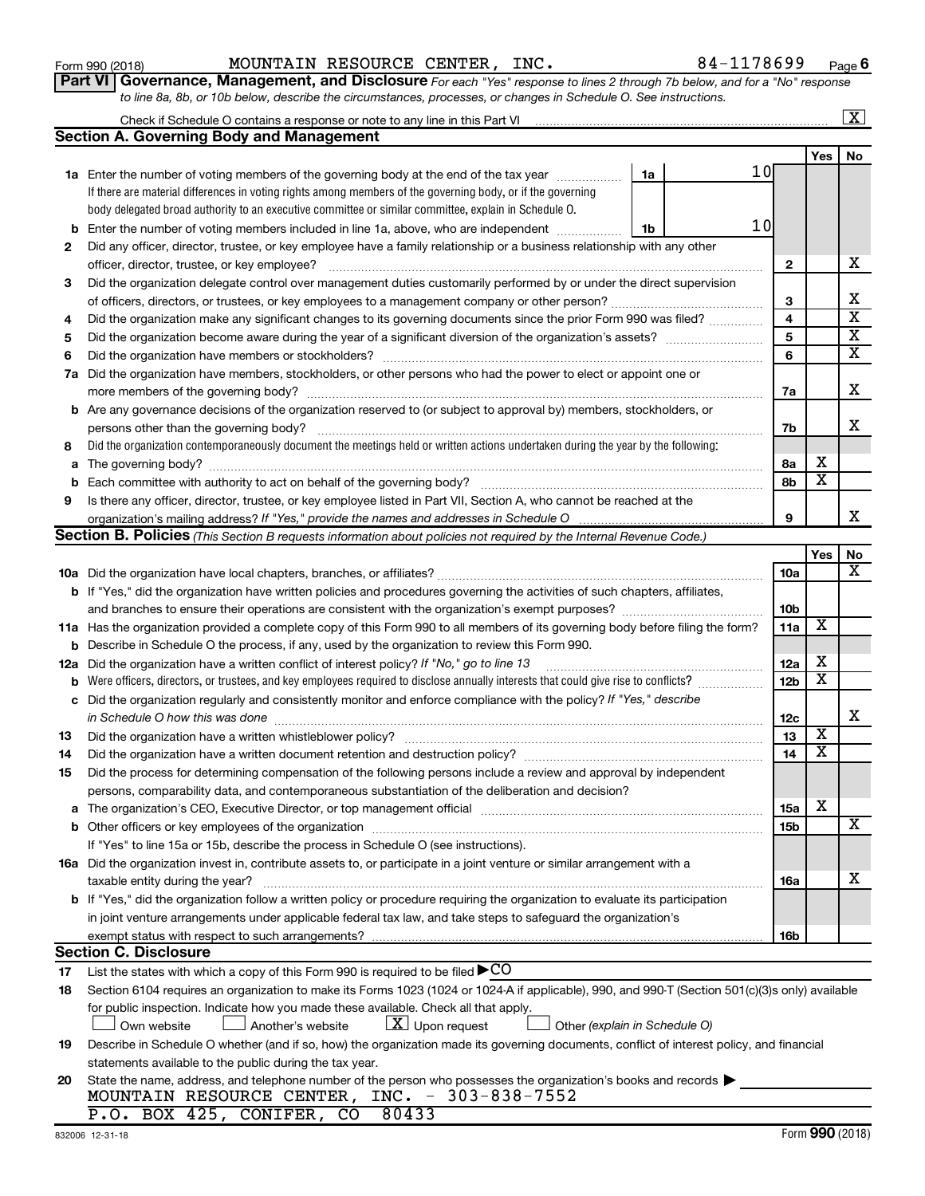Form 990 (2018) MOUNTAIN RESOURCE CENTER, INC. 84-1178699 Page 6

**Part VI Governance, Management, and Disclosure** *For each "Yes" response to lines 2 through 7b below, and for a "No" response to line 8a, 8b, or 10b below, describe the circumstances, processes, or changes in Schedule O. See instructions.*

Check if Schedule O contains a response or note to any line in this Part VI [X]

## Section A. Governing Body and Management

| | | | Yes | No |
|---|---|---|---|---|
| **1a** | Enter the number of voting members of the governing body at the end of the tax year — 1a: 10. If there are material differences in voting rights among members of the governing body, or if the governing body delegated broad authority to an executive committee or similar committee, explain in Schedule O. | | | |
| **b** | Enter the number of voting members included in line 1a, above, who are independent — 1b: 10 | | | |
| **2** | Did any officer, director, trustee, or key employee have a family relationship or a business relationship with any other officer, director, trustee, or key employee? | 2 | | X |
| **3** | Did the organization delegate control over management duties customarily performed by or under the direct supervision of officers, directors, or trustees, or key employees to a management company or other person? | 3 | | X |
| **4** | Did the organization make any significant changes to its governing documents since the prior Form 990 was filed? | 4 | | X |
| **5** | Did the organization become aware during the year of a significant diversion of the organization's assets? | 5 | | X |
| **6** | Did the organization have members or stockholders? | 6 | | X |
| **7a** | Did the organization have members, stockholders, or other persons who had the power to elect or appoint one or more members of the governing body? | 7a | | X |
| **b** | Are any governance decisions of the organization reserved to (or subject to approval by) members, stockholders, or persons other than the governing body? | 7b | | X |
| **8** | Did the organization contemporaneously document the meetings held or written actions undertaken during the year by the following: | | | |
| **a** | The governing body? | 8a | X | |
| **b** | Each committee with authority to act on behalf of the governing body? | 8b | X | |
| **9** | Is there any officer, director, trustee, or key employee listed in Part VII, Section A, who cannot be reached at the organization's mailing address? *If "Yes," provide the names and addresses in Schedule O* | 9 | | X |

## Section B. Policies *(This Section B requests information about policies not required by the Internal Revenue Code.)*

| | | | Yes | No |
|---|---|---|---|---|
| **10a** | Did the organization have local chapters, branches, or affiliates? | 10a | | X |
| **b** | If "Yes," did the organization have written policies and procedures governing the activities of such chapters, affiliates, and branches to ensure their operations are consistent with the organization's exempt purposes? | 10b | | |
| **11a** | Has the organization provided a complete copy of this Form 990 to all members of its governing body before filing the form? | 11a | X | |
| **b** | Describe in Schedule O the process, if any, used by the organization to review this Form 990. | | | |
| **12a** | Did the organization have a written conflict of interest policy? *If "No," go to line 13* | 12a | X | |
| **b** | Were officers, directors, or trustees, and key employees required to disclose annually interests that could give rise to conflicts? | 12b | X | |
| **c** | Did the organization regularly and consistently monitor and enforce compliance with the policy? *If "Yes," describe in Schedule O how this was done* | 12c | | X |
| **13** | Did the organization have a written whistleblower policy? | 13 | X | |
| **14** | Did the organization have a written document retention and destruction policy? | 14 | X | |
| **15** | Did the process for determining compensation of the following persons include a review and approval by independent persons, comparability data, and contemporaneous substantiation of the deliberation and decision? | | | |
| **a** | The organization's CEO, Executive Director, or top management official | 15a | X | |
| **b** | Other officers or key employees of the organization | 15b | | X |
| | If "Yes" to line 15a or 15b, describe the process in Schedule O (see instructions). | | | |
| **16a** | Did the organization invest in, contribute assets to, or participate in a joint venture or similar arrangement with a taxable entity during the year? | 16a | | X |
| **b** | If "Yes," did the organization follow a written policy or procedure requiring the organization to evaluate its participation in joint venture arrangements under applicable federal tax law, and take steps to safeguard the organization's exempt status with respect to such arrangements? | 16b | | |

## Section C. Disclosure

**17** List the states with which a copy of this Form 990 is required to be filed ▶ CO

**18** Section 6104 requires an organization to make its Forms 1023 (1024 or 1024-A if applicable), 990, and 990-T (Section 501(c)(3)s only) available for public inspection. Indicate how you made these available. Check all that apply.

[ ] Own website [ ] Another's website [X] Upon request [ ] Other *(explain in Schedule O)*

**19** Describe in Schedule O whether (and if so, how) the organization made its governing documents, conflict of interest policy, and financial statements available to the public during the tax year.

**20** State the name, address, and telephone number of the person who possesses the organization's books and records ▶

MOUNTAIN RESOURCE CENTER, INC. - 303-838-7552
P.O. BOX 425, CONIFER, CO 80433

832006 12-31-18 Form **990** (2018)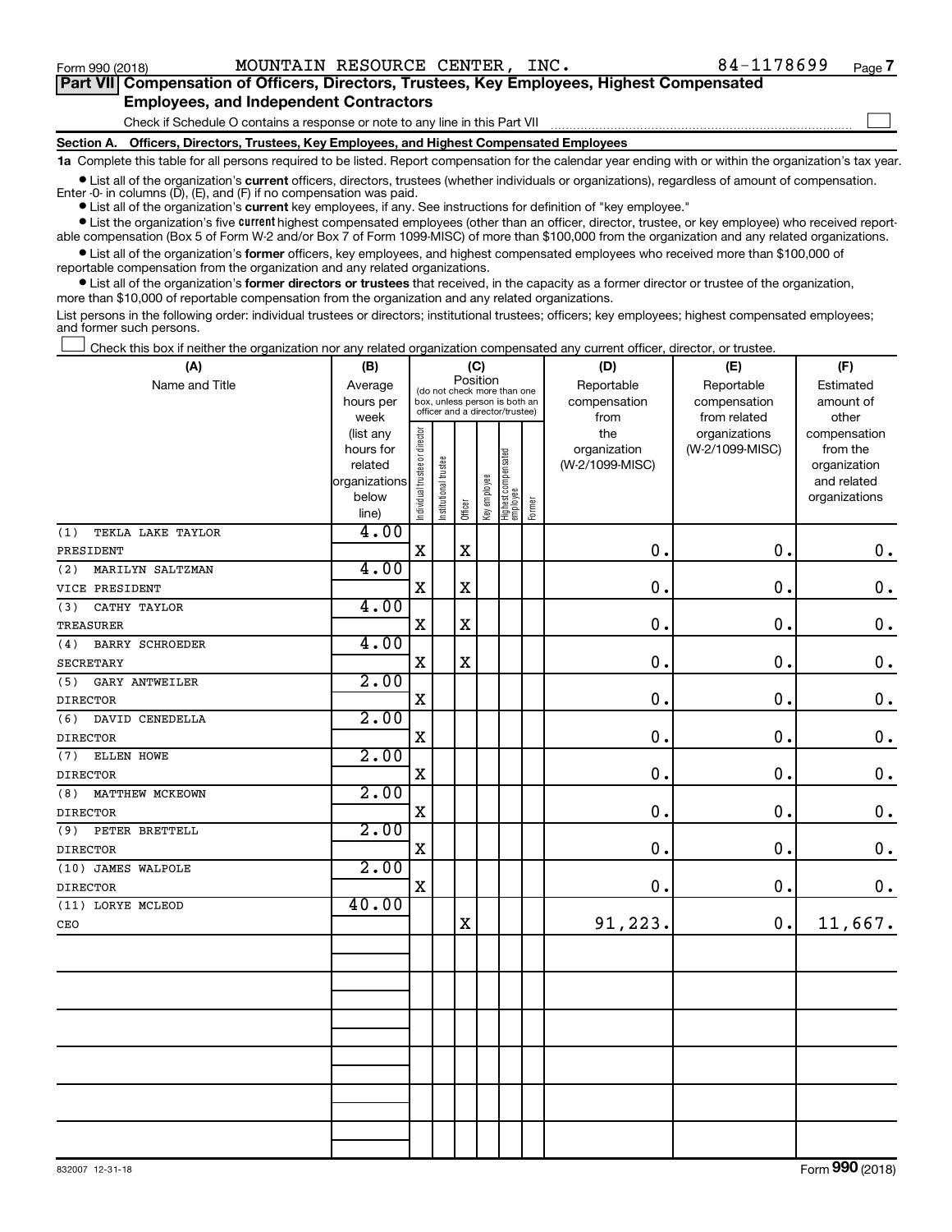Form 990 (2018) MOUNTAIN RESOURCE CENTER, INC. 84-1178699 Page 7

## Part VII Compensation of Officers, Directors, Trustees, Key Employees, Highest Compensated Employees, and Independent Contractors

Check if Schedule O contains a response or note to any line in this Part VII ☐

### Section A. Officers, Directors, Trustees, Key Employees, and Highest Compensated Employees

**1a** Complete this table for all persons required to be listed. Report compensation for the calendar year ending with or within the organization's tax year.

- List all of the organization's **current** officers, directors, trustees (whether individuals or organizations), regardless of amount of compensation. Enter -0- in columns (D), (E), and (F) if no compensation was paid.
- List all of the organization's **current** key employees, if any. See instructions for definition of "key employee."
- List the organization's five **current** highest compensated employees (other than an officer, director, trustee, or key employee) who received reportable compensation (Box 5 of Form W-2 and/or Box 7 of Form 1099-MISC) of more than $100,000 from the organization and any related organizations.
- List all of the organization's **former** officers, key employees, and highest compensated employees who received more than $100,000 of reportable compensation from the organization and any related organizations.
- List all of the organization's **former directors or trustees** that received, in the capacity as a former director or trustee of the organization, more than $10,000 of reportable compensation from the organization and any related organizations.

List persons in the following order: individual trustees or directors; institutional trustees; officers; key employees; highest compensated employees; and former such persons.

☐ Check this box if neither the organization nor any related organization compensated any current officer, director, or trustee.

| (A) Name and Title | (B) Average hours per week (list any hours for related organizations below line) | (C) Position: Individual trustee or director | Institutional trustee | Officer | Key employee | Highest compensated employee | Former | (D) Reportable compensation from the organization (W-2/1099-MISC) | (E) Reportable compensation from related organizations (W-2/1099-MISC) | (F) Estimated amount of other compensation from the organization and related organizations |
|---|---|---|---|---|---|---|---|---|---|---|
| (1) TEKLA LAKE TAYLOR<br>PRESIDENT | 4.00 | X | | X | | | | 0. | 0. | 0. |
| (2) MARILYN SALTZMAN<br>VICE PRESIDENT | 4.00 | X | | X | | | | 0. | 0. | 0. |
| (3) CATHY TAYLOR<br>TREASURER | 4.00 | X | | X | | | | 0. | 0. | 0. |
| (4) BARRY SCHROEDER<br>SECRETARY | 4.00 | X | | X | | | | 0. | 0. | 0. |
| (5) GARY ANTWEILER<br>DIRECTOR | 2.00 | X | | | | | | 0. | 0. | 0. |
| (6) DAVID CENEDELLA<br>DIRECTOR | 2.00 | X | | | | | | 0. | 0. | 0. |
| (7) ELLEN HOWE<br>DIRECTOR | 2.00 | X | | | | | | 0. | 0. | 0. |
| (8) MATTHEW MCKEOWN<br>DIRECTOR | 2.00 | X | | | | | | 0. | 0. | 0. |
| (9) PETER BRETTELL<br>DIRECTOR | 2.00 | X | | | | | | 0. | 0. | 0. |
| (10) JAMES WALPOLE<br>DIRECTOR | 2.00 | X | | | | | | 0. | 0. | 0. |
| (11) LORYE MCLEOD<br>CEO | 40.00 | | | X | | | | 91,223. | 0. | 11,667. |

832007 12-31-18 Form **990** (2018)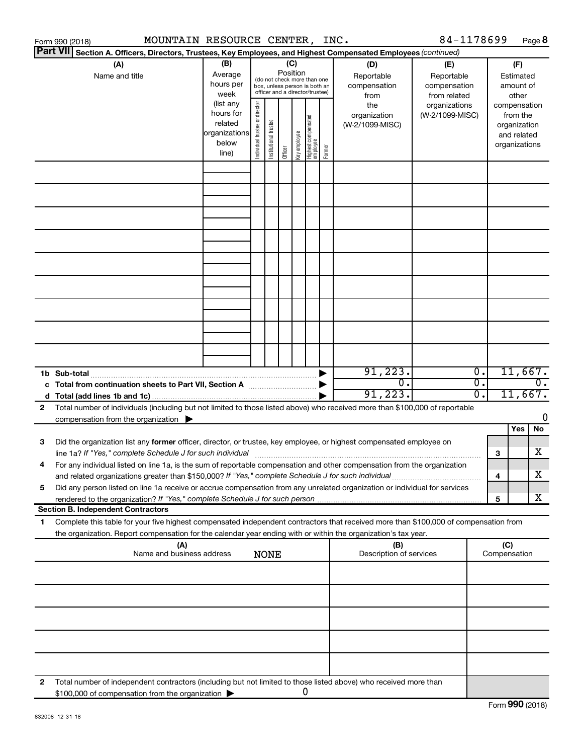Form 990 (2018) MOUNTAIN RESOURCE CENTER, INC. 84-1178699

## Part VII Section A. Officers, Directors, Trustees, Key Employees, and Highest Compensated Employees *(continued)*

| (A) Name and title | (B) Average hours per week (list any hours for related organizations below line) | (C) Position (do not check more than one box, unless person is both an officer and a director/trustee): Individual trustee or director | Institutional trustee | Officer | Key employee | Highest compensated employee | Former | (D) Reportable compensation from the organization (W-2/1099-MISC) | (E) Reportable compensation from related organizations (W-2/1099-MISC) | (F) Estimated amount of other compensation from the organization and related organizations |
|---|---|---|---|---|---|---|---|---|---|---|
| | | | | | | | | | | |
| | | | | | | | | | | |
| | | | | | | | | | | |
| | | | | | | | | | | |
| | | | | | | | | | | |
| | | | | | | | | | | |
| | | | | | | | | | | |
| | | | | | | | | | | |
| | | | | | | | | | | |
| **1b Sub-total** | | | | | | | | 91,223. | 0. | 11,667. |
| **c Total from continuation sheets to Part VII, Section A** | | | | | | | | 0. | 0. | 0. |
| **d Total (add lines 1b and 1c)** | | | | | | | | 91,223. | 0. | 11,667. |

**2** Total number of individuals (including but not limited to those listed above) who received more than $100,000 of reportable compensation from the organization ▶ 0

| | | | Yes | No |
|---|---|---|---|---|
| **3** | Did the organization list any **former** officer, director, or trustee, key employee, or highest compensated employee on line 1a? *If "Yes," complete Schedule J for such individual* | 3 | | X |
| **4** | For any individual listed on line 1a, is the sum of reportable compensation and other compensation from the organization and related organizations greater than $150,000? *If "Yes," complete Schedule J for such individual* | 4 | | X |
| **5** | Did any person listed on line 1a receive or accrue compensation from any unrelated organization or individual for services rendered to the organization? *If "Yes," complete Schedule J for such person* | 5 | | X |

### Section B. Independent Contractors

**1** Complete this table for your five highest compensated independent contractors that received more than $100,000 of compensation from the organization. Report compensation for the calendar year ending with or within the organization's tax year.

| (A) Name and business address NONE | (B) Description of services | (C) Compensation |
|---|---|---|
| | | |
| | | |
| | | |
| | | |
| | | |

**2** Total number of independent contractors (including but not limited to those listed above) who received more than $100,000 of compensation from the organization ▶ 0

Form **990** (2018)

832008 12-31-18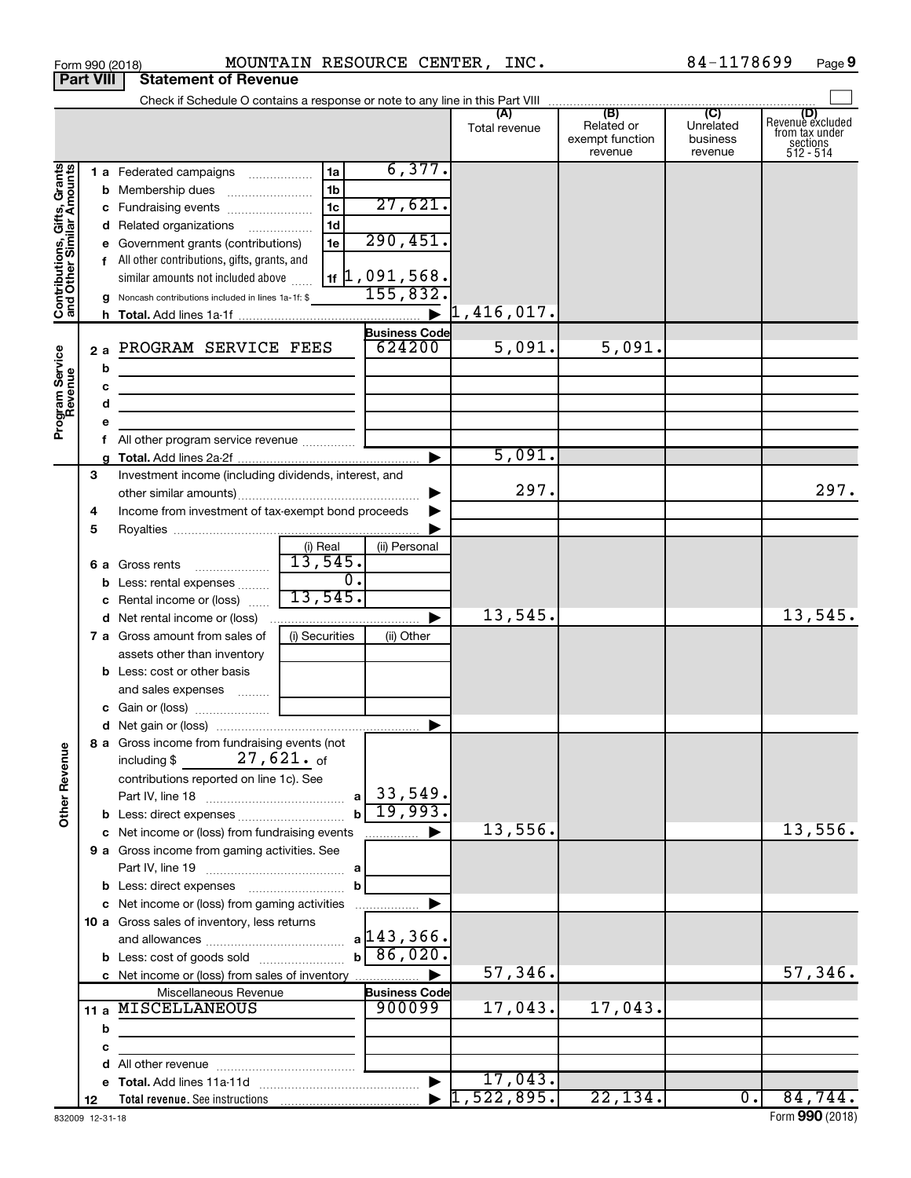Form 990 (2018) MOUNTAIN RESOURCE CENTER, INC. 84-1178699

## Part VIII Statement of Revenue

Check if Schedule O contains a response or note to any line in this Part VIII

| | | | | (A) Total revenue | (B) Related or exempt function revenue | (C) Unrelated business revenue | (D) Revenue excluded from tax under sections 512 - 514 |
|---|---|---|---|---|---|---|---|
| **Contributions, Gifts, Grants and Other Similar Amounts** | 1 a Federated campaigns | 1a | 6,377. | | | | |
| | b Membership dues | 1b | | | | | |
| | c Fundraising events | 1c | 27,621. | | | | |
| | d Related organizations | 1d | | | | | |
| | e Government grants (contributions) | 1e | 290,451. | | | | |
| | f All other contributions, gifts, grants, and similar amounts not included above | 1f | 1,091,568. | | | | |
| | g Noncash contributions included in lines 1a-1f: $ | | 155,832. | | | | |
| | h Total. Add lines 1a-1f | | ▶ | 1,416,017. | | | |
| | | | Business Code | | | | |
| **Program Service Revenue** | 2 a PROGRAM SERVICE FEES | | 624200 | 5,091. | 5,091. | | |
| | b | | | | | | |
| | c | | | | | | |
| | d | | | | | | |
| | e | | | | | | |
| | f All other program service revenue | | | | | | |
| | g Total. Add lines 2a-2f | | ▶ | 5,091. | | | |
| **Other Revenue** | 3 Investment income (including dividends, interest, and other similar amounts) | | ▶ | 297. | | | 297. |
| | 4 Income from investment of tax-exempt bond proceeds | | ▶ | | | | |
| | 5 Royalties | | ▶ | | | | |
| | | (i) Real | (ii) Personal | | | | |
| | 6 a Gross rents | 13,545. | | | | | |
| | b Less: rental expenses | 0. | | | | | |
| | c Rental income or (loss) | 13,545. | | | | | |
| | d Net rental income or (loss) | | ▶ | 13,545. | | | 13,545. |
| | | (i) Securities | (ii) Other | | | | |
| | 7 a Gross amount from sales of assets other than inventory | | | | | | |
| | b Less: cost or other basis and sales expenses | | | | | | |
| | c Gain or (loss) | | | | | | |
| | d Net gain or (loss) | | ▶ | | | | |
| | 8 a Gross income from fundraising events (not including $ 27,621. of contributions reported on line 1c). See Part IV, line 18 | a | 33,549. | | | | |
| | b Less: direct expenses | b | 19,993. | | | | |
| | c Net income or (loss) from fundraising events | | ▶ | 13,556. | | | 13,556. |
| | 9 a Gross income from gaming activities. See Part IV, line 19 | a | | | | | |
| | b Less: direct expenses | b | | | | | |
| | c Net income or (loss) from gaming activities | | ▶ | | | | |
| | 10 a Gross sales of inventory, less returns and allowances | a | 143,366. | | | | |
| | b Less: cost of goods sold | b | 86,020. | | | | |
| | c Net income or (loss) from sales of inventory | | ▶ | 57,346. | | | 57,346. |
| | Miscellaneous Revenue | | Business Code | | | | |
| | 11 a MISCELLANEOUS | | 900099 | 17,043. | 17,043. | | |
| | b | | | | | | |
| | c | | | | | | |
| | d All other revenue | | | | | | |
| | e Total. Add lines 11a-11d | | ▶ | 17,043. | | | |
| | 12 Total revenue. See instructions | | ▶ | 1,522,895. | 22,134. | 0. | 84,744. |

832009 12-31-18 Form **990** (2018)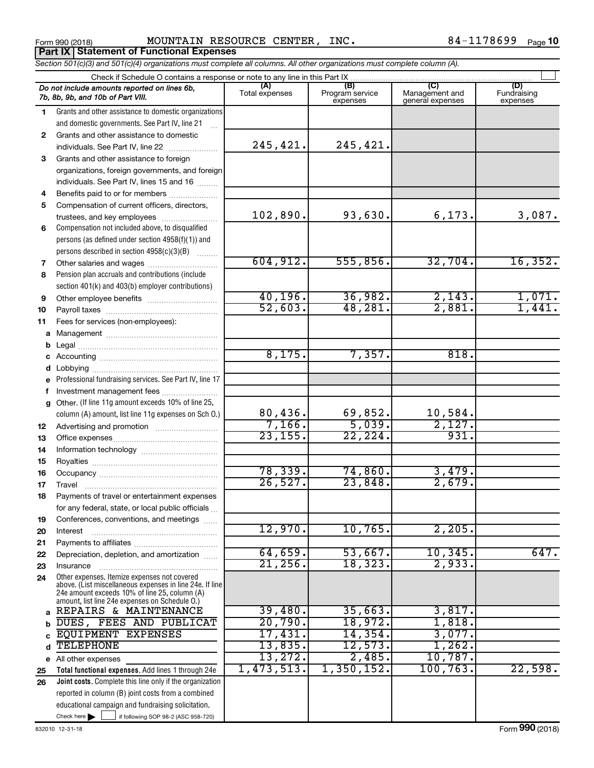Form 990 (2018) MOUNTAIN RESOURCE CENTER, INC. 84-1178699

## Part IX | Statement of Functional Expenses

*Section 501(c)(3) and 501(c)(4) organizations must complete all columns. All other organizations must complete column (A).*

Check if Schedule O contains a response or note to any line in this Part IX

| *Do not include amounts reported on lines 6b, 7b, 8b, 9b, and 10b of Part VIII.* | (A) Total expenses | (B) Program service expenses | (C) Management and general expenses | (D) Fundraising expenses |
|---|---|---|---|---|
| **1** Grants and other assistance to domestic organizations and domestic governments. See Part IV, line 21 | | | | |
| **2** Grants and other assistance to domestic individuals. See Part IV, line 22 | 245,421. | 245,421. | | |
| **3** Grants and other assistance to foreign organizations, foreign governments, and foreign individuals. See Part IV, lines 15 and 16 | | | | |
| **4** Benefits paid to or for members | | | | |
| **5** Compensation of current officers, directors, trustees, and key employees | 102,890. | 93,630. | 6,173. | 3,087. |
| **6** Compensation not included above, to disqualified persons (as defined under section 4958(f)(1)) and persons described in section 4958(c)(3)(B) | | | | |
| **7** Other salaries and wages | 604,912. | 555,856. | 32,704. | 16,352. |
| **8** Pension plan accruals and contributions (include section 401(k) and 403(b) employer contributions) | | | | |
| **9** Other employee benefits | 40,196. | 36,982. | 2,143. | 1,071. |
| **10** Payroll taxes | 52,603. | 48,281. | 2,881. | 1,441. |
| **11** Fees for services (non-employees): | | | | |
| **a** Management | | | | |
| **b** Legal | | | | |
| **c** Accounting | 8,175. | 7,357. | 818. | |
| **d** Lobbying | | | | |
| **e** Professional fundraising services. See Part IV, line 17 | | | | |
| **f** Investment management fees | | | | |
| **g** Other. (If line 11g amount exceeds 10% of line 25, column (A) amount, list line 11g expenses on Sch O.) | 80,436. | 69,852. | 10,584. | |
| **12** Advertising and promotion | 7,166. | 5,039. | 2,127. | |
| **13** Office expenses | 23,155. | 22,224. | 931. | |
| **14** Information technology | | | | |
| **15** Royalties | | | | |
| **16** Occupancy | 78,339. | 74,860. | 3,479. | |
| **17** Travel | 26,527. | 23,848. | 2,679. | |
| **18** Payments of travel or entertainment expenses for any federal, state, or local public officials | | | | |
| **19** Conferences, conventions, and meetings | | | | |
| **20** Interest | 12,970. | 10,765. | 2,205. | |
| **21** Payments to affiliates | | | | |
| **22** Depreciation, depletion, and amortization | 64,659. | 53,667. | 10,345. | 647. |
| **23** Insurance | 21,256. | 18,323. | 2,933. | |
| **24** Other expenses. Itemize expenses not covered above. (List miscellaneous expenses in line 24e. If line 24e amount exceeds 10% of line 25, column (A) amount, list line 24e expenses on Schedule O.) | | | | |
| **a** REPAIRS & MAINTENANCE | 39,480. | 35,663. | 3,817. | |
| **b** DUES, FEES AND PUBLICAT | 20,790. | 18,972. | 1,818. | |
| **c** EQUIPMENT EXPENSES | 17,431. | 14,354. | 3,077. | |
| **d** TELEPHONE | 13,835. | 12,573. | 1,262. | |
| **e** All other expenses | 13,272. | 2,485. | 10,787. | |
| **25 Total functional expenses.** Add lines 1 through 24e | 1,473,513. | 1,350,152. | 100,763. | 22,598. |
| **26 Joint costs.** Complete this line only if the organization reported in column (B) joint costs from a combined educational campaign and fundraising solicitation. Check here ☐ if following SOP 98-2 (ASC 958-720) | | | | |

832010 12-31-18 Form 990 (2018)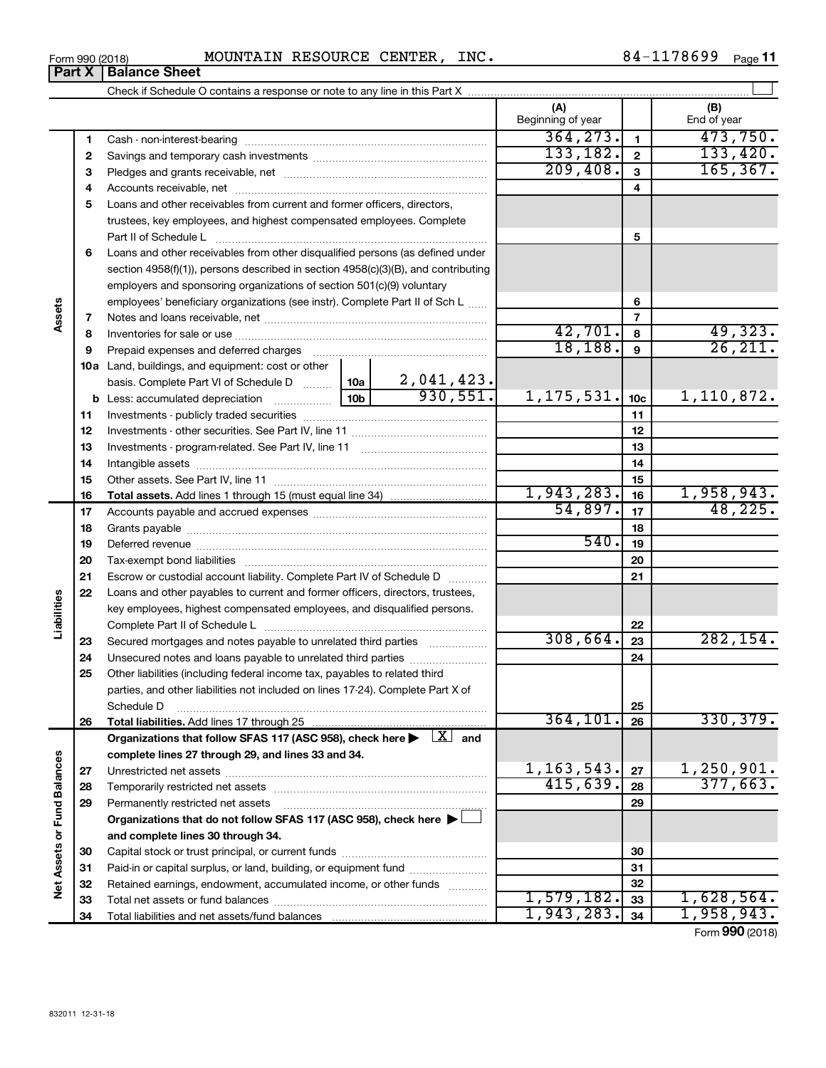Form 990 (2018) MOUNTAIN RESOURCE CENTER, INC. 84-1178699 Page 11

## Part X Balance Sheet

Check if Schedule O contains a response or note to any line in this Part X

| | | | | (A) Beginning of year | | (B) End of year |
|---|---|---|---|---|---|---|
| Assets | 1 | Cash - non-interest-bearing | | 364,273. | 1 | 473,750. |
| | 2 | Savings and temporary cash investments | | 133,182. | 2 | 133,420. |
| | 3 | Pledges and grants receivable, net | | 209,408. | 3 | 165,367. |
| | 4 | Accounts receivable, net | | | 4 | |
| | 5 | Loans and other receivables from current and former officers, directors, trustees, key employees, and highest compensated employees. Complete Part II of Schedule L | | | 5 | |
| | 6 | Loans and other receivables from other disqualified persons (as defined under section 4958(f)(1)), persons described in section 4958(c)(3)(B), and contributing employers and sponsoring organizations of section 501(c)(9) voluntary employees' beneficiary organizations (see instr). Complete Part II of Sch L | | | 6 | |
| | 7 | Notes and loans receivable, net | | | 7 | |
| | 8 | Inventories for sale or use | | 42,701. | 8 | 49,323. |
| | 9 | Prepaid expenses and deferred charges | | 18,188. | 9 | 26,211. |
| | 10a | Land, buildings, and equipment: cost or other basis. Complete Part VI of Schedule D | 10a 2,041,423. | | | |
| | b | Less: accumulated depreciation | 10b 930,551. | 1,175,531. | 10c | 1,110,872. |
| | 11 | Investments - publicly traded securities | | | 11 | |
| | 12 | Investments - other securities. See Part IV, line 11 | | | 12 | |
| | 13 | Investments - program-related. See Part IV, line 11 | | | 13 | |
| | 14 | Intangible assets | | | 14 | |
| | 15 | Other assets. See Part IV, line 11 | | | 15 | |
| | 16 | **Total assets.** Add lines 1 through 15 (must equal line 34) | | 1,943,283. | 16 | 1,958,943. |
| Liabilities | 17 | Accounts payable and accrued expenses | | 54,897. | 17 | 48,225. |
| | 18 | Grants payable | | | 18 | |
| | 19 | Deferred revenue | | 540. | 19 | |
| | 20 | Tax-exempt bond liabilities | | | 20 | |
| | 21 | Escrow or custodial account liability. Complete Part IV of Schedule D | | | 21 | |
| | 22 | Loans and other payables to current and former officers, directors, trustees, key employees, highest compensated employees, and disqualified persons. Complete Part II of Schedule L | | | 22 | |
| | 23 | Secured mortgages and notes payable to unrelated third parties | | 308,664. | 23 | 282,154. |
| | 24 | Unsecured notes and loans payable to unrelated third parties | | | 24 | |
| | 25 | Other liabilities (including federal income tax, payables to related third parties, and other liabilities not included on lines 17-24). Complete Part X of Schedule D | | | 25 | |
| | 26 | **Total liabilities.** Add lines 17 through 25 | | 364,101. | 26 | 330,379. |
| Net Assets or Fund Balances | | **Organizations that follow SFAS 117 (ASC 958), check here ▶ [X] and complete lines 27 through 29, and lines 33 and 34.** | | | | |
| | 27 | Unrestricted net assets | | 1,163,543. | 27 | 1,250,901. |
| | 28 | Temporarily restricted net assets | | 415,639. | 28 | 377,663. |
| | 29 | Permanently restricted net assets | | | 29 | |
| | | **Organizations that do not follow SFAS 117 (ASC 958), check here ▶ [ ] and complete lines 30 through 34.** | | | | |
| | 30 | Capital stock or trust principal, or current funds | | | 30 | |
| | 31 | Paid-in or capital surplus, or land, building, or equipment fund | | | 31 | |
| | 32 | Retained earnings, endowment, accumulated income, or other funds | | | 32 | |
| | 33 | Total net assets or fund balances | | 1,579,182. | 33 | 1,628,564. |
| | 34 | Total liabilities and net assets/fund balances | | 1,943,283. | 34 | 1,958,943. |

Form **990** (2018)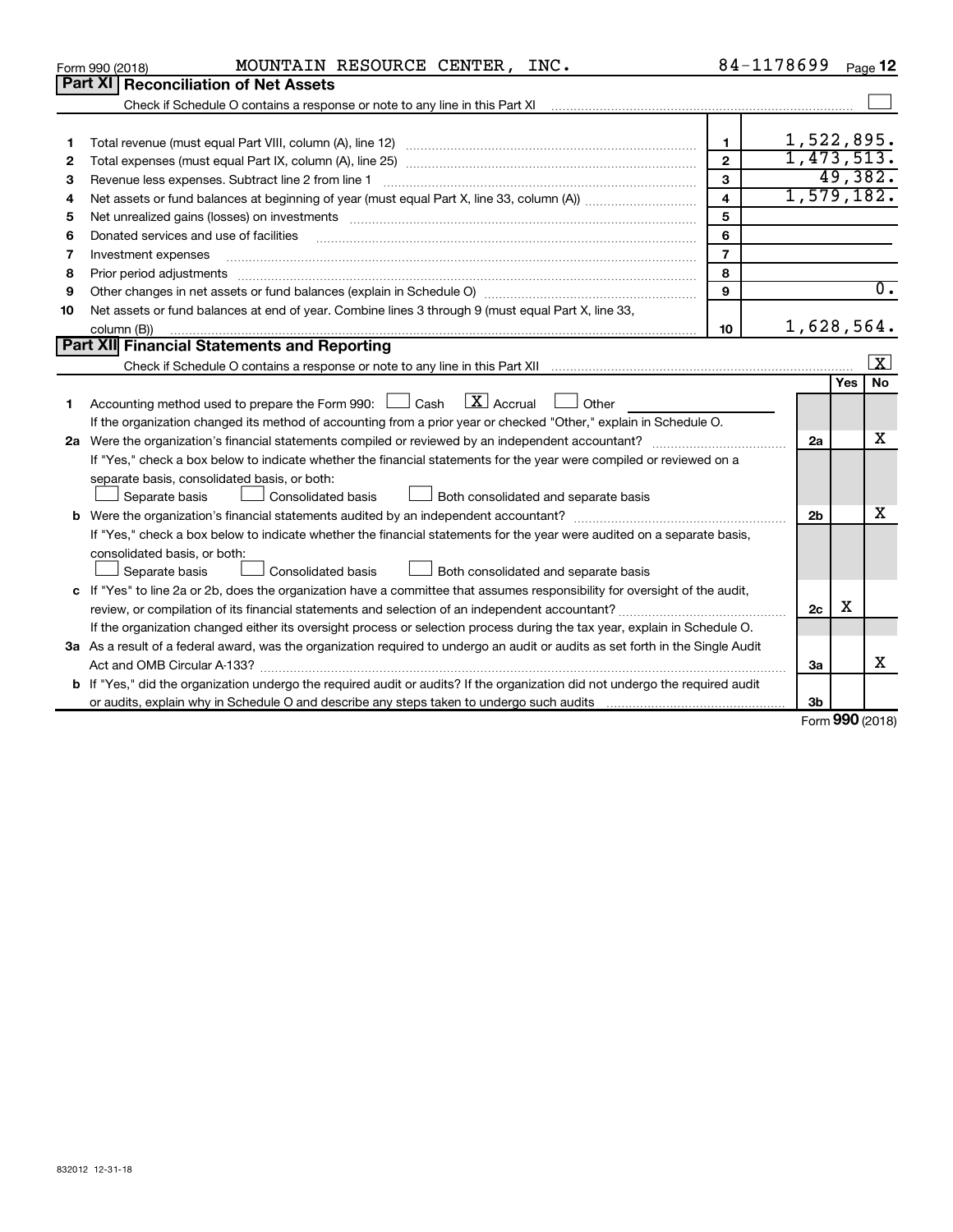Form 990 (2018) MOUNTAIN RESOURCE CENTER, INC. 84-1178699 Page 12

## Part XI Reconciliation of Net Assets

Check if Schedule O contains a response or note to any line in this Part XI ☐

| | | | |
|---|---|---|---|
| 1 | Total revenue (must equal Part VIII, column (A), line 12) | 1 | 1,522,895. |
| 2 | Total expenses (must equal Part IX, column (A), line 25) | 2 | 1,473,513. |
| 3 | Revenue less expenses. Subtract line 2 from line 1 | 3 | 49,382. |
| 4 | Net assets or fund balances at beginning of year (must equal Part X, line 33, column (A)) | 4 | 1,579,182. |
| 5 | Net unrealized gains (losses) on investments | 5 | |
| 6 | Donated services and use of facilities | 6 | |
| 7 | Investment expenses | 7 | |
| 8 | Prior period adjustments | 8 | |
| 9 | Other changes in net assets or fund balances (explain in Schedule O) | 9 | 0. |
| 10 | Net assets or fund balances at end of year. Combine lines 3 through 9 (must equal Part X, line 33, column (B)) | 10 | 1,628,564. |

## Part XII Financial Statements and Reporting

Check if Schedule O contains a response or note to any line in this Part XII ☒

| | | | Yes | No |
|---|---|---|---|---|
| 1 | Accounting method used to prepare the Form 990: ☐ Cash ☒ Accrual ☐ Other<br>If the organization changed its method of accounting from a prior year or checked "Other," explain in Schedule O. | | | |
| 2a | Were the organization's financial statements compiled or reviewed by an independent accountant?<br>If "Yes," check a box below to indicate whether the financial statements for the year were compiled or reviewed on a separate basis, consolidated basis, or both:<br>☐ Separate basis ☐ Consolidated basis ☐ Both consolidated and separate basis | 2a | | X |
| b | Were the organization's financial statements audited by an independent accountant?<br>If "Yes," check a box below to indicate whether the financial statements for the year were audited on a separate basis, consolidated basis, or both:<br>☐ Separate basis ☐ Consolidated basis ☐ Both consolidated and separate basis | 2b | | X |
| c | If "Yes" to line 2a or 2b, does the organization have a committee that assumes responsibility for oversight of the audit, review, or compilation of its financial statements and selection of an independent accountant?<br>If the organization changed either its oversight process or selection process during the tax year, explain in Schedule O. | 2c | X | |
| 3a | As a result of a federal award, was the organization required to undergo an audit or audits as set forth in the Single Audit Act and OMB Circular A-133? | 3a | | X |
| b | If "Yes," did the organization undergo the required audit or audits? If the organization did not undergo the required audit or audits, explain why in Schedule O and describe any steps taken to undergo such audits | 3b | | |

Form 990 (2018)

832012 12-31-18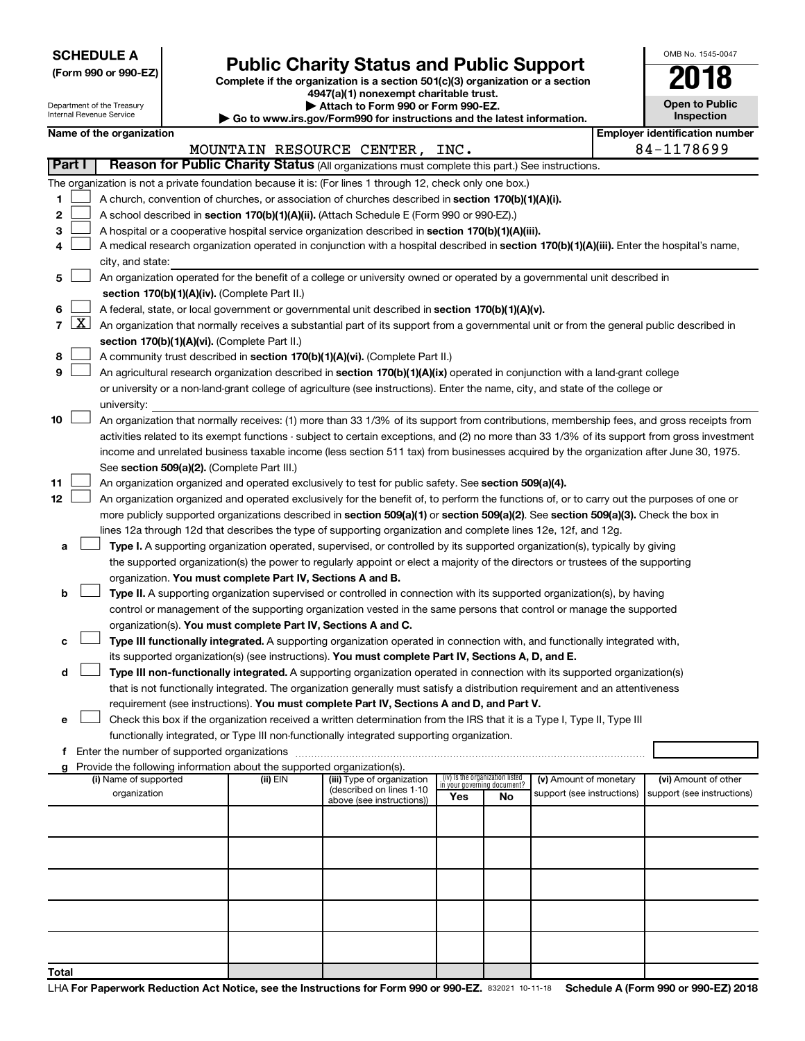**SCHEDULE A**
**(Form 990 or 990-EZ)**

Department of the Treasury
Internal Revenue Service

# Public Charity Status and Public Support

**Complete if the organization is a section 501(c)(3) organization or a section 4947(a)(1) nonexempt charitable trust.**
**▶ Attach to Form 990 or Form 990-EZ.**
**▶ Go to www.irs.gov/Form990 for instructions and the latest information.**

OMB No. 1545-0047

**2018**

**Open to Public Inspection**

**Name of the organization**
MOUNTAIN RESOURCE CENTER, INC.

**Employer identification number**
84-1178699

**Part I** **Reason for Public Charity Status** (All organizations must complete this part.) See instructions.

The organization is not a private foundation because it is: (For lines 1 through 12, check only one box.)

1 ☐ A church, convention of churches, or association of churches described in **section 170(b)(1)(A)(i).**

2 ☐ A school described in **section 170(b)(1)(A)(ii).** (Attach Schedule E (Form 990 or 990-EZ).)

3 ☐ A hospital or a cooperative hospital service organization described in **section 170(b)(1)(A)(iii).**

4 ☐ A medical research organization operated in conjunction with a hospital described in **section 170(b)(1)(A)(iii).** Enter the hospital's name, city, and state:

5 ☐ An organization operated for the benefit of a college or university owned or operated by a governmental unit described in **section 170(b)(1)(A)(iv).** (Complete Part II.)

6 ☐ A federal, state, or local government or governmental unit described in **section 170(b)(1)(A)(v).**

7 ☒ An organization that normally receives a substantial part of its support from a governmental unit or from the general public described in **section 170(b)(1)(A)(vi).** (Complete Part II.)

8 ☐ A community trust described in **section 170(b)(1)(A)(vi).** (Complete Part II.)

9 ☐ An agricultural research organization described in **section 170(b)(1)(A)(ix)** operated in conjunction with a land-grant college or university or a non-land-grant college of agriculture (see instructions). Enter the name, city, and state of the college or university:

10 ☐ An organization that normally receives: (1) more than 33 1/3% of its support from contributions, membership fees, and gross receipts from activities related to its exempt functions - subject to certain exceptions, and (2) no more than 33 1/3% of its support from gross investment income and unrelated business taxable income (less section 511 tax) from businesses acquired by the organization after June 30, 1975. See **section 509(a)(2).** (Complete Part III.)

11 ☐ An organization organized and operated exclusively to test for public safety. See **section 509(a)(4).**

12 ☐ An organization organized and operated exclusively for the benefit of, to perform the functions of, or to carry out the purposes of one or more publicly supported organizations described in **section 509(a)(1)** or **section 509(a)(2)**. See **section 509(a)(3).** Check the box in lines 12a through 12d that describes the type of supporting organization and complete lines 12e, 12f, and 12g.

a ☐ **Type I.** A supporting organization operated, supervised, or controlled by its supported organization(s), typically by giving the supported organization(s) the power to regularly appoint or elect a majority of the directors or trustees of the supporting organization. **You must complete Part IV, Sections A and B.**

b ☐ **Type II.** A supporting organization supervised or controlled in connection with its supported organization(s), by having control or management of the supporting organization vested in the same persons that control or manage the supported organization(s). **You must complete Part IV, Sections A and C.**

c ☐ **Type III functionally integrated.** A supporting organization operated in connection with, and functionally integrated with, its supported organization(s) (see instructions). **You must complete Part IV, Sections A, D, and E.**

d ☐ **Type III non-functionally integrated.** A supporting organization operated in connection with its supported organization(s) that is not functionally integrated. The organization generally must satisfy a distribution requirement and an attentiveness requirement (see instructions). **You must complete Part IV, Sections A and D, and Part V.**

e ☐ Check this box if the organization received a written determination from the IRS that it is a Type I, Type II, Type III functionally integrated, or Type III non-functionally integrated supporting organization.

f Enter the number of supported organizations

g Provide the following information about the supported organization(s).

| (i) Name of supported organization | (ii) EIN | (iii) Type of organization (described on lines 1-10 above (see instructions)) | (iv) Is the organization listed in your governing document? Yes | No | (v) Amount of monetary support (see instructions) | (vi) Amount of other support (see instructions) |
|---|---|---|---|---|---|---|
| | | | | | | |
| | | | | | | |
| | | | | | | |
| | | | | | | |
| | | | | | | |
| **Total** | | | | | | |

LHA **For Paperwork Reduction Act Notice, see the Instructions for Form 990 or 990-EZ.** 832021 10-11-18 **Schedule A (Form 990 or 990-EZ) 2018**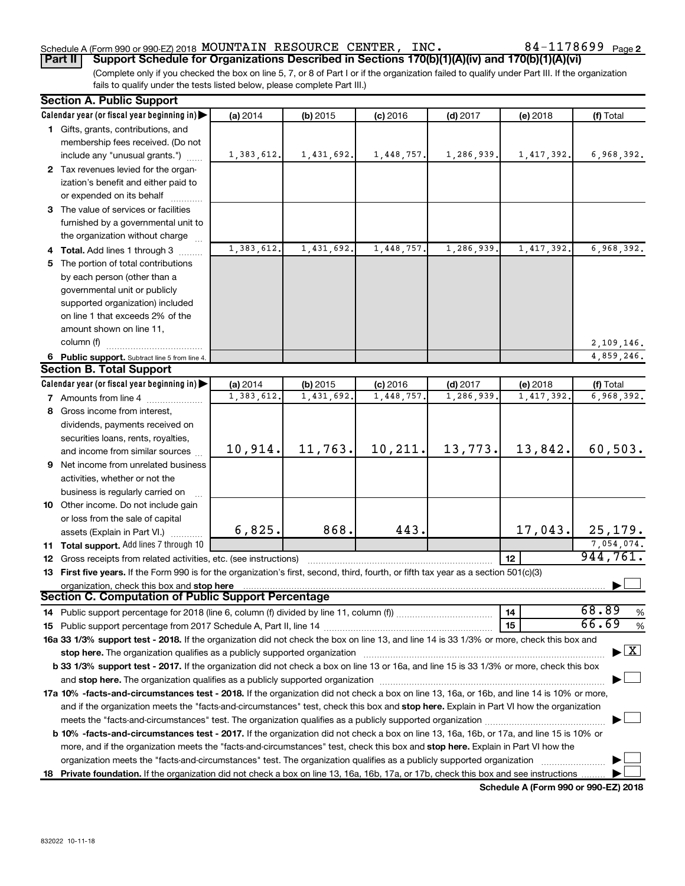Schedule A (Form 990 or 990-EZ) 2018 MOUNTAIN RESOURCE CENTER, INC. 84-1178699 Page 2

**Part II Support Schedule for Organizations Described in Sections 170(b)(1)(A)(iv) and 170(b)(1)(A)(vi)**

(Complete only if you checked the box on line 5, 7, or 8 of Part I or if the organization failed to qualify under Part III. If the organization fails to qualify under the tests listed below, please complete Part III.)

**Section A. Public Support**

| Calendar year (or fiscal year beginning in) ▶ | (a) 2014 | (b) 2015 | (c) 2016 | (d) 2017 | (e) 2018 | (f) Total |
|---|---|---|---|---|---|---|
| 1 Gifts, grants, contributions, and membership fees received. (Do not include any "unusual grants.") | 1,383,612. | 1,431,692. | 1,448,757. | 1,286,939. | 1,417,392. | 6,968,392. |
| 2 Tax revenues levied for the organization's benefit and either paid to or expended on its behalf | | | | | | |
| 3 The value of services or facilities furnished by a governmental unit to the organization without charge | | | | | | |
| 4 **Total.** Add lines 1 through 3 | 1,383,612. | 1,431,692. | 1,448,757. | 1,286,939. | 1,417,392. | 6,968,392. |
| 5 The portion of total contributions by each person (other than a governmental unit or publicly supported organization) included on line 1 that exceeds 2% of the amount shown on line 11, column (f) | | | | | | 2,109,146. |
| 6 **Public support.** Subtract line 5 from line 4. | | | | | | 4,859,246. |

**Section B. Total Support**

| Calendar year (or fiscal year beginning in) ▶ | (a) 2014 | (b) 2015 | (c) 2016 | (d) 2017 | (e) 2018 | (f) Total |
|---|---|---|---|---|---|---|
| 7 Amounts from line 4 | 1,383,612. | 1,431,692. | 1,448,757. | 1,286,939. | 1,417,392. | 6,968,392. |
| 8 Gross income from interest, dividends, payments received on securities loans, rents, royalties, and income from similar sources | 10,914. | 11,763. | 10,211. | 13,773. | 13,842. | 60,503. |
| 9 Net income from unrelated business activities, whether or not the business is regularly carried on | | | | | | |
| 10 Other income. Do not include gain or loss from the sale of capital assets (Explain in Part VI.) | 6,825. | 868. | 443. | | 17,043. | 25,179. |
| 11 **Total support.** Add lines 7 through 10 | | | | | | 7,054,074. |
| 12 Gross receipts from related activities, etc. (see instructions) | | | | | 12 | 944,761. |

13 **First five years.** If the Form 990 is for the organization's first, second, third, fourth, or fifth tax year as a section 501(c)(3) organization, check this box and **stop here** ▶ ☐

**Section C. Computation of Public Support Percentage**

| | | |
|---|---|---|
| 14 Public support percentage for 2018 (line 6, column (f) divided by line 11, column (f)) | 14 | 68.89 % |
| 15 Public support percentage from 2017 Schedule A, Part II, line 14 | 15 | 66.69 % |

**16a 33 1/3% support test - 2018.** If the organization did not check the box on line 13, and line 14 is 33 1/3% or more, check this box and **stop here.** The organization qualifies as a publicly supported organization ▶ ☒

**b 33 1/3% support test - 2017.** If the organization did not check a box on line 13 or 16a, and line 15 is 33 1/3% or more, check this box and **stop here.** The organization qualifies as a publicly supported organization ▶ ☐

**17a 10% -facts-and-circumstances test - 2018.** If the organization did not check a box on line 13, 16a, or 16b, and line 14 is 10% or more, and if the organization meets the "facts-and-circumstances" test, check this box and **stop here.** Explain in Part VI how the organization meets the "facts-and-circumstances" test. The organization qualifies as a publicly supported organization ▶ ☐

**b 10% -facts-and-circumstances test - 2017.** If the organization did not check a box on line 13, 16a, 16b, or 17a, and line 15 is 10% or more, and if the organization meets the "facts-and-circumstances" test, check this box and **stop here.** Explain in Part VI how the organization meets the "facts-and-circumstances" test. The organization qualifies as a publicly supported organization ▶ ☐

**18 Private foundation.** If the organization did not check a box on line 13, 16a, 16b, 17a, or 17b, check this box and see instructions ▶ ☐

**Schedule A (Form 990 or 990-EZ) 2018**

832022 10-11-18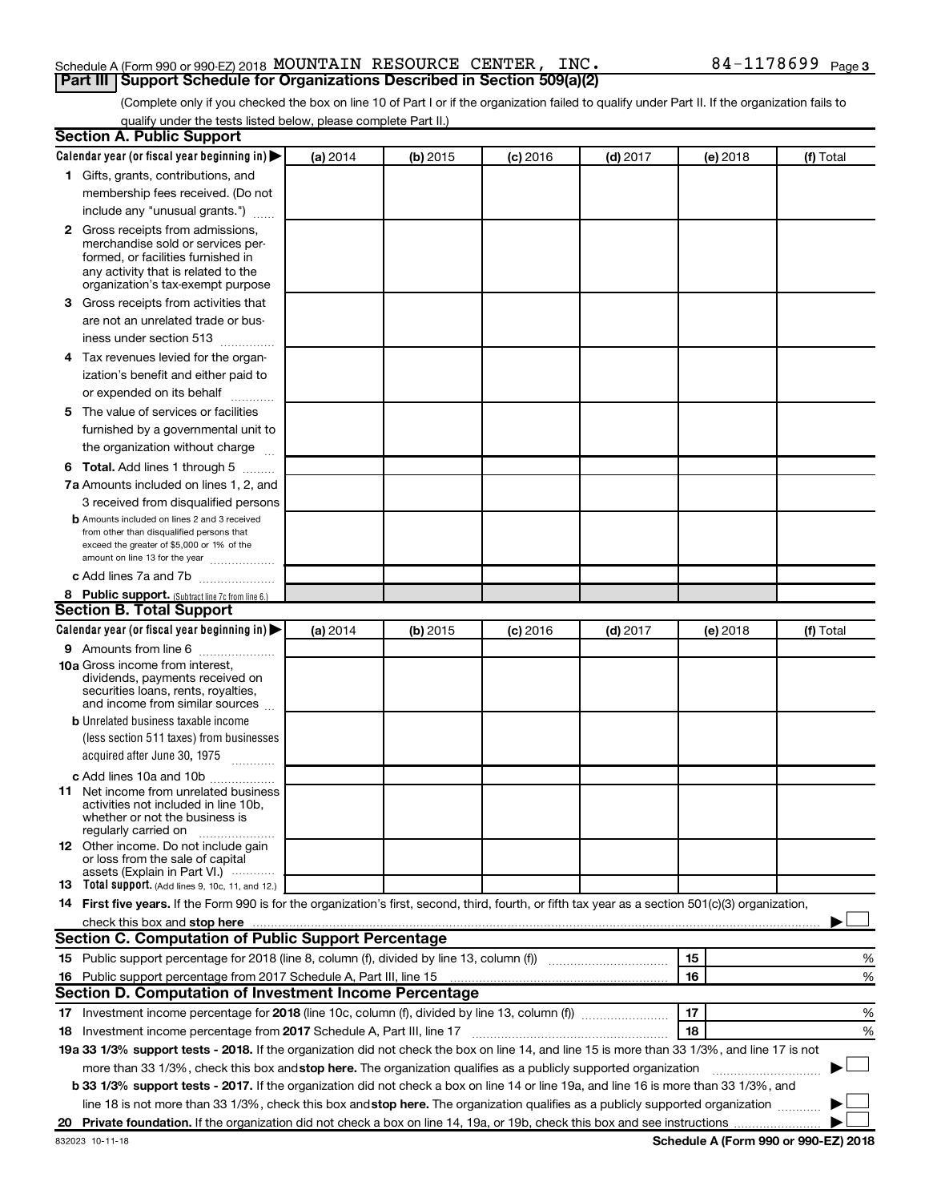Schedule A (Form 990 or 990-EZ) 2018 MOUNTAIN RESOURCE CENTER, INC. 84-1178699 Page 3

## Part III Support Schedule for Organizations Described in Section 509(a)(2)

(Complete only if you checked the box on line 10 of Part I or if the organization failed to qualify under Part II. If the organization fails to qualify under the tests listed below, please complete Part II.)

### Section A. Public Support

| Calendar year (or fiscal year beginning in) ▶ | (a) 2014 | (b) 2015 | (c) 2016 | (d) 2017 | (e) 2018 | (f) Total |
|---|---|---|---|---|---|---|
| 1 Gifts, grants, contributions, and membership fees received. (Do not include any "unusual grants.") | | | | | | |
| 2 Gross receipts from admissions, merchandise sold or services performed, or facilities furnished in any activity that is related to the organization's tax-exempt purpose | | | | | | |
| 3 Gross receipts from activities that are not an unrelated trade or business under section 513 | | | | | | |
| 4 Tax revenues levied for the organization's benefit and either paid to or expended on its behalf | | | | | | |
| 5 The value of services or facilities furnished by a governmental unit to the organization without charge | | | | | | |
| 6 **Total.** Add lines 1 through 5 | | | | | | |
| 7a Amounts included on lines 1, 2, and 3 received from disqualified persons | | | | | | |
| b Amounts included on lines 2 and 3 received from other than disqualified persons that exceed the greater of $5,000 or 1% of the amount on line 13 for the year | | | | | | |
| c Add lines 7a and 7b | | | | | | |
| 8 **Public support.** (Subtract line 7c from line 6.) | | | | | | |

### Section B. Total Support

| Calendar year (or fiscal year beginning in) ▶ | (a) 2014 | (b) 2015 | (c) 2016 | (d) 2017 | (e) 2018 | (f) Total |
|---|---|---|---|---|---|---|
| 9 Amounts from line 6 | | | | | | |
| 10a Gross income from interest, dividends, payments received on securities loans, rents, royalties, and income from similar sources | | | | | | |
| b Unrelated business taxable income (less section 511 taxes) from businesses acquired after June 30, 1975 | | | | | | |
| c Add lines 10a and 10b | | | | | | |
| 11 Net income from unrelated business activities not included in line 10b, whether or not the business is regularly carried on | | | | | | |
| 12 Other income. Do not include gain or loss from the sale of capital assets (Explain in Part VI.) | | | | | | |
| 13 **Total support.** (Add lines 9, 10c, 11, and 12.) | | | | | | |

14 **First five years.** If the Form 990 is for the organization's first, second, third, fourth, or fifth tax year as a section 501(c)(3) organization, check this box and **stop here** ▶ ☐

### Section C. Computation of Public Support Percentage

| | | | |
|---|---|---|---|
| 15 | Public support percentage for 2018 (line 8, column (f), divided by line 13, column (f)) | 15 | % |
| 16 | Public support percentage from 2017 Schedule A, Part III, line 15 | 16 | % |

### Section D. Computation of Investment Income Percentage

| | | | |
|---|---|---|---|
| 17 | Investment income percentage for **2018** (line 10c, column (f), divided by line 13, column (f)) | 17 | % |
| 18 | Investment income percentage from **2017** Schedule A, Part III, line 17 | 18 | % |

**19a 33 1/3% support tests - 2018.** If the organization did not check the box on line 14, and line 15 is more than 33 1/3%, and line 17 is not more than 33 1/3%, check this box and **stop here.** The organization qualifies as a publicly supported organization ▶ ☐

**b 33 1/3% support tests - 2017.** If the organization did not check a box on line 14 or line 19a, and line 16 is more than 33 1/3%, and line 18 is not more than 33 1/3%, check this box and **stop here.** The organization qualifies as a publicly supported organization ▶ ☐

**20 Private foundation.** If the organization did not check a box on line 14, 19a, or 19b, check this box and see instructions ▶ ☐

832023 10-11-18

**Schedule A (Form 990 or 990-EZ) 2018**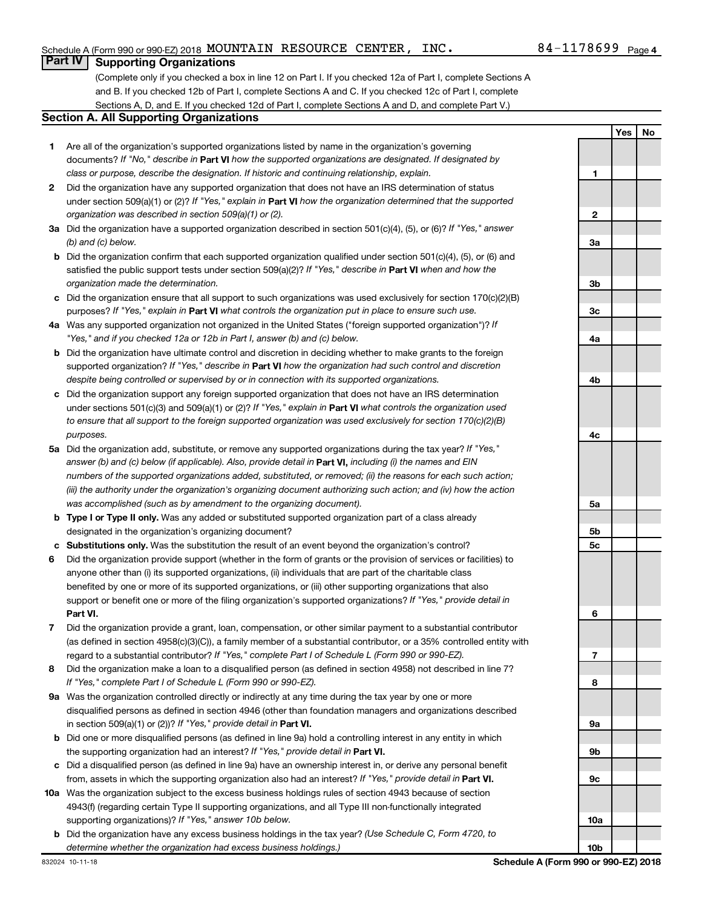Schedule A (Form 990 or 990-EZ) 2018 MOUNTAIN RESOURCE CENTER, INC. 84-1178699 Page 4

## Part IV Supporting Organizations

(Complete only if you checked a box in line 12 on Part I. If you checked 12a of Part I, complete Sections A and B. If you checked 12b of Part I, complete Sections A and C. If you checked 12c of Part I, complete Sections A, D, and E. If you checked 12d of Part I, complete Sections A and D, and complete Part V.)

### Section A. All Supporting Organizations

| | | Line | Yes | No |
|---|---|---|---|---|
| **1** | Are all of the organization's supported organizations listed by name in the organization's governing documents? *If "No," describe in* **Part VI** *how the supported organizations are designated. If designated by class or purpose, describe the designation. If historic and continuing relationship, explain.* | 1 | | |
| **2** | Did the organization have any supported organization that does not have an IRS determination of status under section 509(a)(1) or (2)? *If "Yes," explain in* **Part VI** *how the organization determined that the supported organization was described in section 509(a)(1) or (2).* | 2 | | |
| **3a** | Did the organization have a supported organization described in section 501(c)(4), (5), or (6)? *If "Yes," answer (b) and (c) below.* | 3a | | |
| **b** | Did the organization confirm that each supported organization qualified under section 501(c)(4), (5), or (6) and satisfied the public support tests under section 509(a)(2)? *If "Yes," describe in* **Part VI** *when and how the organization made the determination.* | 3b | | |
| **c** | Did the organization ensure that all support to such organizations was used exclusively for section 170(c)(2)(B) purposes? *If "Yes," explain in* **Part VI** *what controls the organization put in place to ensure such use.* | 3c | | |
| **4a** | Was any supported organization not organized in the United States ("foreign supported organization")? *If "Yes," and if you checked 12a or 12b in Part I, answer (b) and (c) below.* | 4a | | |
| **b** | Did the organization have ultimate control and discretion in deciding whether to make grants to the foreign supported organization? *If "Yes," describe in* **Part VI** *how the organization had such control and discretion despite being controlled or supervised by or in connection with its supported organizations.* | 4b | | |
| **c** | Did the organization support any foreign supported organization that does not have an IRS determination under sections 501(c)(3) and 509(a)(1) or (2)? *If "Yes," explain in* **Part VI** *what controls the organization used to ensure that all support to the foreign supported organization was used exclusively for section 170(c)(2)(B) purposes.* | 4c | | |
| **5a** | Did the organization add, substitute, or remove any supported organizations during the tax year? *If "Yes," answer (b) and (c) below (if applicable). Also, provide detail in* **Part VI,** *including (i) the names and EIN numbers of the supported organizations added, substituted, or removed; (ii) the reasons for each such action; (iii) the authority under the organization's organizing document authorizing such action; and (iv) how the action was accomplished (such as by amendment to the organizing document).* | 5a | | |
| **b** | **Type I or Type II only.** Was any added or substituted supported organization part of a class already designated in the organization's organizing document? | 5b | | |
| **c** | **Substitutions only.** Was the substitution the result of an event beyond the organization's control? | 5c | | |
| **6** | Did the organization provide support (whether in the form of grants or the provision of services or facilities) to anyone other than (i) its supported organizations, (ii) individuals that are part of the charitable class benefited by one or more of its supported organizations, or (iii) other supporting organizations that also support or benefit one or more of the filing organization's supported organizations? *If "Yes," provide detail in* **Part VI.** | 6 | | |
| **7** | Did the organization provide a grant, loan, compensation, or other similar payment to a substantial contributor (as defined in section 4958(c)(3)(C)), a family member of a substantial contributor, or a 35% controlled entity with regard to a substantial contributor? *If "Yes," complete Part I of Schedule L (Form 990 or 990-EZ).* | 7 | | |
| **8** | Did the organization make a loan to a disqualified person (as defined in section 4958) not described in line 7? *If "Yes," complete Part I of Schedule L (Form 990 or 990-EZ).* | 8 | | |
| **9a** | Was the organization controlled directly or indirectly at any time during the tax year by one or more disqualified persons as defined in section 4946 (other than foundation managers and organizations described in section 509(a)(1) or (2))? *If "Yes," provide detail in* **Part VI.** | 9a | | |
| **b** | Did one or more disqualified persons (as defined in line 9a) hold a controlling interest in any entity in which the supporting organization had an interest? *If "Yes," provide detail in* **Part VI.** | 9b | | |
| **c** | Did a disqualified person (as defined in line 9a) have an ownership interest in, or derive any personal benefit from, assets in which the supporting organization also had an interest? *If "Yes," provide detail in* **Part VI.** | 9c | | |
| **10a** | Was the organization subject to the excess business holdings rules of section 4943 because of section 4943(f) (regarding certain Type II supporting organizations, and all Type III non-functionally integrated supporting organizations)? *If "Yes," answer 10b below.* | 10a | | |
| **b** | Did the organization have any excess business holdings in the tax year? *(Use Schedule C, Form 4720, to determine whether the organization had excess business holdings.)* | 10b | | |

832024 10-11-18 **Schedule A (Form 990 or 990-EZ) 2018**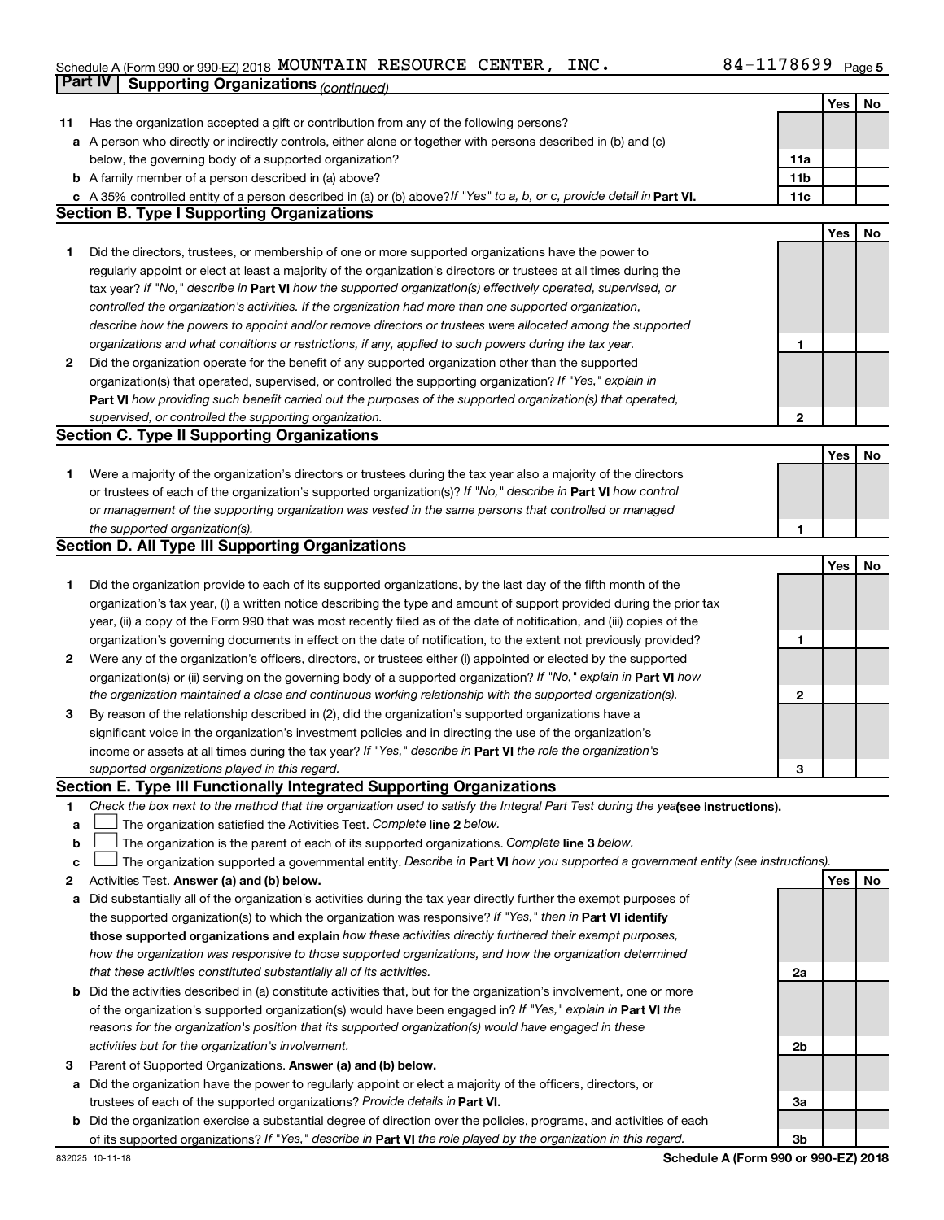Schedule A (Form 990 or 990-EZ) 2018 MOUNTAIN RESOURCE CENTER, INC. 84-1178699

## Part IV Supporting Organizations *(continued)*

| | | | Yes | No |
|---|---|---|---|---|
| 11 | Has the organization accepted a gift or contribution from any of the following persons? | | | |
| a | A person who directly or indirectly controls, either alone or together with persons described in (b) and (c) below, the governing body of a supported organization? | 11a | | |
| b | A family member of a person described in (a) above? | 11b | | |
| c | A 35% controlled entity of a person described in (a) or (b) above? *If "Yes" to a, b, or c, provide detail in* **Part VI.** | 11c | | |

### Section B. Type I Supporting Organizations

| | | | Yes | No |
|---|---|---|---|---|
| 1 | Did the directors, trustees, or membership of one or more supported organizations have the power to regularly appoint or elect at least a majority of the organization's directors or trustees at all times during the tax year? *If "No," describe in* **Part VI** *how the supported organization(s) effectively operated, supervised, or controlled the organization's activities. If the organization had more than one supported organization, describe how the powers to appoint and/or remove directors or trustees were allocated among the supported organizations and what conditions or restrictions, if any, applied to such powers during the tax year.* | 1 | | |
| 2 | Did the organization operate for the benefit of any supported organization other than the supported organization(s) that operated, supervised, or controlled the supporting organization? *If "Yes," explain in* **Part VI** *how providing such benefit carried out the purposes of the supported organization(s) that operated, supervised, or controlled the supporting organization.* | 2 | | |

### Section C. Type II Supporting Organizations

| | | | Yes | No |
|---|---|---|---|---|
| 1 | Were a majority of the organization's directors or trustees during the tax year also a majority of the directors or trustees of each of the organization's supported organization(s)? *If "No," describe in* **Part VI** *how control or management of the supporting organization was vested in the same persons that controlled or managed the supported organization(s).* | 1 | | |

### Section D. All Type III Supporting Organizations

| | | | Yes | No |
|---|---|---|---|---|
| 1 | Did the organization provide to each of its supported organizations, by the last day of the fifth month of the organization's tax year, (i) a written notice describing the type and amount of support provided during the prior tax year, (ii) a copy of the Form 990 that was most recently filed as of the date of notification, and (iii) copies of the organization's governing documents in effect on the date of notification, to the extent not previously provided? | 1 | | |
| 2 | Were any of the organization's officers, directors, or trustees either (i) appointed or elected by the supported organization(s) or (ii) serving on the governing body of a supported organization? *If "No," explain in* **Part VI** *how the organization maintained a close and continuous working relationship with the supported organization(s).* | 2 | | |
| 3 | By reason of the relationship described in (2), did the organization's supported organizations have a significant voice in the organization's investment policies and in directing the use of the organization's income or assets at all times during the tax year? *If "Yes," describe in* **Part VI** *the role the organization's supported organizations played in this regard.* | 3 | | |

### Section E. Type III Functionally Integrated Supporting Organizations

1 *Check the box next to the method that the organization used to satisfy the Integral Part Test during the year* **(see instructions).**

a ☐ The organization satisfied the Activities Test. *Complete* **line 2** *below.*

b ☐ The organization is the parent of each of its supported organizations. *Complete* **line 3** *below.*

c ☐ The organization supported a governmental entity. *Describe in* **Part VI** *how you supported a government entity (see instructions).*

| | | | Yes | No |
|---|---|---|---|---|
| 2 | Activities Test. **Answer (a) and (b) below.** | | | |
| a | Did substantially all of the organization's activities during the tax year directly further the exempt purposes of the supported organization(s) to which the organization was responsive? *If "Yes," then in* **Part VI identify those supported organizations and explain** *how these activities directly furthered their exempt purposes, how the organization was responsive to those supported organizations, and how the organization determined that these activities constituted substantially all of its activities.* | 2a | | |
| b | Did the activities described in (a) constitute activities that, but for the organization's involvement, one or more of the organization's supported organization(s) would have been engaged in? *If "Yes," explain in* **Part VI** *the reasons for the organization's position that its supported organization(s) would have engaged in these activities but for the organization's involvement.* | 2b | | |
| 3 | Parent of Supported Organizations. **Answer (a) and (b) below.** | | | |
| a | Did the organization have the power to regularly appoint or elect a majority of the officers, directors, or trustees of each of the supported organizations? *Provide details in* **Part VI.** | 3a | | |
| b | Did the organization exercise a substantial degree of direction over the policies, programs, and activities of each of its supported organizations? *If "Yes," describe in* **Part VI** *the role played by the organization in this regard.* | 3b | | |

832025 10-11-18 **Schedule A (Form 990 or 990-EZ) 2018**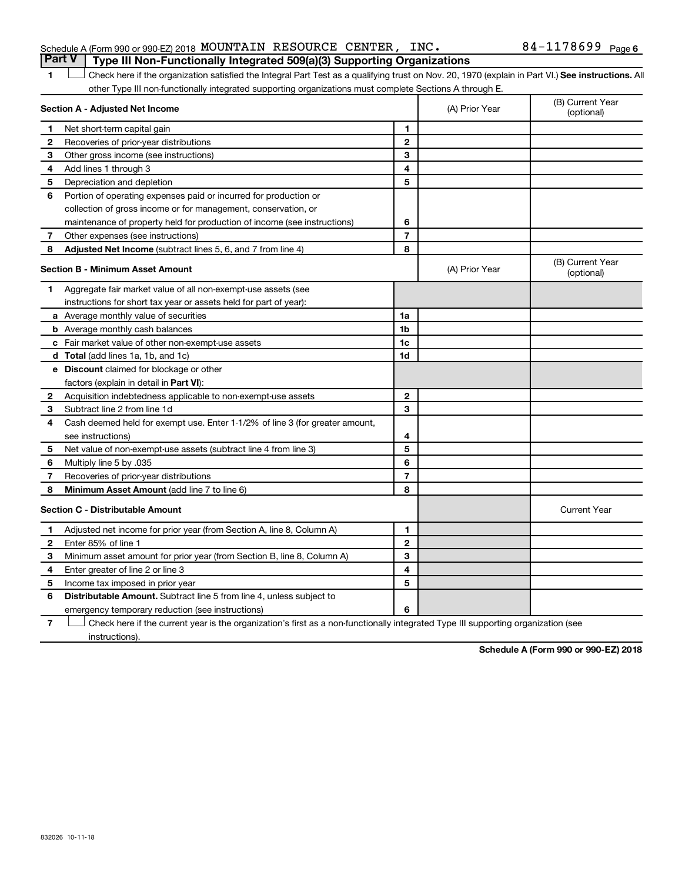Schedule A (Form 990 or 990-EZ) 2018 MOUNTAIN RESOURCE CENTER, INC. 84-1178699 Page 6

## Part V Type III Non-Functionally Integrated 509(a)(3) Supporting Organizations

1 ☐ Check here if the organization satisfied the Integral Part Test as a qualifying trust on Nov. 20, 1970 (explain in Part VI.) **See instructions.** All other Type III non-functionally integrated supporting organizations must complete Sections A through E.

| **Section A - Adjusted Net Income** | | (A) Prior Year | (B) Current Year (optional) |
|---|---|---|---|
| 1 Net short-term capital gain | 1 | | |
| 2 Recoveries of prior-year distributions | 2 | | |
| 3 Other gross income (see instructions) | 3 | | |
| 4 Add lines 1 through 3 | 4 | | |
| 5 Depreciation and depletion | 5 | | |
| 6 Portion of operating expenses paid or incurred for production or collection of gross income or for management, conservation, or maintenance of property held for production of income (see instructions) | 6 | | |
| 7 Other expenses (see instructions) | 7 | | |
| 8 **Adjusted Net Income** (subtract lines 5, 6, and 7 from line 4) | 8 | | |

| **Section B - Minimum Asset Amount** | | (A) Prior Year | (B) Current Year (optional) |
|---|---|---|---|
| 1 Aggregate fair market value of all non-exempt-use assets (see instructions for short tax year or assets held for part of year): | | | |
| a Average monthly value of securities | 1a | | |
| b Average monthly cash balances | 1b | | |
| c Fair market value of other non-exempt-use assets | 1c | | |
| d **Total** (add lines 1a, 1b, and 1c) | 1d | | |
| e **Discount** claimed for blockage or other factors (explain in detail in **Part VI**): | | | |
| 2 Acquisition indebtedness applicable to non-exempt-use assets | 2 | | |
| 3 Subtract line 2 from line 1d | 3 | | |
| 4 Cash deemed held for exempt use. Enter 1-1/2% of line 3 (for greater amount, see instructions) | 4 | | |
| 5 Net value of non-exempt-use assets (subtract line 4 from line 3) | 5 | | |
| 6 Multiply line 5 by .035 | 6 | | |
| 7 Recoveries of prior-year distributions | 7 | | |
| 8 **Minimum Asset Amount** (add line 7 to line 6) | 8 | | |

| **Section C - Distributable Amount** | | | Current Year |
|---|---|---|---|
| 1 Adjusted net income for prior year (from Section A, line 8, Column A) | 1 | | |
| 2 Enter 85% of line 1 | 2 | | |
| 3 Minimum asset amount for prior year (from Section B, line 8, Column A) | 3 | | |
| 4 Enter greater of line 2 or line 3 | 4 | | |
| 5 Income tax imposed in prior year | 5 | | |
| 6 **Distributable Amount.** Subtract line 5 from line 4, unless subject to emergency temporary reduction (see instructions) | 6 | | |

7 ☐ Check here if the current year is the organization's first as a non-functionally integrated Type III supporting organization (see instructions).

**Schedule A (Form 990 or 990-EZ) 2018**

832026 10-11-18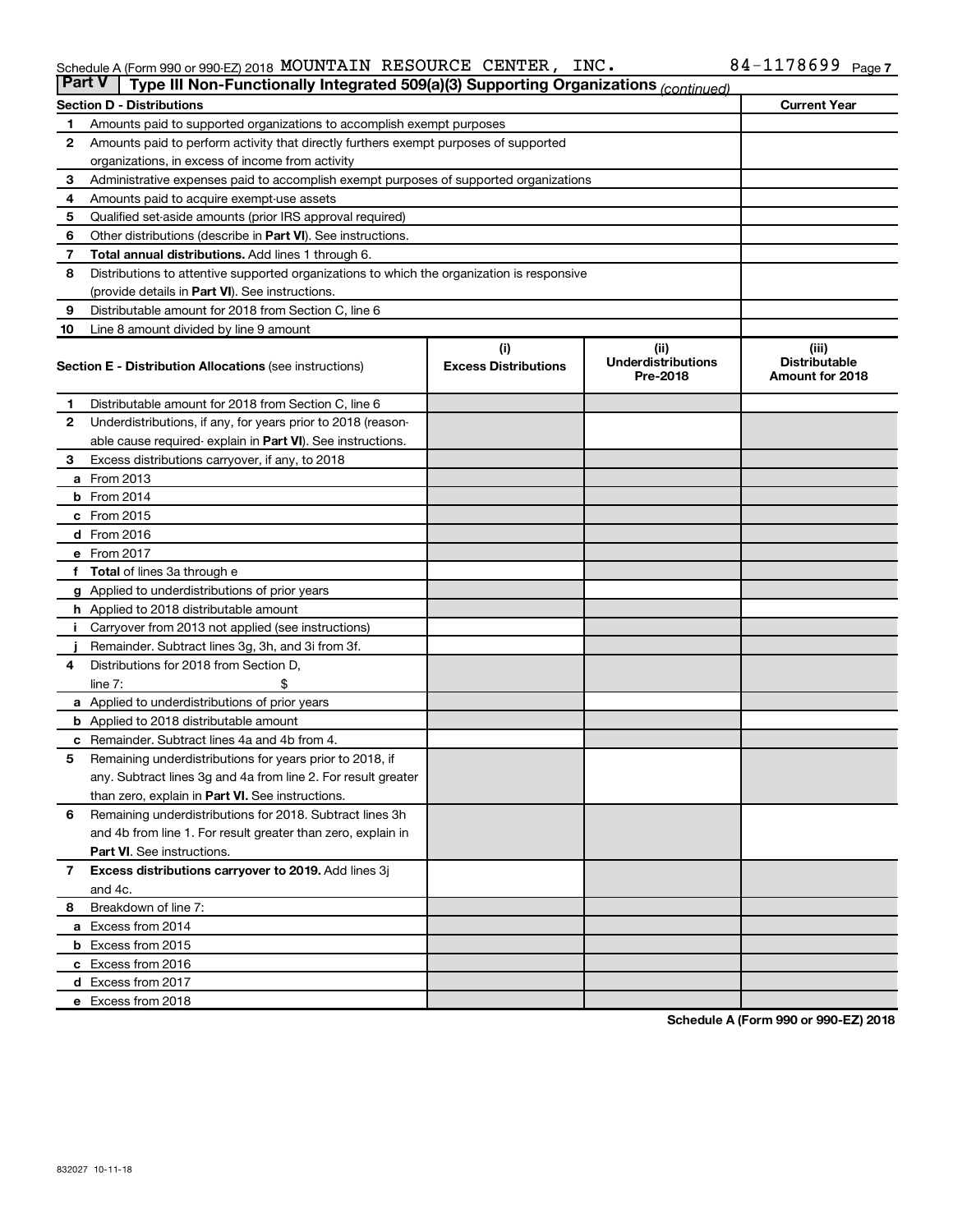Schedule A (Form 990 or 990-EZ) 2018 MOUNTAIN RESOURCE CENTER, INC. 84-1178699 Page 7

**Part V | Type III Non-Functionally Integrated 509(a)(3) Supporting Organizations** *(continued)*

| **Section D - Distributions** | | **Current Year** |
|---|---|---|
| **1** | Amounts paid to supported organizations to accomplish exempt purposes | |
| **2** | Amounts paid to perform activity that directly furthers exempt purposes of supported organizations, in excess of income from activity | |
| **3** | Administrative expenses paid to accomplish exempt purposes of supported organizations | |
| **4** | Amounts paid to acquire exempt-use assets | |
| **5** | Qualified set-aside amounts (prior IRS approval required) | |
| **6** | Other distributions (describe in **Part VI**). See instructions. | |
| **7** | **Total annual distributions.** Add lines 1 through 6. | |
| **8** | Distributions to attentive supported organizations to which the organization is responsive (provide details in **Part VI**). See instructions. | |
| **9** | Distributable amount for 2018 from Section C, line 6 | |
| **10** | Line 8 amount divided by line 9 amount | |

| **Section E - Distribution Allocations** (see instructions) | | (i) **Excess Distributions** | (ii) **Underdistributions Pre-2018** | (iii) **Distributable Amount for 2018** |
|---|---|---|---|---|
| **1** | Distributable amount for 2018 from Section C, line 6 | | | |
| **2** | Underdistributions, if any, for years prior to 2018 (reasonable cause required- explain in **Part VI**). See instructions. | | | |
| **3** | Excess distributions carryover, if any, to 2018 | | | |
| **a** | From 2013 | | | |
| **b** | From 2014 | | | |
| **c** | From 2015 | | | |
| **d** | From 2016 | | | |
| **e** | From 2017 | | | |
| **f** | **Total** of lines 3a through e | | | |
| **g** | Applied to underdistributions of prior years | | | |
| **h** | Applied to 2018 distributable amount | | | |
| **i** | Carryover from 2013 not applied (see instructions) | | | |
| **j** | Remainder. Subtract lines 3g, 3h, and 3i from 3f. | | | |
| **4** | Distributions for 2018 from Section D, line 7: $ | | | |
| **a** | Applied to underdistributions of prior years | | | |
| **b** | Applied to 2018 distributable amount | | | |
| **c** | Remainder. Subtract lines 4a and 4b from 4. | | | |
| **5** | Remaining underdistributions for years prior to 2018, if any. Subtract lines 3g and 4a from line 2. For result greater than zero, explain in **Part VI.** See instructions. | | | |
| **6** | Remaining underdistributions for 2018. Subtract lines 3h and 4b from line 1. For result greater than zero, explain in **Part VI**. See instructions. | | | |
| **7** | **Excess distributions carryover to 2019.** Add lines 3j and 4c. | | | |
| **8** | Breakdown of line 7: | | | |
| **a** | Excess from 2014 | | | |
| **b** | Excess from 2015 | | | |
| **c** | Excess from 2016 | | | |
| **d** | Excess from 2017 | | | |
| **e** | Excess from 2018 | | | |

**Schedule A (Form 990 or 990-EZ) 2018**

832027 10-11-18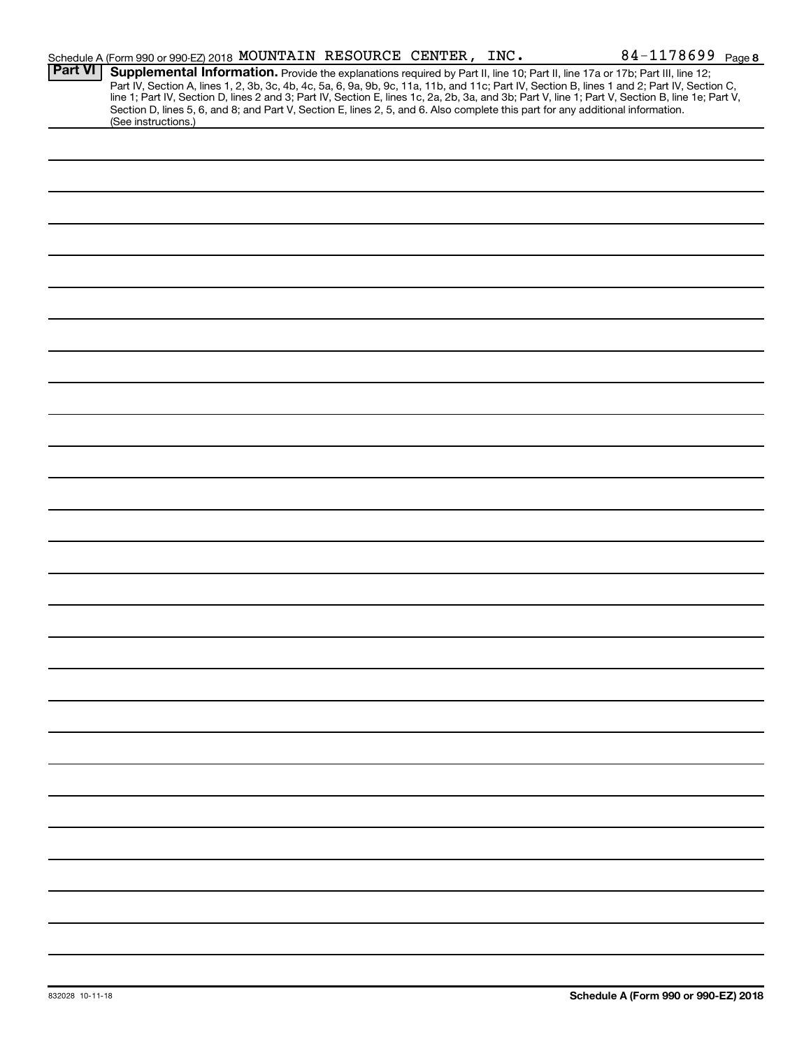Schedule A (Form 990 or 990-EZ) 2018 MOUNTAIN RESOURCE CENTER, INC. 84-1178699 Page 8

**Part VI** **Supplemental Information.** Provide the explanations required by Part II, line 10; Part II, line 17a or 17b; Part III, line 12; Part IV, Section A, lines 1, 2, 3b, 3c, 4b, 4c, 5a, 6, 9a, 9b, 9c, 11a, 11b, and 11c; Part IV, Section B, lines 1 and 2; Part IV, Section C, line 1; Part IV, Section D, lines 2 and 3; Part IV, Section E, lines 1c, 2a, 2b, 3a, and 3b; Part V, line 1; Part V, Section B, line 1e; Part V, Section D, lines 5, 6, and 8; and Part V, Section E, lines 2, 5, and 6. Also complete this part for any additional information. (See instructions.)

832028 10-11-18

Schedule A (Form 990 or 990-EZ) 2018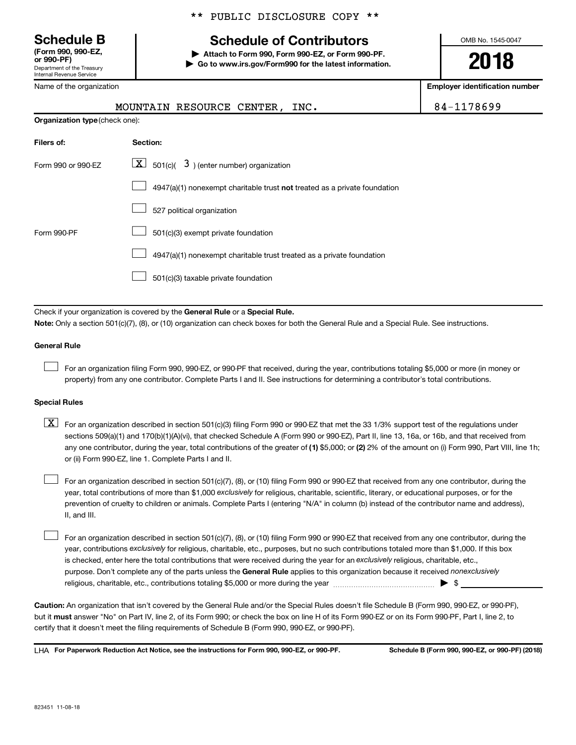** PUBLIC DISCLOSURE COPY **

# Schedule B

**(Form 990, 990-EZ, or 990-PF)**
Department of the Treasury
Internal Revenue Service

## Schedule of Contributors

▶ **Attach to Form 990, Form 990-EZ, or Form 990-PF.**
▶ **Go to www.irs.gov/Form990 for the latest information.**

OMB No. 1545-0047

**2018**

| Name of the organization | Employer identification number |
|---|---|
| MOUNTAIN RESOURCE CENTER, INC. | 84-1178699 |

**Organization type** (check one):

| Filers of: | Section: |
|---|---|
| Form 990 or 990-EZ | [X] 501(c)( 3 ) (enter number) organization |
| | [ ] 4947(a)(1) nonexempt charitable trust **not** treated as a private foundation |
| | [ ] 527 political organization |
| Form 990-PF | [ ] 501(c)(3) exempt private foundation |
| | [ ] 4947(a)(1) nonexempt charitable trust treated as a private foundation |
| | [ ] 501(c)(3) taxable private foundation |

Check if your organization is covered by the **General Rule** or a **Special Rule.**

**Note:** Only a section 501(c)(7), (8), or (10) organization can check boxes for both the General Rule and a Special Rule. See instructions.

**General Rule**

[ ] For an organization filing Form 990, 990-EZ, or 990-PF that received, during the year, contributions totaling $5,000 or more (in money or property) from any one contributor. Complete Parts I and II. See instructions for determining a contributor's total contributions.

**Special Rules**

[X] For an organization described in section 501(c)(3) filing Form 990 or 990-EZ that met the 33 1/3% support test of the regulations under sections 509(a)(1) and 170(b)(1)(A)(vi), that checked Schedule A (Form 990 or 990-EZ), Part II, line 13, 16a, or 16b, and that received from any one contributor, during the year, total contributions of the greater of **(1)** $5,000; or **(2)** 2% of the amount on (i) Form 990, Part VIII, line 1h; or (ii) Form 990-EZ, line 1. Complete Parts I and II.

[ ] For an organization described in section 501(c)(7), (8), or (10) filing Form 990 or 990-EZ that received from any one contributor, during the year, total contributions of more than $1,000 *exclusively* for religious, charitable, scientific, literary, or educational purposes, or for the prevention of cruelty to children or animals. Complete Parts I (entering "N/A" in column (b) instead of the contributor name and address), II, and III.

[ ] For an organization described in section 501(c)(7), (8), or (10) filing Form 990 or 990-EZ that received from any one contributor, during the year, contributions *exclusively* for religious, charitable, etc., purposes, but no such contributions totaled more than $1,000. If this box is checked, enter here the total contributions that were received during the year for an *exclusively* religious, charitable, etc., purpose. Don't complete any of the parts unless the **General Rule** applies to this organization because it received *nonexclusively* religious, charitable, etc., contributions totaling $5,000 or more during the year ▶ $ ____________

**Caution:** An organization that isn't covered by the General Rule and/or the Special Rules doesn't file Schedule B (Form 990, 990-EZ, or 990-PF), but it **must** answer "No" on Part IV, line 2, of its Form 990; or check the box on line H of its Form 990-EZ or on its Form 990-PF, Part I, line 2, to certify that it doesn't meet the filing requirements of Schedule B (Form 990, 990-EZ, or 990-PF).

LHA **For Paperwork Reduction Act Notice, see the instructions for Form 990, 990-EZ, or 990-PF.** **Schedule B (Form 990, 990-EZ, or 990-PF) (2018)**

823451 11-08-18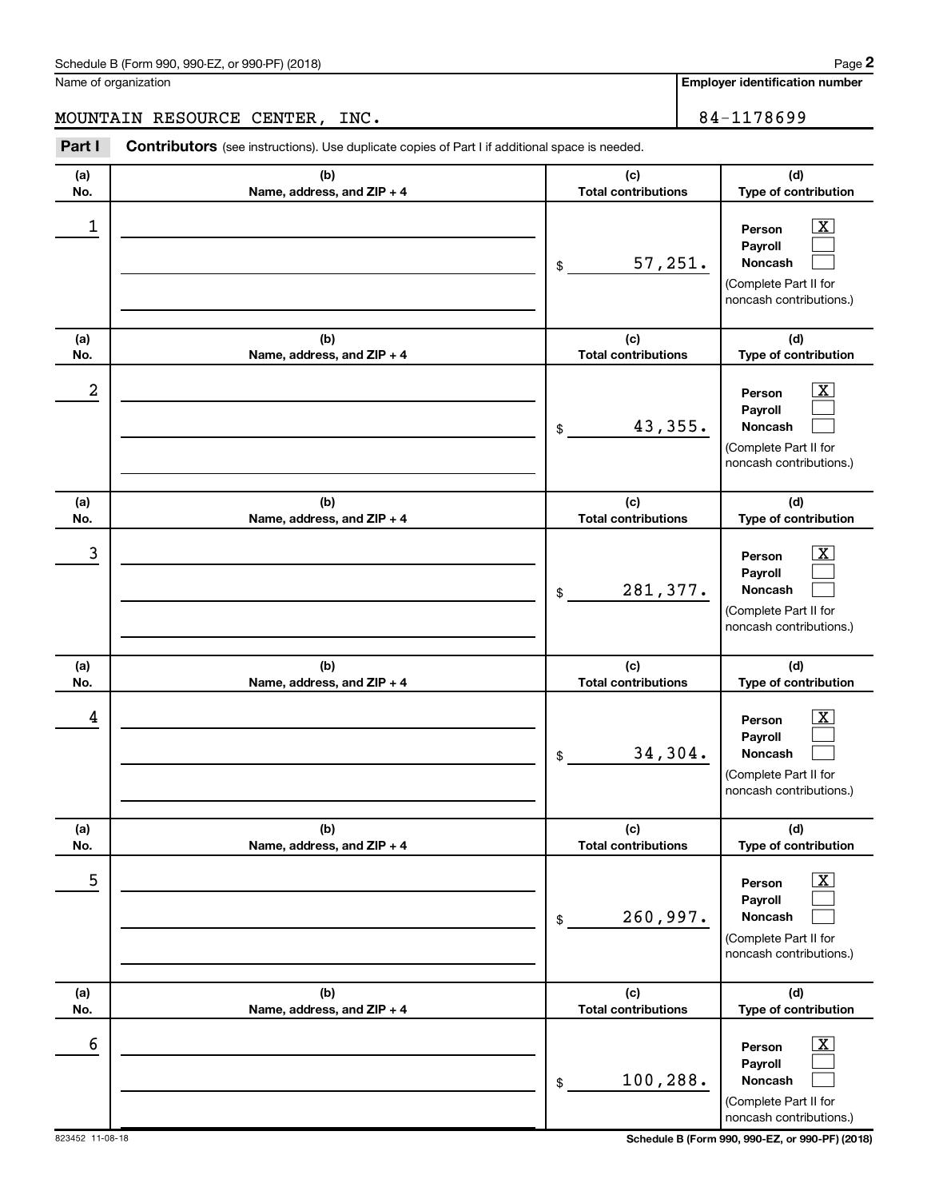Schedule B (Form 990, 990-EZ, or 990-PF) (2018)

Name of organization: MOUNTAIN RESOURCE CENTER, INC.

**Employer identification number:** 84-1178699

**Part I** **Contributors** (see instructions). Use duplicate copies of Part I if additional space is needed.

| (a) No. | (b) Name, address, and ZIP + 4 | (c) Total contributions | (d) Type of contribution |
|---|---|---|---|
| 1 | | $ 57,251. | Person [X] Payroll [ ] Noncash [ ] (Complete Part II for noncash contributions.) |
| 2 | | $ 43,355. | Person [X] Payroll [ ] Noncash [ ] (Complete Part II for noncash contributions.) |
| 3 | | $ 281,377. | Person [X] Payroll [ ] Noncash [ ] (Complete Part II for noncash contributions.) |
| 4 | | $ 34,304. | Person [X] Payroll [ ] Noncash [ ] (Complete Part II for noncash contributions.) |
| 5 | | $ 260,997. | Person [X] Payroll [ ] Noncash [ ] (Complete Part II for noncash contributions.) |
| 6 | | $ 100,288. | Person [X] Payroll [ ] Noncash [ ] (Complete Part II for noncash contributions.) |

823452 11-08-18

Schedule B (Form 990, 990-EZ, or 990-PF) (2018)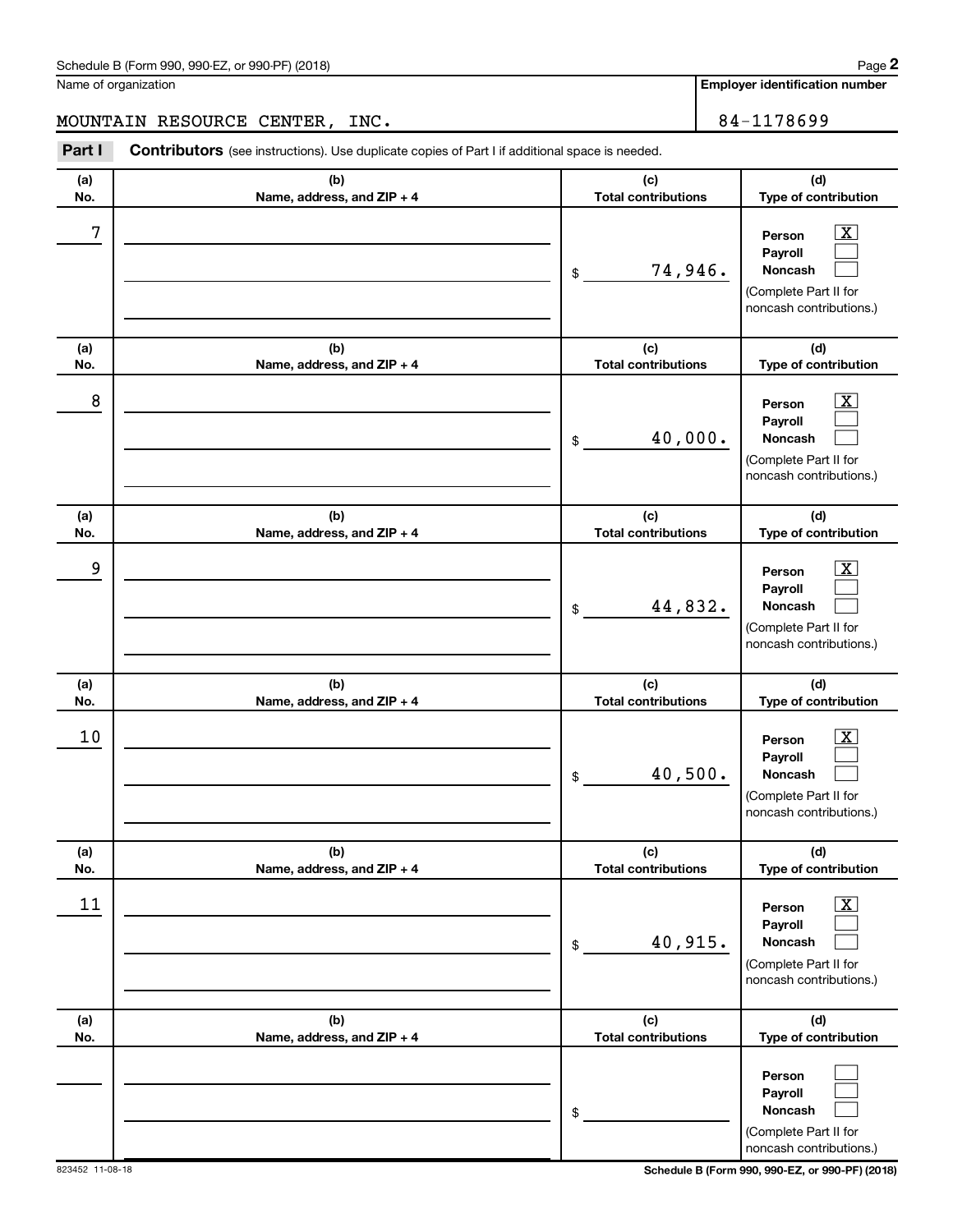Schedule B (Form 990, 990-EZ, or 990-PF) (2018)

Name of organization: MOUNTAIN RESOURCE CENTER, INC.

Employer identification number: 84-1178699

**Part I** **Contributors** (see instructions). Use duplicate copies of Part I if additional space is needed.

| (a) No. | (b) Name, address, and ZIP + 4 | (c) Total contributions | (d) Type of contribution |
|---|---|---|---|
| 7 | | $ 74,946. | Person [X] Payroll [ ] Noncash [ ] (Complete Part II for noncash contributions.) |
| 8 | | $ 40,000. | Person [X] Payroll [ ] Noncash [ ] (Complete Part II for noncash contributions.) |
| 9 | | $ 44,832. | Person [X] Payroll [ ] Noncash [ ] (Complete Part II for noncash contributions.) |
| 10 | | $ 40,500. | Person [X] Payroll [ ] Noncash [ ] (Complete Part II for noncash contributions.) |
| 11 | | $ 40,915. | Person [X] Payroll [ ] Noncash [ ] (Complete Part II for noncash contributions.) |
| | | $ | Person [ ] Payroll [ ] Noncash [ ] (Complete Part II for noncash contributions.) |

823452 11-08-18

Schedule B (Form 990, 990-EZ, or 990-PF) (2018)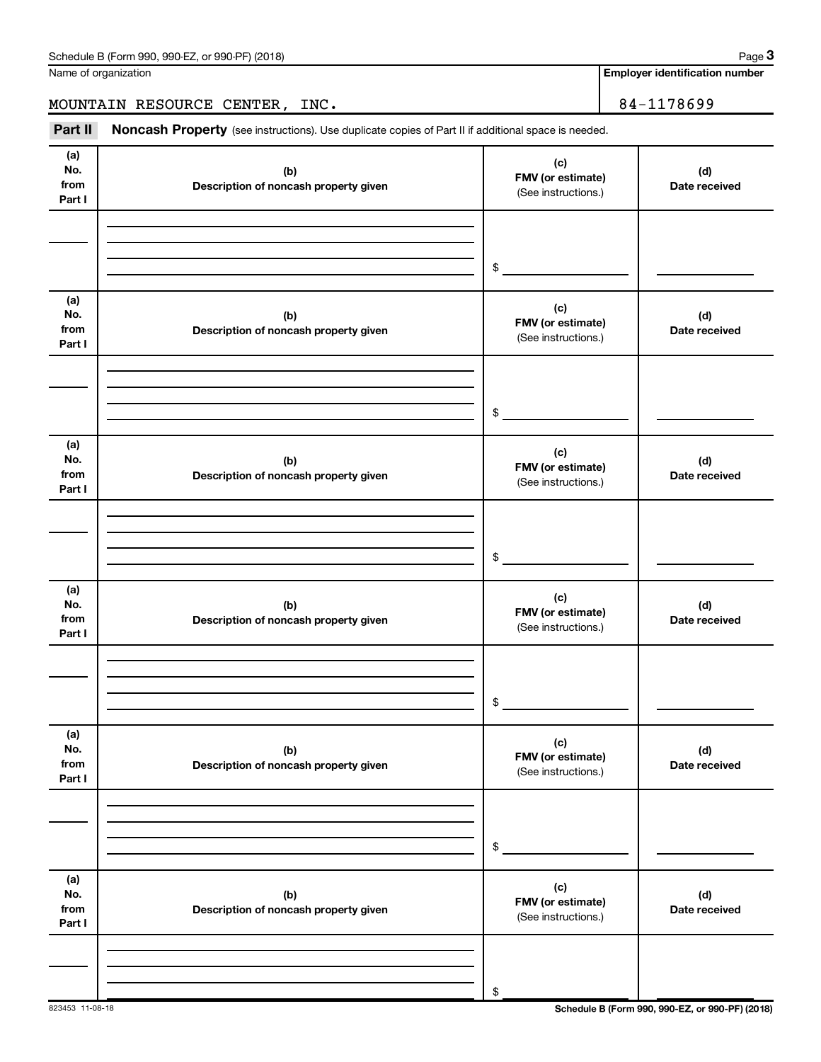Name of organization

MOUNTAIN RESOURCE CENTER, INC.

**Employer identification number**

84-1178699

**Part II** **Noncash Property** (see instructions). Use duplicate copies of Part II if additional space is needed.

| (a) No. from Part I | (b) Description of noncash property given | (c) FMV (or estimate) (See instructions.) | (d) Date received |
|---|---|---|---|
| | | $ | |

| (a) No. from Part I | (b) Description of noncash property given | (c) FMV (or estimate) (See instructions.) | (d) Date received |
|---|---|---|---|
| | | $ | |

| (a) No. from Part I | (b) Description of noncash property given | (c) FMV (or estimate) (See instructions.) | (d) Date received |
|---|---|---|---|
| | | $ | |

| (a) No. from Part I | (b) Description of noncash property given | (c) FMV (or estimate) (See instructions.) | (d) Date received |
|---|---|---|---|
| | | $ | |

| (a) No. from Part I | (b) Description of noncash property given | (c) FMV (or estimate) (See instructions.) | (d) Date received |
|---|---|---|---|
| | | $ | |

| (a) No. from Part I | (b) Description of noncash property given | (c) FMV (or estimate) (See instructions.) | (d) Date received |
|---|---|---|---|
| | | $ | |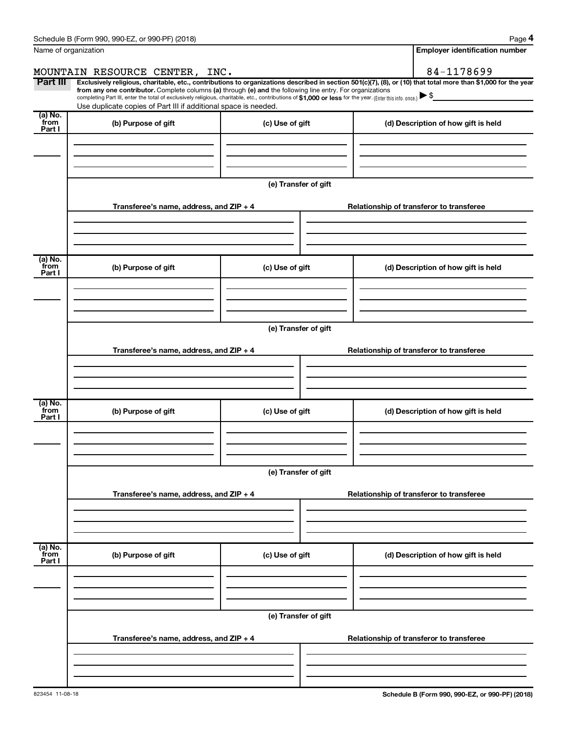Name of organization

MOUNTAIN RESOURCE CENTER, INC.

**Employer identification number**

84-1178699

**Part III** **Exclusively religious, charitable, etc., contributions to organizations described in section 501(c)(7), (8), or (10) that total more than $1,000 for the year from any one contributor.** Complete columns **(a)** through **(e) and** the following line entry. For organizations completing Part III, enter the total of exclusively religious, charitable, etc., contributions of **$1,000 or less** for the year. (Enter this info. once.) ▶ $

Use duplicate copies of Part III if additional space is needed.

| (a) No. from Part I | (b) Purpose of gift | (c) Use of gift | (d) Description of how gift is held |
|---|---|---|---|
| | | | |

(e) Transfer of gift

| Transferee's name, address, and ZIP + 4 | Relationship of transferor to transferee |
|---|---|
| | |

| (a) No. from Part I | (b) Purpose of gift | (c) Use of gift | (d) Description of how gift is held |
|---|---|---|---|
| | | | |

(e) Transfer of gift

| Transferee's name, address, and ZIP + 4 | Relationship of transferor to transferee |
|---|---|
| | |

| (a) No. from Part I | (b) Purpose of gift | (c) Use of gift | (d) Description of how gift is held |
|---|---|---|---|
| | | | |

(e) Transfer of gift

| Transferee's name, address, and ZIP + 4 | Relationship of transferor to transferee |
|---|---|
| | |

| (a) No. from Part I | (b) Purpose of gift | (c) Use of gift | (d) Description of how gift is held |
|---|---|---|---|
| | | | |

(e) Transfer of gift

| Transferee's name, address, and ZIP + 4 | Relationship of transferor to transferee |
|---|---|
| | |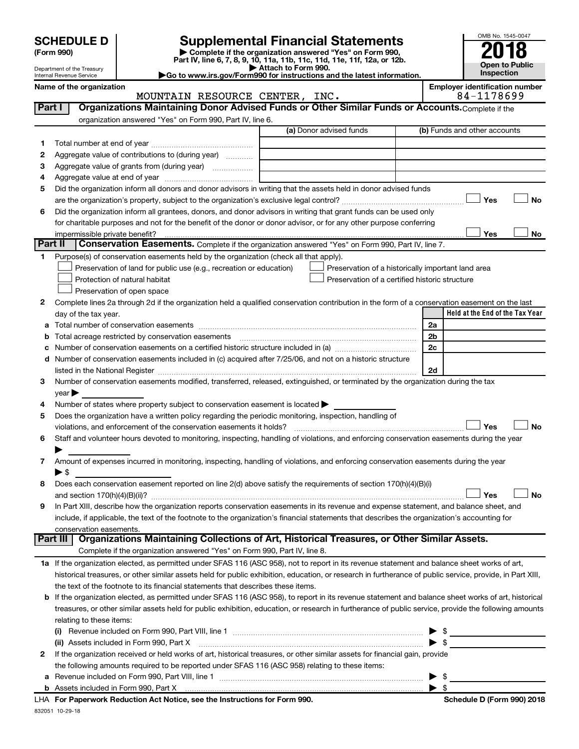# SCHEDULE D (Form 990)

Department of the Treasury
Internal Revenue Service

## Supplemental Financial Statements

▶ Complete if the organization answered "Yes" on Form 990, Part IV, line 6, 7, 8, 9, 10, 11a, 11b, 11c, 11d, 11e, 11f, 12a, or 12b.
▶ Attach to Form 990.
▶Go to www.irs.gov/Form990 for instructions and the latest information.

OMB No. 1545-0047

**2018**

**Open to Public Inspection**

**Name of the organization:** MOUNTAIN RESOURCE CENTER, INC.

**Employer identification number:** 84-1178699

**Part I — Organizations Maintaining Donor Advised Funds or Other Similar Funds or Accounts.** Complete if the organization answered "Yes" on Form 990, Part IV, line 6.

| | | (a) Donor advised funds | (b) Funds and other accounts |
|---|---|---|---|
| 1 | Total number at end of year | | |
| 2 | Aggregate value of contributions to (during year) | | |
| 3 | Aggregate value of grants from (during year) | | |
| 4 | Aggregate value at end of year | | |

5 Did the organization inform all donors and donor advisors in writing that the assets held in donor advised funds are the organization's property, subject to the organization's exclusive legal control? ☐ Yes ☐ No

6 Did the organization inform all grantees, donors, and donor advisors in writing that grant funds can be used only for charitable purposes and not for the benefit of the donor or donor advisor, or for any other purpose conferring impermissible private benefit? ☐ Yes ☐ No

**Part II — Conservation Easements.** Complete if the organization answered "Yes" on Form 990, Part IV, line 7.

1 Purpose(s) of conservation easements held by the organization (check all that apply).

- ☐ Preservation of land for public use (e.g., recreation or education)
- ☐ Protection of natural habitat
- ☐ Preservation of open space
- ☐ Preservation of a historically important land area
- ☐ Preservation of a certified historic structure

2 Complete lines 2a through 2d if the organization held a qualified conservation contribution in the form of a conservation easement on the last day of the tax year.

| | | | Held at the End of the Tax Year |
|---|---|---|---|
| a | Total number of conservation easements | 2a | |
| b | Total acreage restricted by conservation easements | 2b | |
| c | Number of conservation easements on a certified historic structure included in (a) | 2c | |
| d | Number of conservation easements included in (c) acquired after 7/25/06, and not on a historic structure listed in the National Register | 2d | |

3 Number of conservation easements modified, transferred, released, extinguished, or terminated by the organization during the tax year ▶

4 Number of states where property subject to conservation easement is located ▶

5 Does the organization have a written policy regarding the periodic monitoring, inspection, handling of violations, and enforcement of the conservation easements it holds? ☐ Yes ☐ No

6 Staff and volunteer hours devoted to monitoring, inspecting, handling of violations, and enforcing conservation easements during the year ▶

7 Amount of expenses incurred in monitoring, inspecting, handling of violations, and enforcing conservation easements during the year ▶ $

8 Does each conservation easement reported on line 2(d) above satisfy the requirements of section 170(h)(4)(B)(i) and section 170(h)(4)(B)(ii)? ☐ Yes ☐ No

9 In Part XIII, describe how the organization reports conservation easements in its revenue and expense statement, and balance sheet, and include, if applicable, the text of the footnote to the organization's financial statements that describes the organization's accounting for conservation easements.

**Part III — Organizations Maintaining Collections of Art, Historical Treasures, or Other Similar Assets.** Complete if the organization answered "Yes" on Form 990, Part IV, line 8.

1a If the organization elected, as permitted under SFAS 116 (ASC 958), not to report in its revenue statement and balance sheet works of art, historical treasures, or other similar assets held for public exhibition, education, or research in furtherance of public service, provide, in Part XIII, the text of the footnote to its financial statements that describes these items.

b If the organization elected, as permitted under SFAS 116 (ASC 958), to report in its revenue statement and balance sheet works of art, historical treasures, or other similar assets held for public exhibition, education, or research in furtherance of public service, provide the following amounts relating to these items:

(i) Revenue included on Form 990, Part VIII, line 1 ▶ $

(ii) Assets included in Form 990, Part X ▶ $

2 If the organization received or held works of art, historical treasures, or other similar assets for financial gain, provide the following amounts required to be reported under SFAS 116 (ASC 958) relating to these items:

a Revenue included on Form 990, Part VIII, line 1 ▶ $

b Assets included in Form 990, Part X ▶ $

LHA **For Paperwork Reduction Act Notice, see the Instructions for Form 990.** **Schedule D (Form 990) 2018**

832051 10-29-18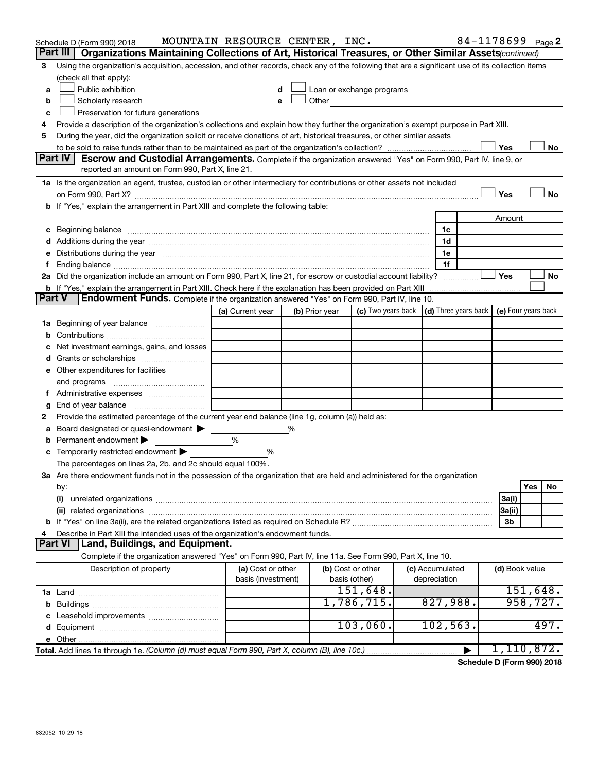Schedule D (Form 990) 2018 MOUNTAIN RESOURCE CENTER, INC. 84-1178699 Page 2

**Part III | Organizations Maintaining Collections of Art, Historical Treasures, or Other Similar Assets** *(continued)*

3 Using the organization's acquisition, accession, and other records, check any of the following that are a significant use of its collection items (check all that apply):

a ☐ Public exhibition
b ☐ Scholarly research
c ☐ Preservation for future generations
d ☐ Loan or exchange programs
e ☐ Other

4 Provide a description of the organization's collections and explain how they further the organization's exempt purpose in Part XIII.

5 During the year, did the organization solicit or receive donations of art, historical treasures, or other similar assets to be sold to raise funds rather than to be maintained as part of the organization's collection? ☐ Yes ☐ No

**Part IV | Escrow and Custodial Arrangements.** Complete if the organization answered "Yes" on Form 990, Part IV, line 9, or reported an amount on Form 990, Part X, line 21.

1a Is the organization an agent, trustee, custodian or other intermediary for contributions or other assets not included on Form 990, Part X? ☐ Yes ☐ No

b If "Yes," explain the arrangement in Part XIII and complete the following table:

| | | Amount |
|---|---|---|
| c Beginning balance | 1c | |
| d Additions during the year | 1d | |
| e Distributions during the year | 1e | |
| f Ending balance | 1f | |

2a Did the organization include an amount on Form 990, Part X, line 21, for escrow or custodial account liability? ☐ Yes ☐ No

b If "Yes," explain the arrangement in Part XIII. Check here if the explanation has been provided on Part XIII ☐

**Part V | Endowment Funds.** Complete if the organization answered "Yes" on Form 990, Part IV, line 10.

| | (a) Current year | (b) Prior year | (c) Two years back | (d) Three years back | (e) Four years back |
|---|---|---|---|---|---|
| 1a Beginning of year balance | | | | | |
| b Contributions | | | | | |
| c Net investment earnings, gains, and losses | | | | | |
| d Grants or scholarships | | | | | |
| e Other expenditures for facilities and programs | | | | | |
| f Administrative expenses | | | | | |
| g End of year balance | | | | | |

2 Provide the estimated percentage of the current year end balance (line 1g, column (a)) held as:

a Board designated or quasi-endowment ▶ %
b Permanent endowment ▶ %
c Temporarily restricted endowment ▶ %

The percentages on lines 2a, 2b, and 2c should equal 100%.

3a Are there endowment funds not in the possession of the organization that are held and administered for the organization by:

| | | Yes | No |
|---|---|---|---|
| (i) unrelated organizations | 3a(i) | | |
| (ii) related organizations | 3a(ii) | | |
| b If "Yes" on line 3a(ii), are the related organizations listed as required on Schedule R? | 3b | | |

4 Describe in Part XIII the intended uses of the organization's endowment funds.

**Part VI | Land, Buildings, and Equipment.**

Complete if the organization answered "Yes" on Form 990, Part IV, line 11a. See Form 990, Part X, line 10.

| Description of property | (a) Cost or other basis (investment) | (b) Cost or other basis (other) | (c) Accumulated depreciation | (d) Book value |
|---|---|---|---|---|
| 1a Land | | 151,648. | | 151,648. |
| b Buildings | | 1,786,715. | 827,988. | 958,727. |
| c Leasehold improvements | | | | |
| d Equipment | | 103,060. | 102,563. | 497. |
| e Other | | | | |
| **Total.** Add lines 1a through 1e. *(Column (d) must equal Form 990, Part X, column (B), line 10c.)* ▶ | | | | 1,110,872. |

**Schedule D (Form 990) 2018**

832052 10-29-18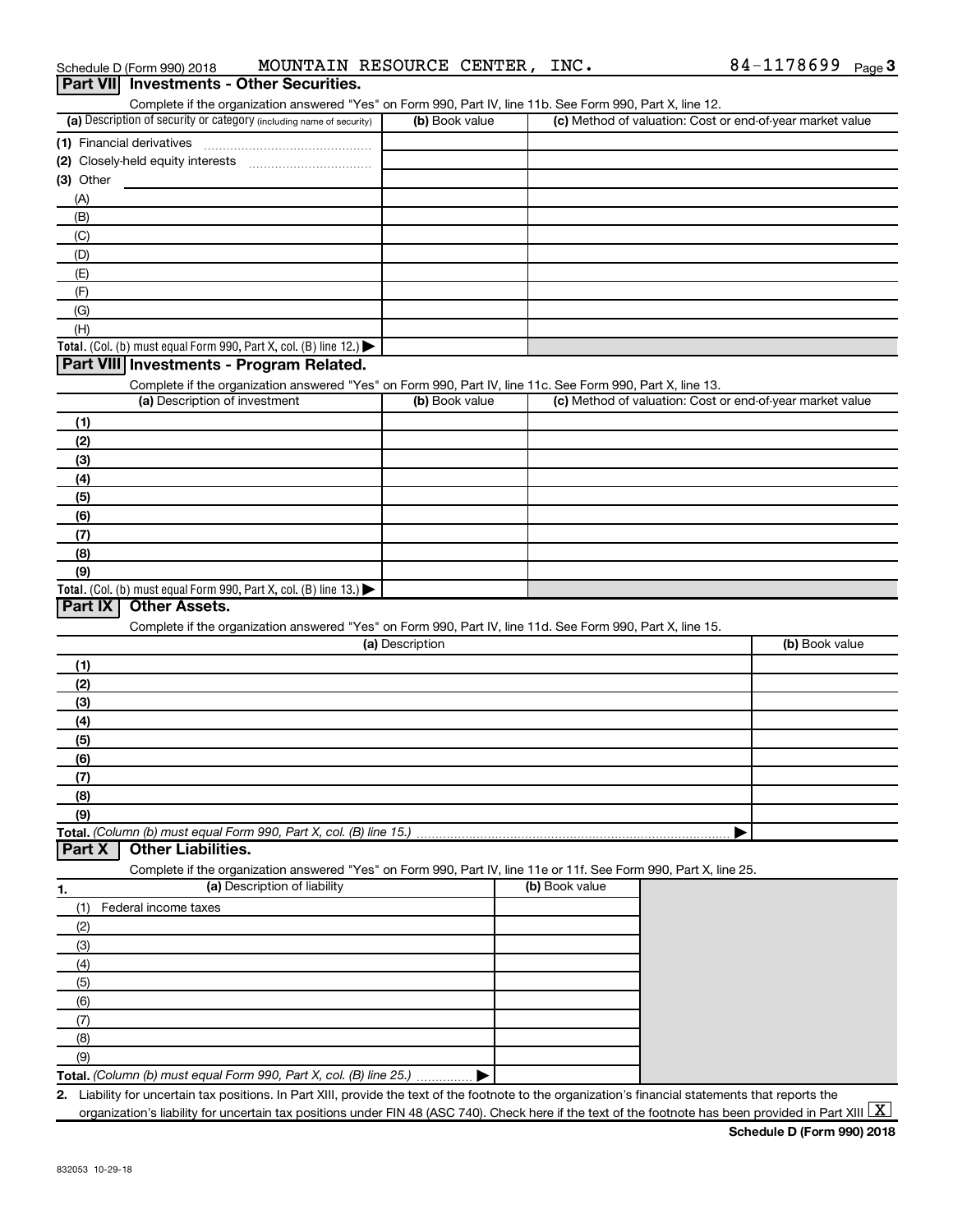Schedule D (Form 990) 2018 MOUNTAIN RESOURCE CENTER, INC. 84-1178699

## Part VII Investments - Other Securities.

Complete if the organization answered "Yes" on Form 990, Part IV, line 11b. See Form 990, Part X, line 12.

| (a) Description of security or category (including name of security) | (b) Book value | (c) Method of valuation: Cost or end-of-year market value |
|---|---|---|
| (1) Financial derivatives | | |
| (2) Closely-held equity interests | | |
| (3) Other | | |
| (A) | | |
| (B) | | |
| (C) | | |
| (D) | | |
| (E) | | |
| (F) | | |
| (G) | | |
| (H) | | |
| **Total.** (Col. (b) must equal Form 990, Part X, col. (B) line 12.) ▶ | | |

## Part VIII Investments - Program Related.

Complete if the organization answered "Yes" on Form 990, Part IV, line 11c. See Form 990, Part X, line 13.

| (a) Description of investment | (b) Book value | (c) Method of valuation: Cost or end-of-year market value |
|---|---|---|
| (1) | | |
| (2) | | |
| (3) | | |
| (4) | | |
| (5) | | |
| (6) | | |
| (7) | | |
| (8) | | |
| (9) | | |
| **Total.** (Col. (b) must equal Form 990, Part X, col. (B) line 13.) ▶ | | |

## Part IX Other Assets.

Complete if the organization answered "Yes" on Form 990, Part IV, line 11d. See Form 990, Part X, line 15.

| (a) Description | (b) Book value |
|---|---|
| (1) | |
| (2) | |
| (3) | |
| (4) | |
| (5) | |
| (6) | |
| (7) | |
| (8) | |
| (9) | |
| **Total.** *(Column (b) must equal Form 990, Part X, col. (B) line 15.)* ▶ | |

## Part X Other Liabilities.

Complete if the organization answered "Yes" on Form 990, Part IV, line 11e or 11f. See Form 990, Part X, line 25.

| 1. (a) Description of liability | (b) Book value |
|---|---|
| (1) Federal income taxes | |
| (2) | |
| (3) | |
| (4) | |
| (5) | |
| (6) | |
| (7) | |
| (8) | |
| (9) | |
| **Total.** *(Column (b) must equal Form 990, Part X, col. (B) line 25.)* ▶ | |

2. Liability for uncertain tax positions. In Part XIII, provide the text of the footnote to the organization's financial statements that reports the organization's liability for uncertain tax positions under FIN 48 (ASC 740). Check here if the text of the footnote has been provided in Part XIII [X]

832053 10-29-18

Schedule D (Form 990) 2018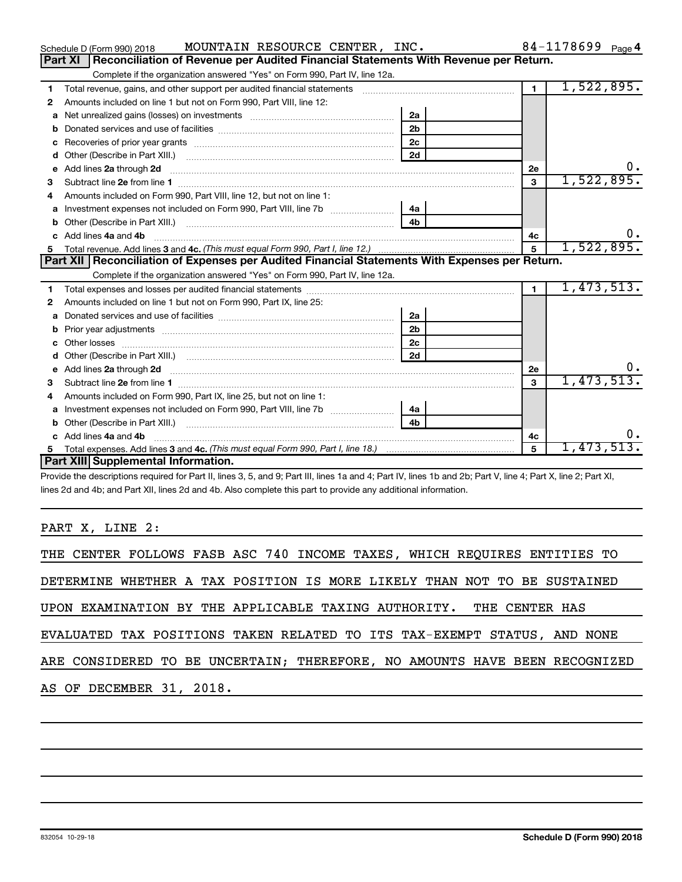Schedule D (Form 990) 2018 MOUNTAIN RESOURCE CENTER, INC. 84-1178699

## Part XI Reconciliation of Revenue per Audited Financial Statements With Revenue per Return.

Complete if the organization answered "Yes" on Form 990, Part IV, line 12a.

| | | | | | |
|---|---|---|---|---|---|
| 1 | Total revenue, gains, and other support per audited financial statements | | | 1 | 1,522,895. |
| 2 | Amounts included on line 1 but not on Form 990, Part VIII, line 12: | | | | |
| a | Net unrealized gains (losses) on investments | 2a | | | |
| b | Donated services and use of facilities | 2b | | | |
| c | Recoveries of prior year grants | 2c | | | |
| d | Other (Describe in Part XIII.) | 2d | | | |
| e | Add lines 2a through 2d | | | 2e | 0. |
| 3 | Subtract line 2e from line 1 | | | 3 | 1,522,895. |
| 4 | Amounts included on Form 990, Part VIII, line 12, but not on line 1: | | | | |
| a | Investment expenses not included on Form 990, Part VIII, line 7b | 4a | | | |
| b | Other (Describe in Part XIII.) | 4b | | | |
| c | Add lines 4a and 4b | | | 4c | 0. |
| 5 | Total revenue. Add lines 3 and 4c. *(This must equal Form 990, Part I, line 12.)* | | | 5 | 1,522,895. |

## Part XII Reconciliation of Expenses per Audited Financial Statements With Expenses per Return.

Complete if the organization answered "Yes" on Form 990, Part IV, line 12a.

| | | | | | |
|---|---|---|---|---|---|
| 1 | Total expenses and losses per audited financial statements | | | 1 | 1,473,513. |
| 2 | Amounts included on line 1 but not on Form 990, Part IX, line 25: | | | | |
| a | Donated services and use of facilities | 2a | | | |
| b | Prior year adjustments | 2b | | | |
| c | Other losses | 2c | | | |
| d | Other (Describe in Part XIII.) | 2d | | | |
| e | Add lines 2a through 2d | | | 2e | 0. |
| 3 | Subtract line 2e from line 1 | | | 3 | 1,473,513. |
| 4 | Amounts included on Form 990, Part IX, line 25, but not on line 1: | | | | |
| a | Investment expenses not included on Form 990, Part VIII, line 7b | 4a | | | |
| b | Other (Describe in Part XIII.) | 4b | | | |
| c | Add lines 4a and 4b | | | 4c | 0. |
| 5 | Total expenses. Add lines 3 and 4c. *(This must equal Form 990, Part I, line 18.)* | | | 5 | 1,473,513. |

## Part XIII Supplemental Information.

Provide the descriptions required for Part II, lines 3, 5, and 9; Part III, lines 1a and 4; Part IV, lines 1b and 2b; Part V, line 4; Part X, line 2; Part XI, lines 2d and 4b; and Part XII, lines 2d and 4b. Also complete this part to provide any additional information.

PART X, LINE 2:

THE CENTER FOLLOWS FASB ASC 740 INCOME TAXES, WHICH REQUIRES ENTITIES TO DETERMINE WHETHER A TAX POSITION IS MORE LIKELY THAN NOT TO BE SUSTAINED UPON EXAMINATION BY THE APPLICABLE TAXING AUTHORITY. THE CENTER HAS EVALUATED TAX POSITIONS TAKEN RELATED TO ITS TAX-EXEMPT STATUS, AND NONE ARE CONSIDERED TO BE UNCERTAIN; THEREFORE, NO AMOUNTS HAVE BEEN RECOGNIZED AS OF DECEMBER 31, 2018.

832054 10-29-18 Schedule D (Form 990) 2018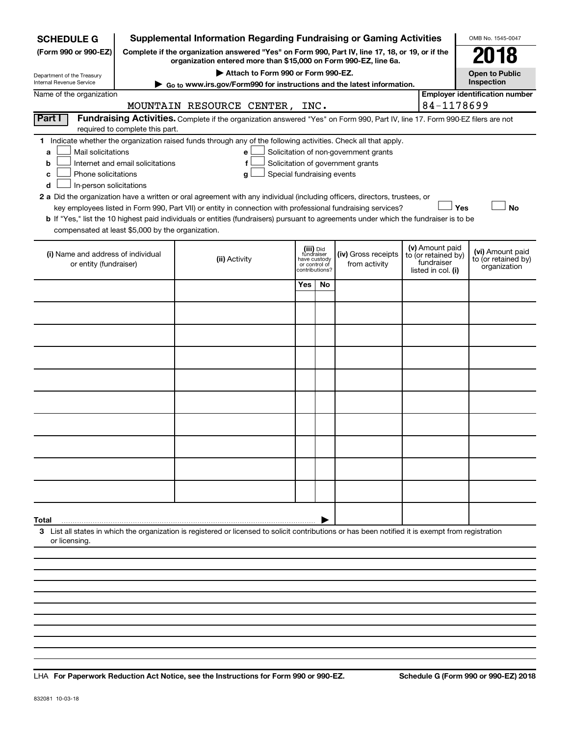# SCHEDULE G (Form 990 or 990-EZ)

Department of the Treasury
Internal Revenue Service

## Supplemental Information Regarding Fundraising or Gaming Activities

**Complete if the organization answered "Yes" on Form 990, Part IV, line 17, 18, or 19, or if the organization entered more than $15,000 on Form 990-EZ, line 6a.**

**▶ Attach to Form 990 or Form 990-EZ.**

**▶ Go to www.irs.gov/Form990 for instructions and the latest information.**

OMB No. 1545-0047

**2018**

**Open to Public Inspection**

Name of the organization: MOUNTAIN RESOURCE CENTER, INC.

**Employer identification number:** 84-1178699

**Part I — Fundraising Activities.** Complete if the organization answered "Yes" on Form 990, Part IV, line 17. Form 990-EZ filers are not required to complete this part.

**1** Indicate whether the organization raised funds through any of the following activities. Check all that apply.

- **a** ☐ Mail solicitations
- **b** ☐ Internet and email solicitations
- **c** ☐ Phone solicitations
- **d** ☐ In-person solicitations
- **e** ☐ Solicitation of non-government grants
- **f** ☐ Solicitation of government grants
- **g** ☐ Special fundraising events

**2 a** Did the organization have a written or oral agreement with any individual (including officers, directors, trustees, or key employees listed in Form 990, Part VII) or entity in connection with professional fundraising services? ☐ **Yes** ☐ **No**

**b** If "Yes," list the 10 highest paid individuals or entities (fundraisers) pursuant to agreements under which the fundraiser is to be compensated at least $5,000 by the organization.

| (i) Name and address of individual or entity (fundraiser) | (ii) Activity | (iii) Did fundraiser have custody or control of contributions? Yes | No | (iv) Gross receipts from activity | (v) Amount paid to (or retained by) fundraiser listed in col. (i) | (vi) Amount paid to (or retained by) organization |
|---|---|---|---|---|---|---|
| | | | | | | |
| | | | | | | |
| | | | | | | |
| | | | | | | |
| | | | | | | |
| | | | | | | |
| | | | | | | |
| | | | | | | |
| | | | | | | |
| | | | | | | |
| **Total** ▶ | | | | | | |

**3** List all states in which the organization is registered or licensed to solicit contributions or has been notified it is exempt from registration or licensing.

LHA **For Paperwork Reduction Act Notice, see the Instructions for Form 990 or 990-EZ.** **Schedule G (Form 990 or 990-EZ) 2018**

832081 10-03-18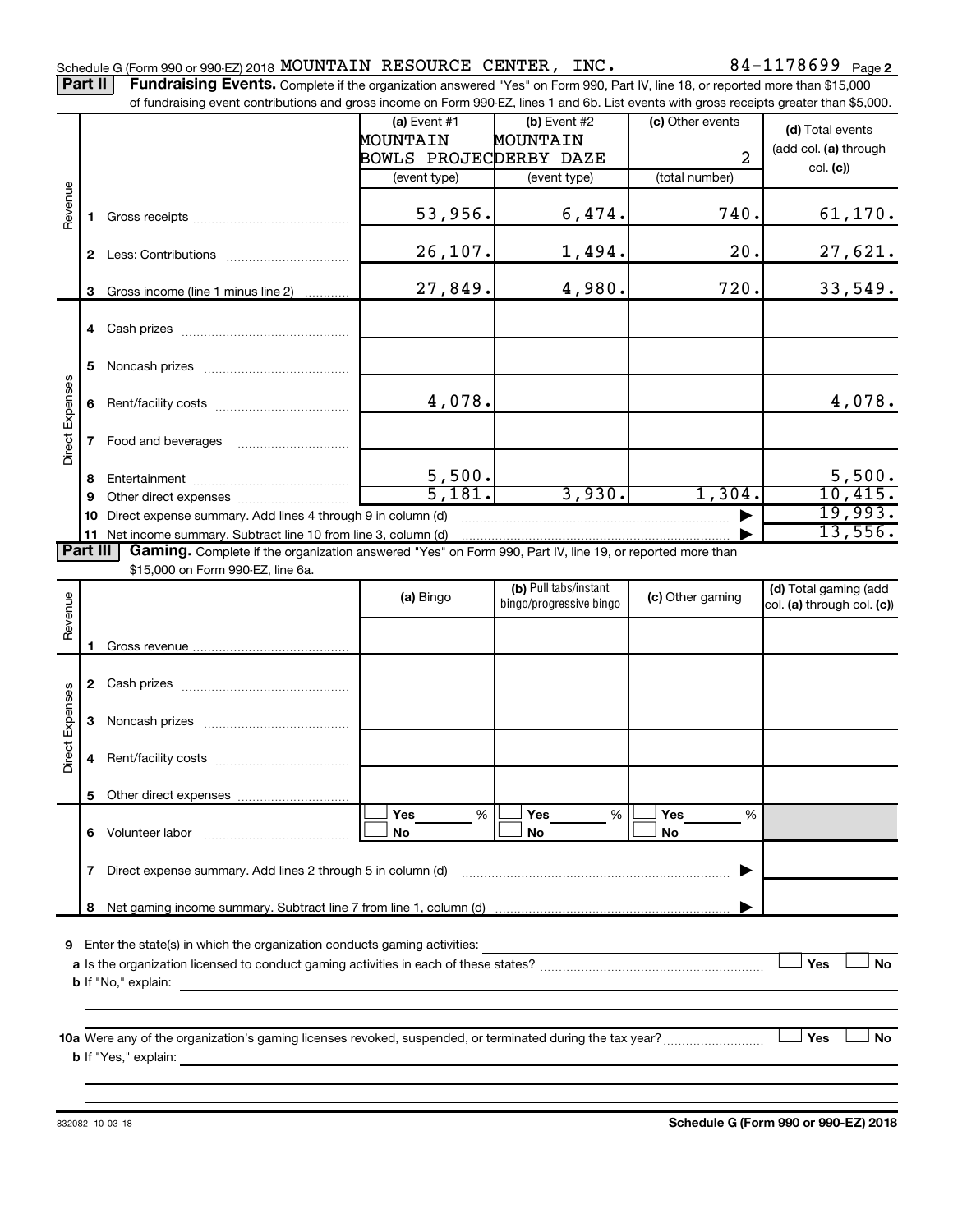Schedule G (Form 990 or 990-EZ) 2018 MOUNTAIN RESOURCE CENTER, INC. 84-1178699 Page 2

**Part II** **Fundraising Events.** Complete if the organization answered "Yes" on Form 990, Part IV, line 18, or reported more than $15,000 of fundraising event contributions and gross income on Form 990-EZ, lines 1 and 6b. List events with gross receipts greater than $5,000.

| | | (a) Event #1 MOUNTAIN BOWLS PROJEC (event type) | (b) Event #2 MOUNTAIN DERBY DAZE (event type) | (c) Other events 2 (total number) | (d) Total events (add col. (a) through col. (c)) |
|---|---|---|---|---|---|
| Revenue | 1 Gross receipts | 53,956. | 6,474. | 740. | 61,170. |
| | 2 Less: Contributions | 26,107. | 1,494. | 20. | 27,621. |
| | 3 Gross income (line 1 minus line 2) | 27,849. | 4,980. | 720. | 33,549. |
| Direct Expenses | 4 Cash prizes | | | | |
| | 5 Noncash prizes | | | | |
| | 6 Rent/facility costs | 4,078. | | | 4,078. |
| | 7 Food and beverages | | | | |
| | 8 Entertainment | 5,500. | | | 5,500. |
| | 9 Other direct expenses | 5,181. | 3,930. | 1,304. | 10,415. |
| | 10 Direct expense summary. Add lines 4 through 9 in column (d) | | | ▶ | 19,993. |
| | 11 Net income summary. Subtract line 10 from line 3, column (d) | | | ▶ | 13,556. |

**Part III** **Gaming.** Complete if the organization answered "Yes" on Form 990, Part IV, line 19, or reported more than $15,000 on Form 990-EZ, line 6a.

| | | (a) Bingo | (b) Pull tabs/instant bingo/progressive bingo | (c) Other gaming | (d) Total gaming (add col. (a) through col. (c)) |
|---|---|---|---|---|---|
| Revenue | 1 Gross revenue | | | | |
| Direct Expenses | 2 Cash prizes | | | | |
| | 3 Noncash prizes | | | | |
| | 4 Rent/facility costs | | | | |
| | 5 Other direct expenses | | | | |
| | 6 Volunteer labor | ☐ Yes ___ % ☐ No | ☐ Yes ___ % ☐ No | ☐ Yes ___ % ☐ No | |
| | 7 Direct expense summary. Add lines 2 through 5 in column (d) | | | ▶ | |
| | 8 Net gaming income summary. Subtract line 7 from line 1, column (d) | | | ▶ | |

**9** Enter the state(s) in which the organization conducts gaming activities: ____________

**a** Is the organization licensed to conduct gaming activities in each of these states? ☐ Yes ☐ No

**b** If "No," explain: ____________

**10a** Were any of the organization's gaming licenses revoked, suspended, or terminated during the tax year? ☐ Yes ☐ No

**b** If "Yes," explain: ____________

832082 10-03-18 **Schedule G (Form 990 or 990-EZ) 2018**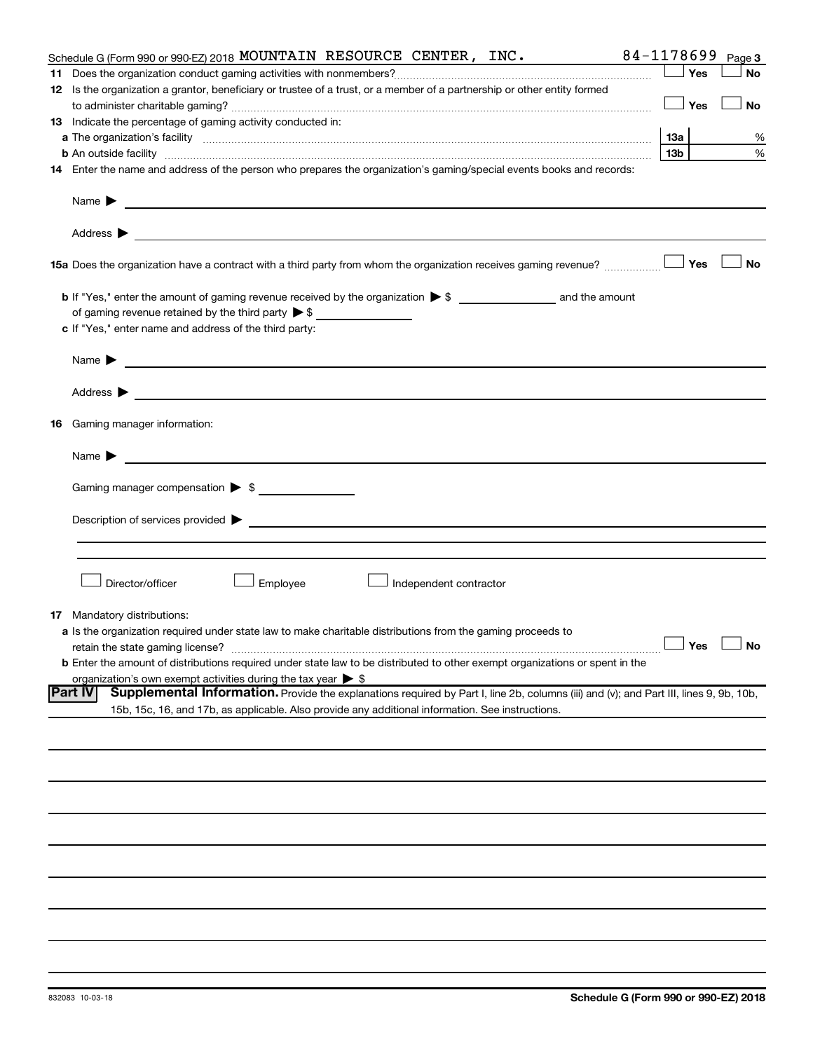Schedule G (Form 990 or 990-EZ) 2018 MOUNTAIN RESOURCE CENTER, INC. 84-1178699 Page 3

**11** Does the organization conduct gaming activities with nonmembers? ☐ Yes ☐ No

**12** Is the organization a grantor, beneficiary or trustee of a trust, or a member of a partnership or other entity formed to administer charitable gaming? ☐ Yes ☐ No

**13** Indicate the percentage of gaming activity conducted in:

**a** The organization's facility **13a** %

**b** An outside facility **13b** %

**14** Enter the name and address of the person who prepares the organization's gaming/special events books and records:

Name ▶

Address ▶

**15a** Does the organization have a contract with a third party from whom the organization receives gaming revenue? ☐ Yes ☐ No

**b** If "Yes," enter the amount of gaming revenue received by the organization ▶ $ \_\_\_\_\_\_\_\_ and the amount of gaming revenue retained by the third party ▶ $ \_\_\_\_\_\_\_\_

**c** If "Yes," enter name and address of the third party:

Name ▶

Address ▶

**16** Gaming manager information:

Name ▶

Gaming manager compensation ▶ $

Description of services provided ▶

☐ Director/officer ☐ Employee ☐ Independent contractor

**17** Mandatory distributions:

**a** Is the organization required under state law to make charitable distributions from the gaming proceeds to retain the state gaming license? ☐ Yes ☐ No

**b** Enter the amount of distributions required under state law to be distributed to other exempt organizations or spent in the organization's own exempt activities during the tax year ▶ $

**Part IV** **Supplemental Information.** Provide the explanations required by Part I, line 2b, columns (iii) and (v); and Part III, lines 9, 9b, 10b, 15b, 15c, 16, and 17b, as applicable. Also provide any additional information. See instructions.

832083 10-03-18 **Schedule G (Form 990 or 990-EZ) 2018**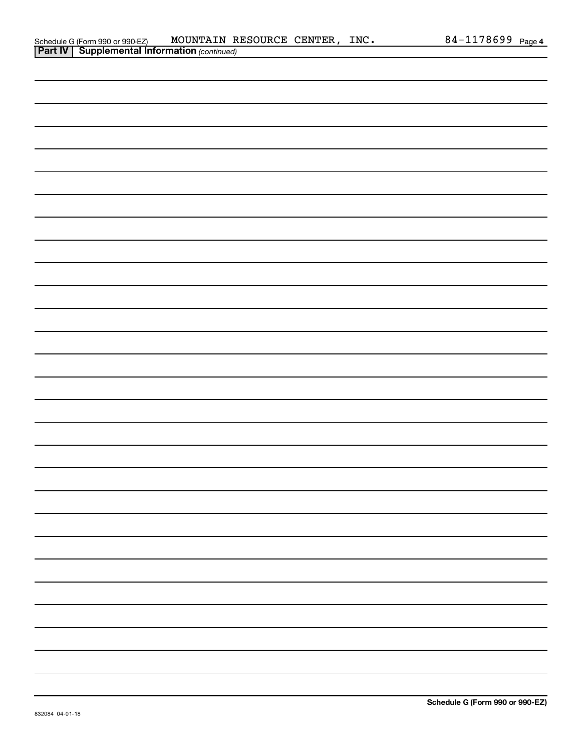Schedule G (Form 990 or 990-EZ) MOUNTAIN RESOURCE CENTER, INC. 84-1178699 Page 4

**Part IV | Supplemental Information** *(continued)*

**Schedule G (Form 990 or 990-EZ)**

832084 04-01-18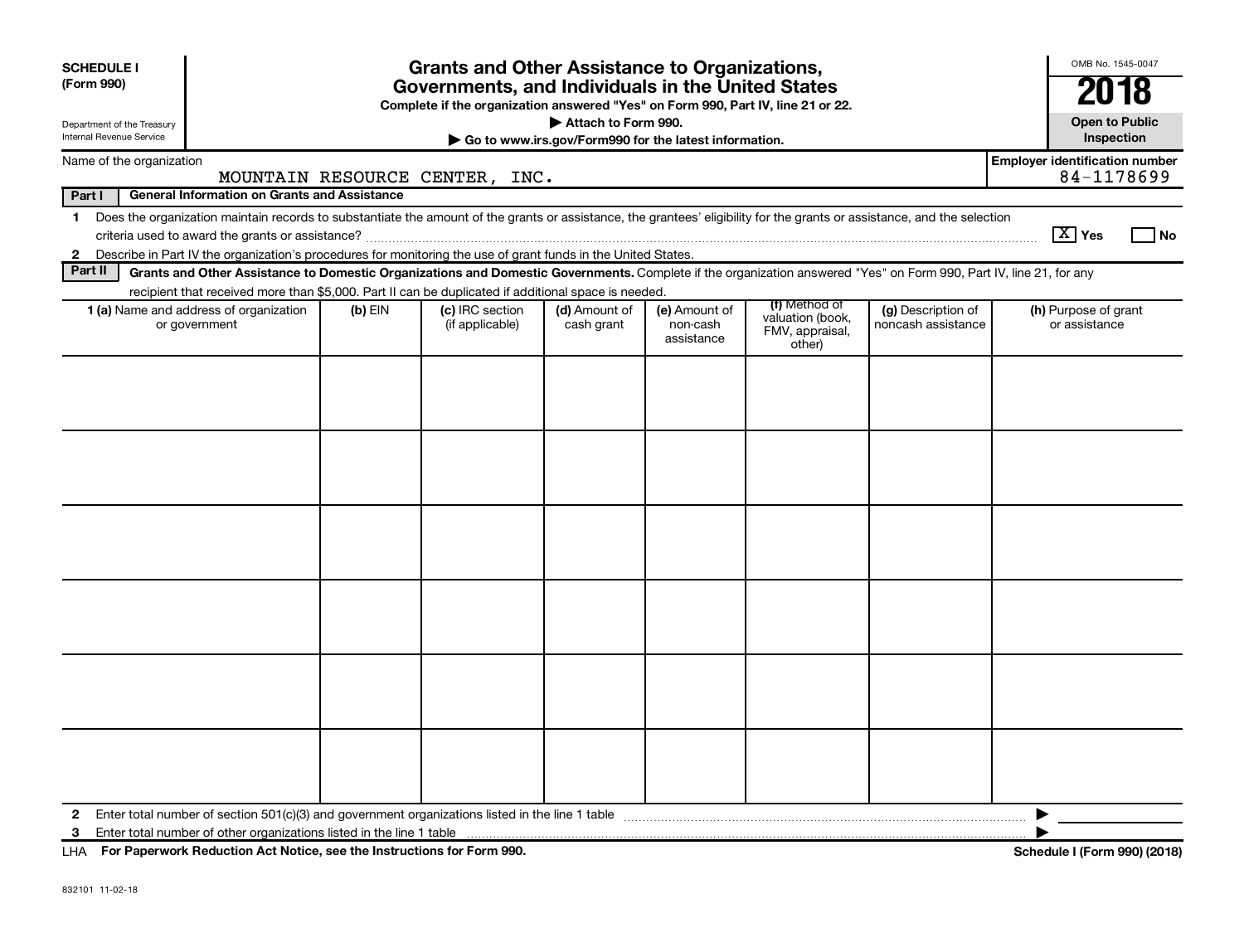**SCHEDULE I**
**(Form 990)**

Department of the Treasury
Internal Revenue Service

# Grants and Other Assistance to Organizations, Governments, and Individuals in the United States

**Complete if the organization answered "Yes" on Form 990, Part IV, line 21 or 22.**
**▶ Attach to Form 990.**
**▶ Go to www.irs.gov/Form990 for the latest information.**

OMB No. 1545-0047
**2018**
**Open to Public Inspection**

Name of the organization: MOUNTAIN RESOURCE CENTER, INC.
**Employer identification number:** 84-1178699

**Part I General Information on Grants and Assistance**

1 Does the organization maintain records to substantiate the amount of the grants or assistance, the grantees' eligibility for the grants or assistance, and the selection criteria used to award the grants or assistance? [X] Yes [ ] No

2 Describe in Part IV the organization's procedures for monitoring the use of grant funds in the United States.

**Part II Grants and Other Assistance to Domestic Organizations and Domestic Governments.** Complete if the organization answered "Yes" on Form 990, Part IV, line 21, for any recipient that received more than $5,000. Part II can be duplicated if additional space is needed.

| 1 (a) Name and address of organization or government | (b) EIN | (c) IRC section (if applicable) | (d) Amount of cash grant | (e) Amount of non-cash assistance | (f) Method of valuation (book, FMV, appraisal, other) | (g) Description of noncash assistance | (h) Purpose of grant or assistance |
|---|---|---|---|---|---|---|---|
| | | | | | | | |
| | | | | | | | |
| | | | | | | | |
| | | | | | | | |
| | | | | | | | |
| | | | | | | | |

2 Enter total number of section 501(c)(3) and government organizations listed in the line 1 table ▶

3 Enter total number of other organizations listed in the line 1 table ▶

LHA **For Paperwork Reduction Act Notice, see the Instructions for Form 990.** **Schedule I (Form 990) (2018)**

832101 11-02-18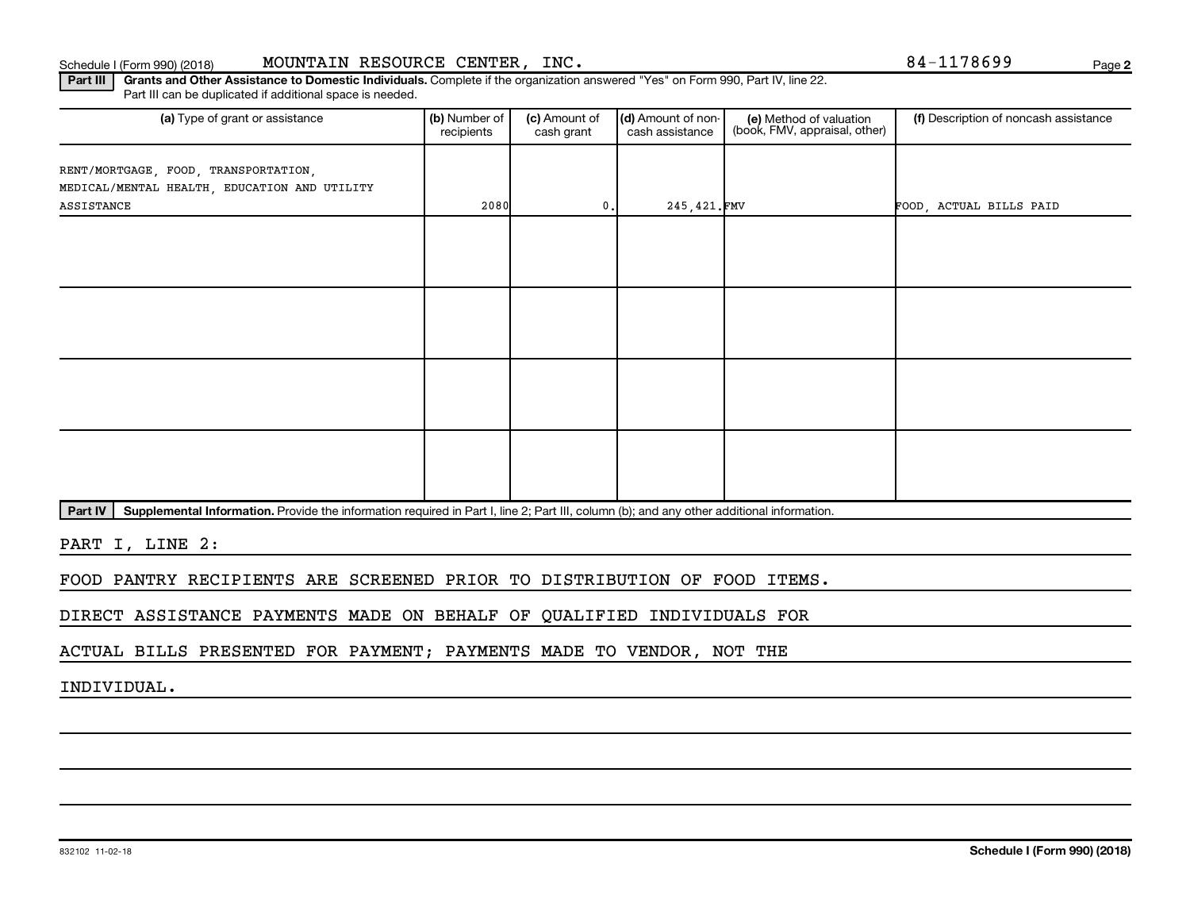Schedule I (Form 990) (2018) MOUNTAIN RESOURCE CENTER, INC. 84-1178699

**Part III** **Grants and Other Assistance to Domestic Individuals.** Complete if the organization answered "Yes" on Form 990, Part IV, line 22. Part III can be duplicated if additional space is needed.

| (a) Type of grant or assistance | (b) Number of recipients | (c) Amount of cash grant | (d) Amount of non-cash assistance | (e) Method of valuation (book, FMV, appraisal, other) | (f) Description of noncash assistance |
|---|---|---|---|---|---|
| RENT/MORTGAGE, FOOD, TRANSPORTATION, MEDICAL/MENTAL HEALTH, EDUCATION AND UTILITY ASSISTANCE | 2080 | 0. | 245,421. | FMV | FOOD, ACTUAL BILLS PAID |
| | | | | | |
| | | | | | |
| | | | | | |
| | | | | | |

**Part IV** **Supplemental Information.** Provide the information required in Part I, line 2; Part III, column (b); and any other additional information.

PART I, LINE 2:

FOOD PANTRY RECIPIENTS ARE SCREENED PRIOR TO DISTRIBUTION OF FOOD ITEMS.

DIRECT ASSISTANCE PAYMENTS MADE ON BEHALF OF QUALIFIED INDIVIDUALS FOR ACTUAL BILLS PRESENTED FOR PAYMENT; PAYMENTS MADE TO VENDOR, NOT THE INDIVIDUAL.

832102 11-02-18

**Schedule I (Form 990) (2018)**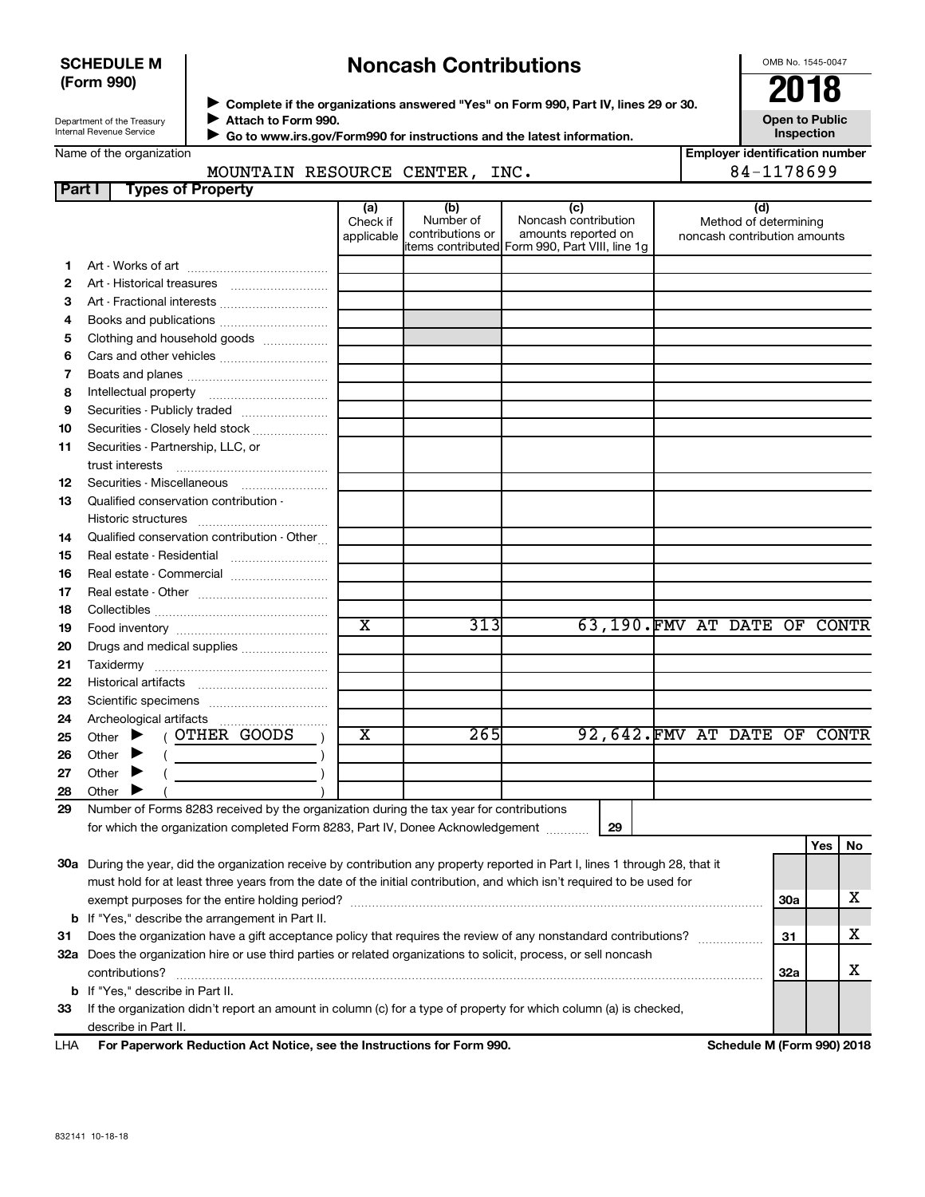**SCHEDULE M (Form 990)**

Department of the Treasury
Internal Revenue Service

# Noncash Contributions

▶ Complete if the organizations answered "Yes" on Form 990, Part IV, lines 29 or 30.
▶ Attach to Form 990.
▶ Go to www.irs.gov/Form990 for instructions and the latest information.

OMB No. 1545-0047

**2018**

**Open to Public Inspection**

Name of the organization: MOUNTAIN RESOURCE CENTER, INC.

Employer identification number: 84-1178699

## Part I Types of Property

| | | (a) Check if applicable | (b) Number of contributions or items contributed | (c) Noncash contribution amounts reported on Form 990, Part VIII, line 1g | (d) Method of determining noncash contribution amounts |
|---|---|---|---|---|---|
| 1 | Art - Works of art | | | | |
| 2 | Art - Historical treasures | | | | |
| 3 | Art - Fractional interests | | | | |
| 4 | Books and publications | | | | |
| 5 | Clothing and household goods | | | | |
| 6 | Cars and other vehicles | | | | |
| 7 | Boats and planes | | | | |
| 8 | Intellectual property | | | | |
| 9 | Securities - Publicly traded | | | | |
| 10 | Securities - Closely held stock | | | | |
| 11 | Securities - Partnership, LLC, or trust interests | | | | |
| 12 | Securities - Miscellaneous | | | | |
| 13 | Qualified conservation contribution - Historic structures | | | | |
| 14 | Qualified conservation contribution - Other | | | | |
| 15 | Real estate - Residential | | | | |
| 16 | Real estate - Commercial | | | | |
| 17 | Real estate - Other | | | | |
| 18 | Collectibles | | | | |
| 19 | Food inventory | X | 313 | 63,190. | FMV AT DATE OF CONTR |
| 20 | Drugs and medical supplies | | | | |
| 21 | Taxidermy | | | | |
| 22 | Historical artifacts | | | | |
| 23 | Scientific specimens | | | | |
| 24 | Archeological artifacts | | | | |
| 25 | Other ▶ ( OTHER GOODS ) | X | 265 | 92,642. | FMV AT DATE OF CONTR |
| 26 | Other ▶ ( ) | | | | |
| 27 | Other ▶ ( ) | | | | |
| 28 | Other ▶ ( ) | | | | |

29 Number of Forms 8283 received by the organization during the tax year for contributions for which the organization completed Form 8283, Part IV, Donee Acknowledgement ..... 29

| | | | Yes | No |
|---|---|---|---|---|
| 30a | During the year, did the organization receive by contribution any property reported in Part I, lines 1 through 28, that it must hold for at least three years from the date of the initial contribution, and which isn't required to be used for exempt purposes for the entire holding period? | 30a | | X |
| b | If "Yes," describe the arrangement in Part II. | | | |
| 31 | Does the organization have a gift acceptance policy that requires the review of any nonstandard contributions? | 31 | | X |
| 32a | Does the organization hire or use third parties or related organizations to solicit, process, or sell noncash contributions? | 32a | | X |
| b | If "Yes," describe in Part II. | | | |
| 33 | If the organization didn't report an amount in column (c) for a type of property for which column (a) is checked, describe in Part II. | | | |

LHA For Paperwork Reduction Act Notice, see the Instructions for Form 990. Schedule M (Form 990) 2018

832141 10-18-18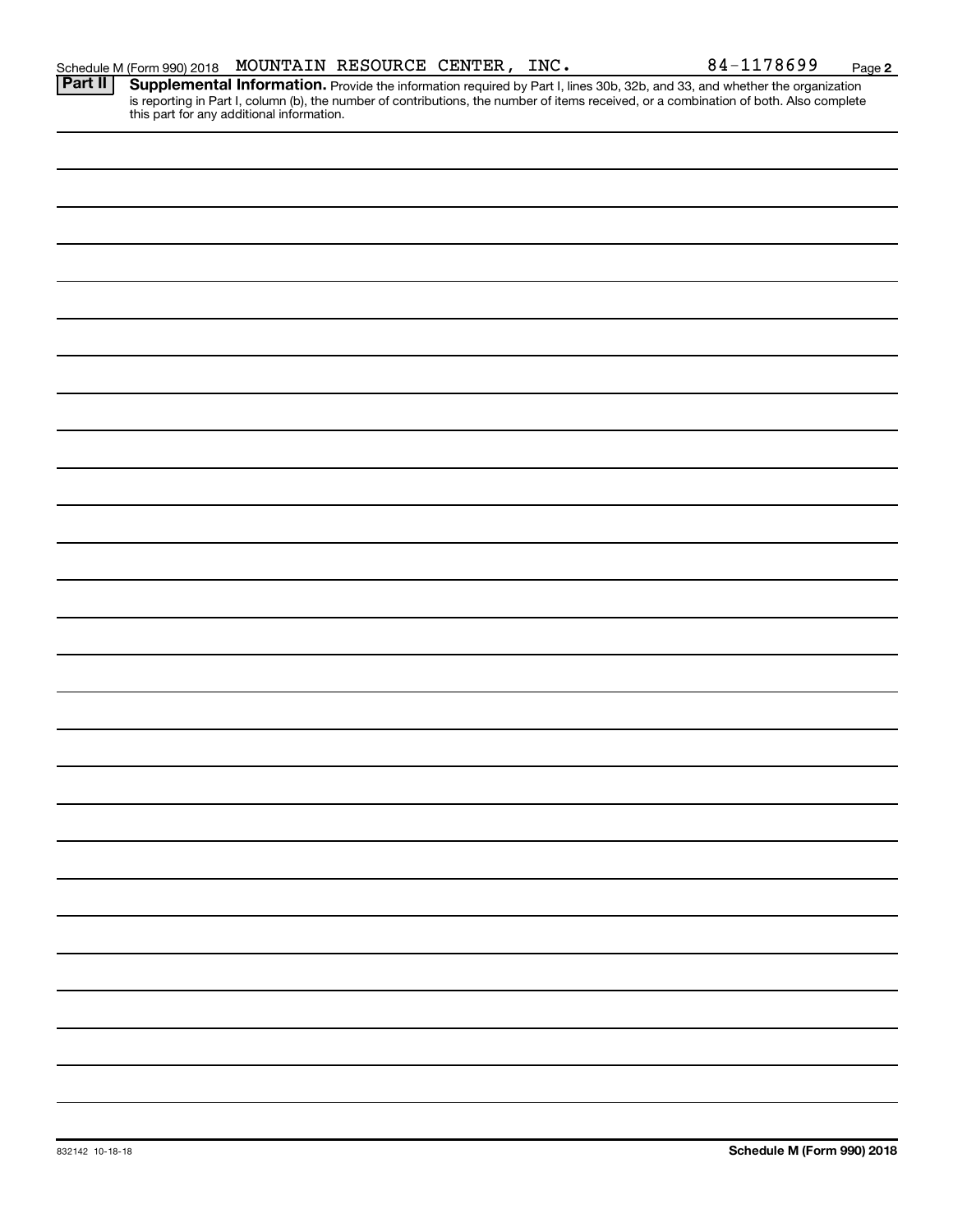Schedule M (Form 990) 2018 MOUNTAIN RESOURCE CENTER, INC. 84-1178699 Page 2

**Part II** **Supplemental Information.** Provide the information required by Part I, lines 30b, 32b, and 33, and whether the organization is reporting in Part I, column (b), the number of contributions, the number of items received, or a combination of both. Also complete this part for any additional information.

832142 10-18-18

**Schedule M (Form 990) 2018**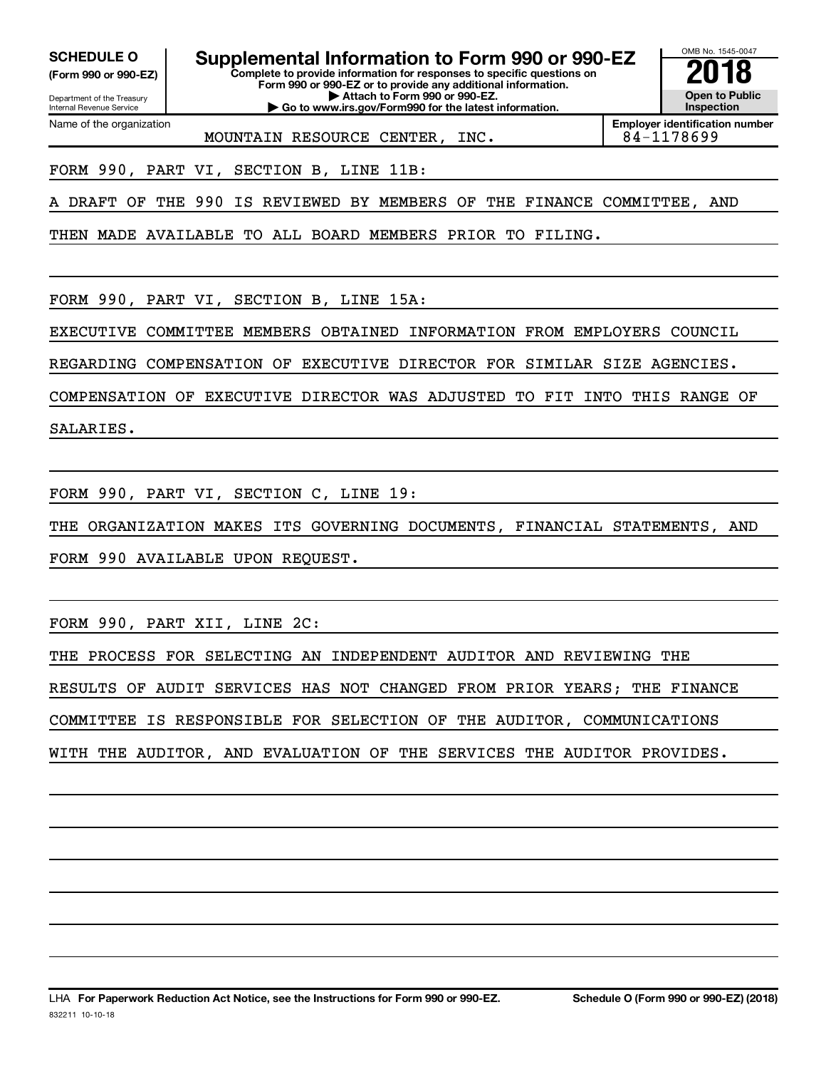**SCHEDULE O**
**(Form 990 or 990-EZ)**

Department of the Treasury
Internal Revenue Service

# Supplemental Information to Form 990 or 990-EZ

**Complete to provide information for responses to specific questions on Form 990 or 990-EZ or to provide any additional information.**
**▶ Attach to Form 990 or 990-EZ.**
**▶ Go to www.irs.gov/Form990 for the latest information.**

OMB No. 1545-0047

**2018**

**Open to Public Inspection**

| Name of the organization | Employer identification number |
|---|---|
| MOUNTAIN RESOURCE CENTER, INC. | 84-1178699 |

FORM 990, PART VI, SECTION B, LINE 11B:

A DRAFT OF THE 990 IS REVIEWED BY MEMBERS OF THE FINANCE COMMITTEE, AND THEN MADE AVAILABLE TO ALL BOARD MEMBERS PRIOR TO FILING.

FORM 990, PART VI, SECTION B, LINE 15A:

EXECUTIVE COMMITTEE MEMBERS OBTAINED INFORMATION FROM EMPLOYERS COUNCIL REGARDING COMPENSATION OF EXECUTIVE DIRECTOR FOR SIMILAR SIZE AGENCIES. COMPENSATION OF EXECUTIVE DIRECTOR WAS ADJUSTED TO FIT INTO THIS RANGE OF SALARIES.

FORM 990, PART VI, SECTION C, LINE 19:

THE ORGANIZATION MAKES ITS GOVERNING DOCUMENTS, FINANCIAL STATEMENTS, AND FORM 990 AVAILABLE UPON REQUEST.

FORM 990, PART XII, LINE 2C:

THE PROCESS FOR SELECTING AN INDEPENDENT AUDITOR AND REVIEWING THE RESULTS OF AUDIT SERVICES HAS NOT CHANGED FROM PRIOR YEARS; THE FINANCE COMMITTEE IS RESPONSIBLE FOR SELECTION OF THE AUDITOR, COMMUNICATIONS WITH THE AUDITOR, AND EVALUATION OF THE SERVICES THE AUDITOR PROVIDES.

LHA **For Paperwork Reduction Act Notice, see the Instructions for Form 990 or 990-EZ.** **Schedule O (Form 990 or 990-EZ) (2018)**

832211 10-10-18